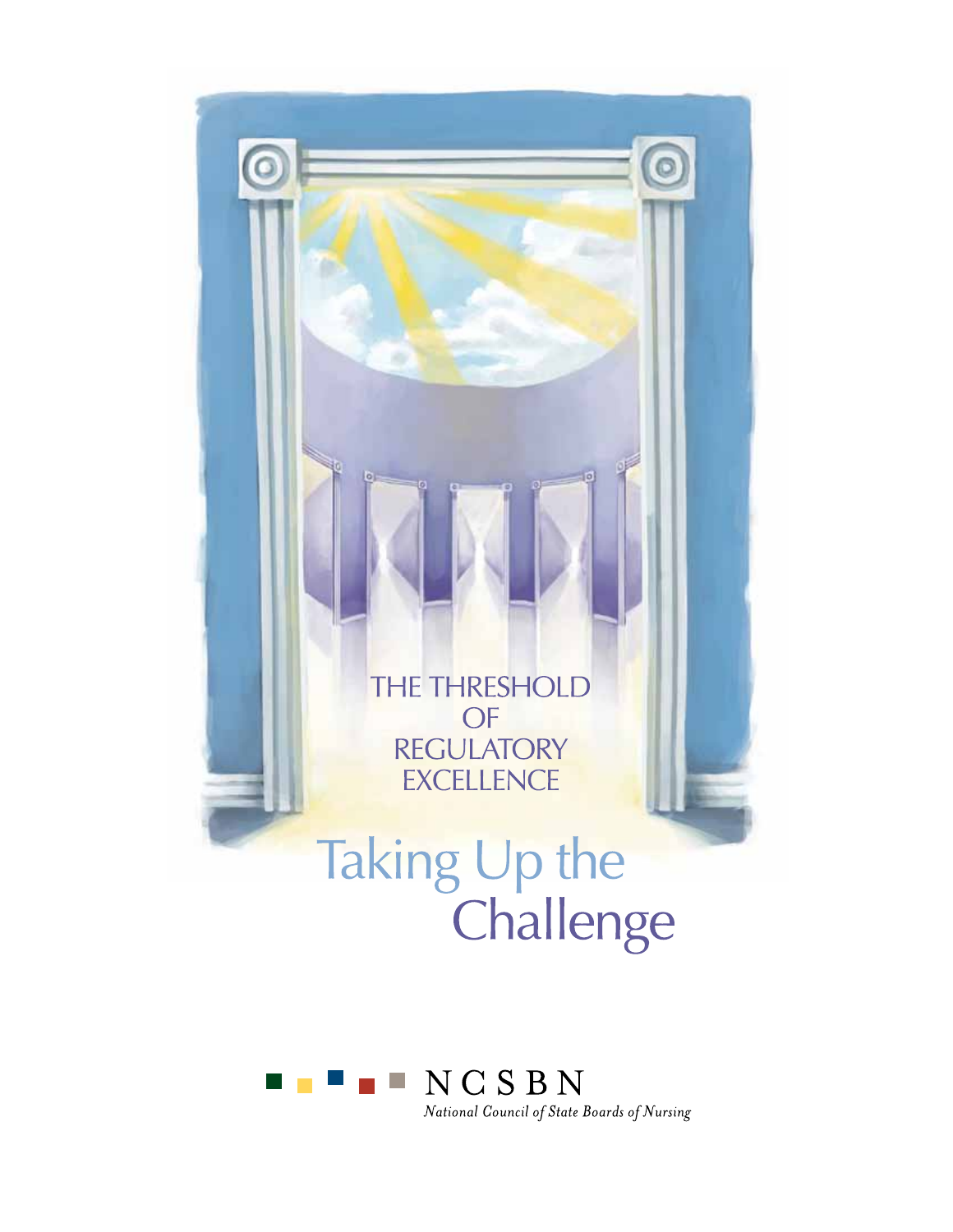# THE THRESHOLD OF REGULATORY EXCELLENCE

# Taking Up the Challenge

NCSBN

*National Council of State Boards of Nursing*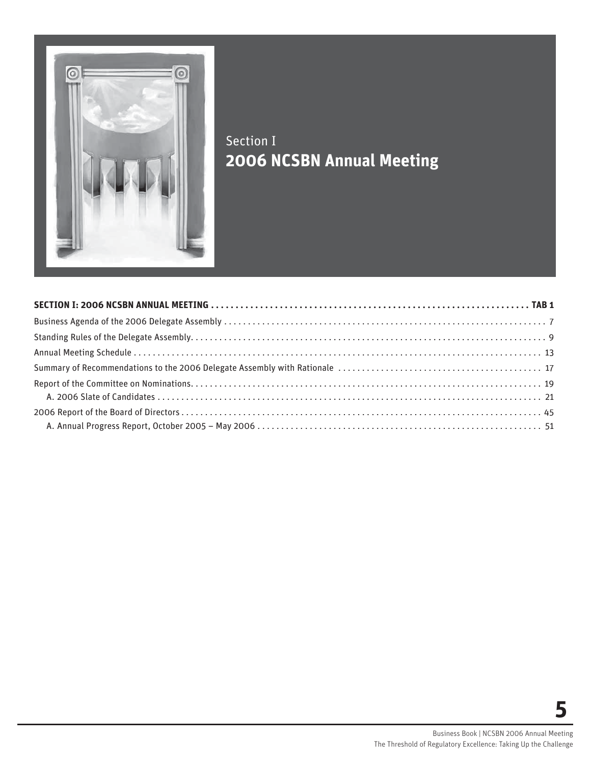Section I

# 2006 NCSBN Annual Meeting

| | |
|---|---|
| **SECTION I: 2006 NCSBN ANNUAL MEETING** | **TAB 1** |
| Business Agenda of the 2006 Delegate Assembly | 7 |
| Standing Rules of the Delegate Assembly | 9 |
| Annual Meeting Schedule | 13 |
| Summary of Recommendations to the 2006 Delegate Assembly with Rationale | 17 |
| Report of the Committee on Nominations | 19 |
| A. 2006 Slate of Candidates | 21 |
| 2006 Report of the Board of Directors | 45 |
| A. Annual Progress Report, October 2005 – May 2006 | 51 |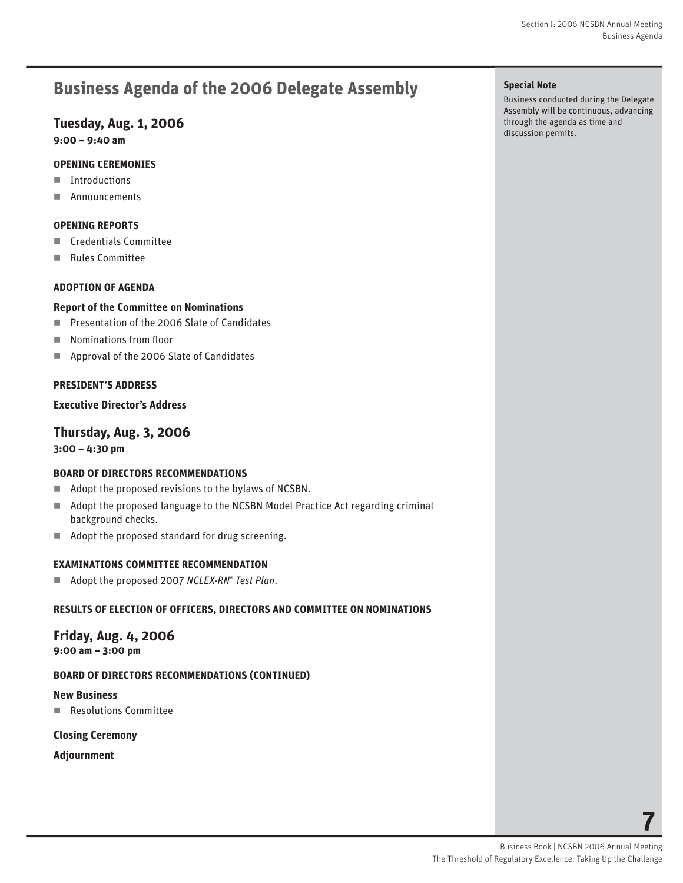# Business Agenda of the 2006 Delegate Assembly

**Special Note**

Business conducted during the Delegate Assembly will be continuous, advancing through the agenda as time and discussion permits.

## Tuesday, Aug. 1, 2006

**9:00 – 9:40 am**

### OPENING CEREMONIES

- Introductions
- Announcements

### OPENING REPORTS

- Credentials Committee
- Rules Committee

### ADOPTION OF AGENDA

### Report of the Committee on Nominations

- Presentation of the 2006 Slate of Candidates
- Nominations from floor
- Approval of the 2006 Slate of Candidates

### PRESIDENT'S ADDRESS

### Executive Director's Address

## Thursday, Aug. 3, 2006

**3:00 – 4:30 pm**

### BOARD OF DIRECTORS RECOMMENDATIONS

- Adopt the proposed revisions to the bylaws of NCSBN.
- Adopt the proposed language to the NCSBN Model Practice Act regarding criminal background checks.
- Adopt the proposed standard for drug screening.

### EXAMINATIONS COMMITTEE RECOMMENDATION

- Adopt the proposed 2007 *NCLEX-RN® Test Plan*.

### RESULTS OF ELECTION OF OFFICERS, DIRECTORS AND COMMITTEE ON NOMINATIONS

## Friday, Aug. 4, 2006

**9:00 am – 3:00 pm**

### BOARD OF DIRECTORS RECOMMENDATIONS (CONTINUED)

### New Business

- Resolutions Committee

### Closing Ceremony

### Adjournment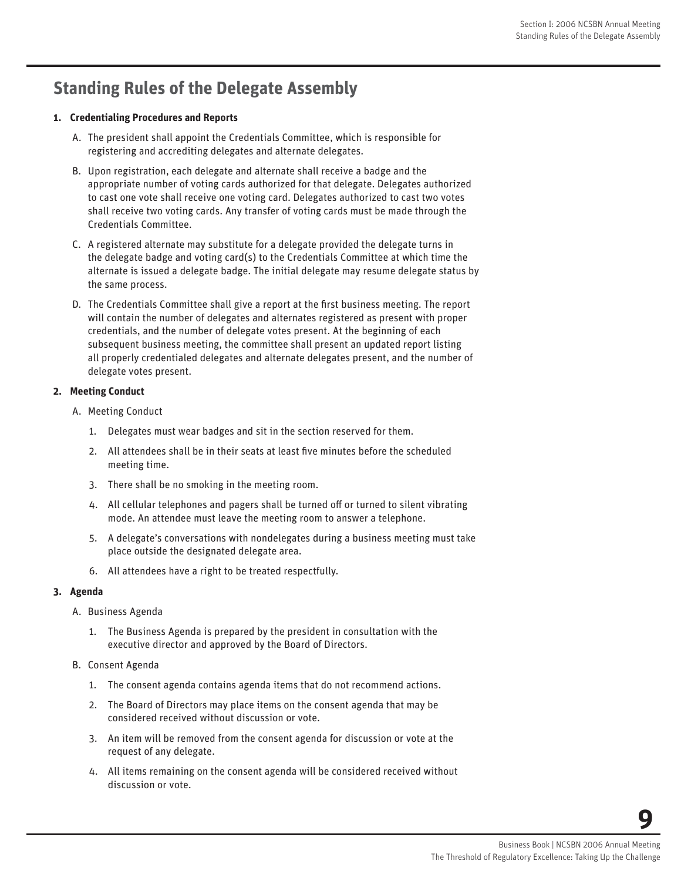## Standing Rules of the Delegate Assembly

**1. Credentialing Procedures and Reports**

A. The president shall appoint the Credentials Committee, which is responsible for registering and accrediting delegates and alternate delegates.

B. Upon registration, each delegate and alternate shall receive a badge and the appropriate number of voting cards authorized for that delegate. Delegates authorized to cast one vote shall receive one voting card. Delegates authorized to cast two votes shall receive two voting cards. Any transfer of voting cards must be made through the Credentials Committee.

C. A registered alternate may substitute for a delegate provided the delegate turns in the delegate badge and voting card(s) to the Credentials Committee at which time the alternate is issued a delegate badge. The initial delegate may resume delegate status by the same process.

D. The Credentials Committee shall give a report at the first business meeting. The report will contain the number of delegates and alternates registered as present with proper credentials, and the number of delegate votes present. At the beginning of each subsequent business meeting, the committee shall present an updated report listing all properly credentialed delegates and alternate delegates present, and the number of delegate votes present.

**2. Meeting Conduct**

A. Meeting Conduct

1. Delegates must wear badges and sit in the section reserved for them.
2. All attendees shall be in their seats at least five minutes before the scheduled meeting time.
3. There shall be no smoking in the meeting room.
4. All cellular telephones and pagers shall be turned off or turned to silent vibrating mode. An attendee must leave the meeting room to answer a telephone.
5. A delegate's conversations with nondelegates during a business meeting must take place outside the designated delegate area.
6. All attendees have a right to be treated respectfully.

**3. Agenda**

A. Business Agenda

1. The Business Agenda is prepared by the president in consultation with the executive director and approved by the Board of Directors.

B. Consent Agenda

1. The consent agenda contains agenda items that do not recommend actions.
2. The Board of Directors may place items on the consent agenda that may be considered received without discussion or vote.
3. An item will be removed from the consent agenda for discussion or vote at the request of any delegate.
4. All items remaining on the consent agenda will be considered received without discussion or vote.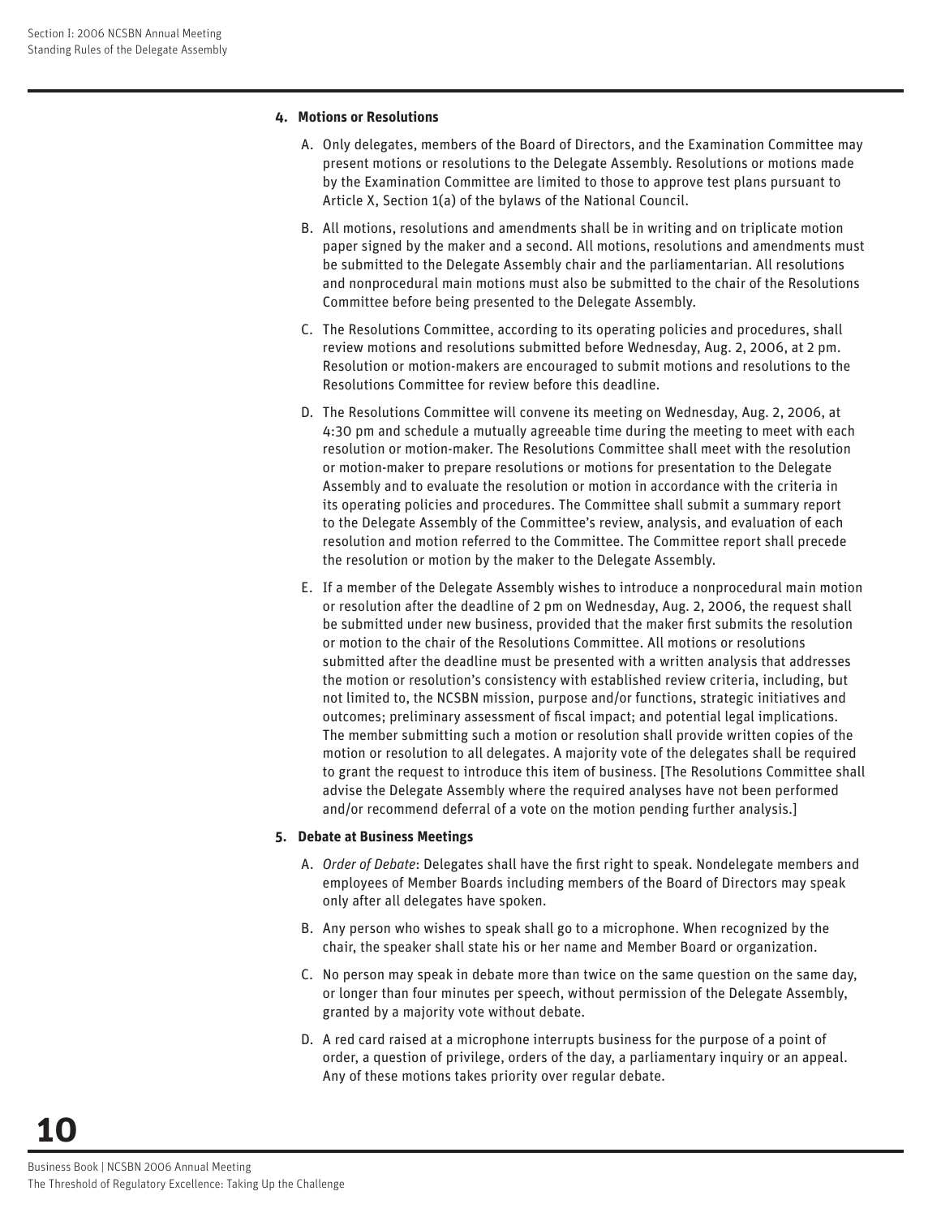#### 4. Motions or Resolutions

A. Only delegates, members of the Board of Directors, and the Examination Committee may present motions or resolutions to the Delegate Assembly. Resolutions or motions made by the Examination Committee are limited to those to approve test plans pursuant to Article X, Section 1(a) of the bylaws of the National Council.

B. All motions, resolutions and amendments shall be in writing and on triplicate motion paper signed by the maker and a second. All motions, resolutions and amendments must be submitted to the Delegate Assembly chair and the parliamentarian. All resolutions and nonprocedural main motions must also be submitted to the chair of the Resolutions Committee before being presented to the Delegate Assembly.

C. The Resolutions Committee, according to its operating policies and procedures, shall review motions and resolutions submitted before Wednesday, Aug. 2, 2006, at 2 pm. Resolution or motion-makers are encouraged to submit motions and resolutions to the Resolutions Committee for review before this deadline.

D. The Resolutions Committee will convene its meeting on Wednesday, Aug. 2, 2006, at 4:30 pm and schedule a mutually agreeable time during the meeting to meet with each resolution or motion-maker. The Resolutions Committee shall meet with the resolution or motion-maker to prepare resolutions or motions for presentation to the Delegate Assembly and to evaluate the resolution or motion in accordance with the criteria in its operating policies and procedures. The Committee shall submit a summary report to the Delegate Assembly of the Committee's review, analysis, and evaluation of each resolution and motion referred to the Committee. The Committee report shall precede the resolution or motion by the maker to the Delegate Assembly.

E. If a member of the Delegate Assembly wishes to introduce a nonprocedural main motion or resolution after the deadline of 2 pm on Wednesday, Aug. 2, 2006, the request shall be submitted under new business, provided that the maker first submits the resolution or motion to the chair of the Resolutions Committee. All motions or resolutions submitted after the deadline must be presented with a written analysis that addresses the motion or resolution's consistency with established review criteria, including, but not limited to, the NCSBN mission, purpose and/or functions, strategic initiatives and outcomes; preliminary assessment of fiscal impact; and potential legal implications. The member submitting such a motion or resolution shall provide written copies of the motion or resolution to all delegates. A majority vote of the delegates shall be required to grant the request to introduce this item of business. [The Resolutions Committee shall advise the Delegate Assembly where the required analyses have not been performed and/or recommend deferral of a vote on the motion pending further analysis.]

#### 5. Debate at Business Meetings

A. *Order of Debate*: Delegates shall have the first right to speak. Nondelegate members and employees of Member Boards including members of the Board of Directors may speak only after all delegates have spoken.

B. Any person who wishes to speak shall go to a microphone. When recognized by the chair, the speaker shall state his or her name and Member Board or organization.

C. No person may speak in debate more than twice on the same question on the same day, or longer than four minutes per speech, without permission of the Delegate Assembly, granted by a majority vote without debate.

D. A red card raised at a microphone interrupts business for the purpose of a point of order, a question of privilege, orders of the day, a parliamentary inquiry or an appeal. Any of these motions takes priority over regular debate.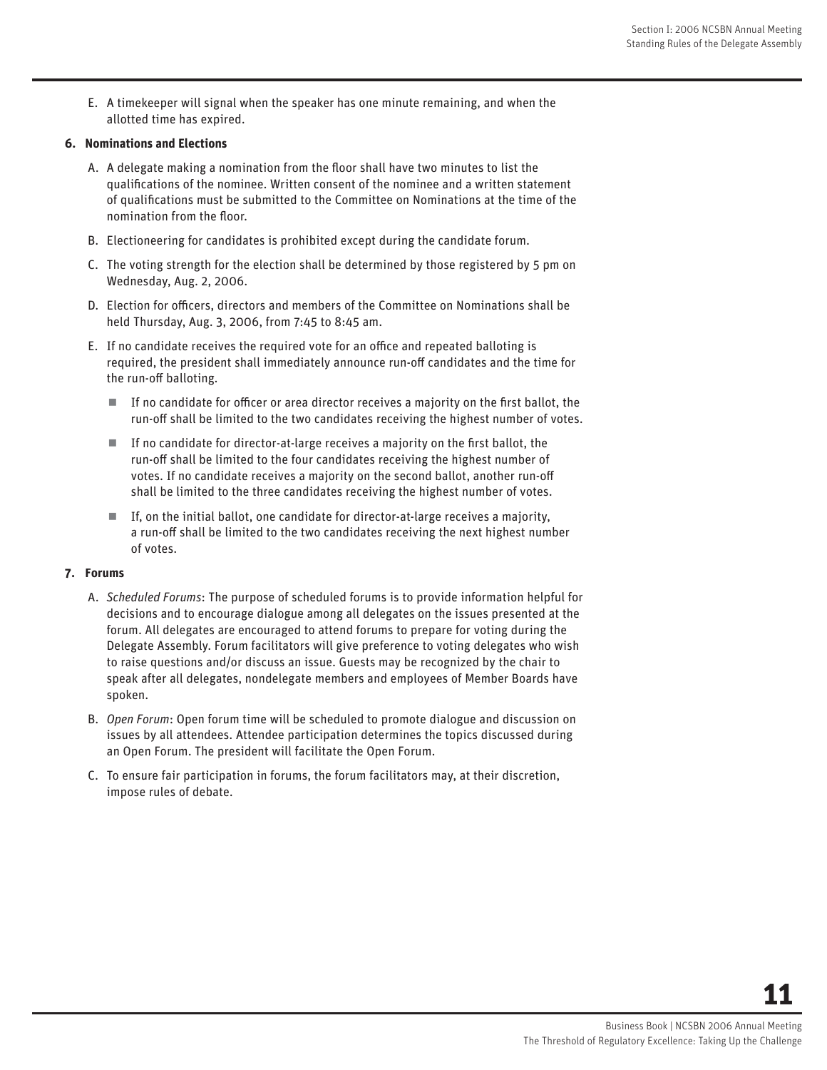E. A timekeeper will signal when the speaker has one minute remaining, and when the allotted time has expired.

**6. Nominations and Elections**

A. A delegate making a nomination from the floor shall have two minutes to list the qualifications of the nominee. Written consent of the nominee and a written statement of qualifications must be submitted to the Committee on Nominations at the time of the nomination from the floor.

B. Electioneering for candidates is prohibited except during the candidate forum.

C. The voting strength for the election shall be determined by those registered by 5 pm on Wednesday, Aug. 2, 2006.

D. Election for officers, directors and members of the Committee on Nominations shall be held Thursday, Aug. 3, 2006, from 7:45 to 8:45 am.

E. If no candidate receives the required vote for an office and repeated balloting is required, the president shall immediately announce run-off candidates and the time for the run-off balloting.

- If no candidate for officer or area director receives a majority on the first ballot, the run-off shall be limited to the two candidates receiving the highest number of votes.
- If no candidate for director-at-large receives a majority on the first ballot, the run-off shall be limited to the four candidates receiving the highest number of votes. If no candidate receives a majority on the second ballot, another run-off shall be limited to the three candidates receiving the highest number of votes.
- If, on the initial ballot, one candidate for director-at-large receives a majority, a run-off shall be limited to the two candidates receiving the next highest number of votes.

**7. Forums**

A. *Scheduled Forums*: The purpose of scheduled forums is to provide information helpful for decisions and to encourage dialogue among all delegates on the issues presented at the forum. All delegates are encouraged to attend forums to prepare for voting during the Delegate Assembly. Forum facilitators will give preference to voting delegates who wish to raise questions and/or discuss an issue. Guests may be recognized by the chair to speak after all delegates, nondelegate members and employees of Member Boards have spoken.

B. *Open Forum*: Open forum time will be scheduled to promote dialogue and discussion on issues by all attendees. Attendee participation determines the topics discussed during an Open Forum. The president will facilitate the Open Forum.

C. To ensure fair participation in forums, the forum facilitators may, at their discretion, impose rules of debate.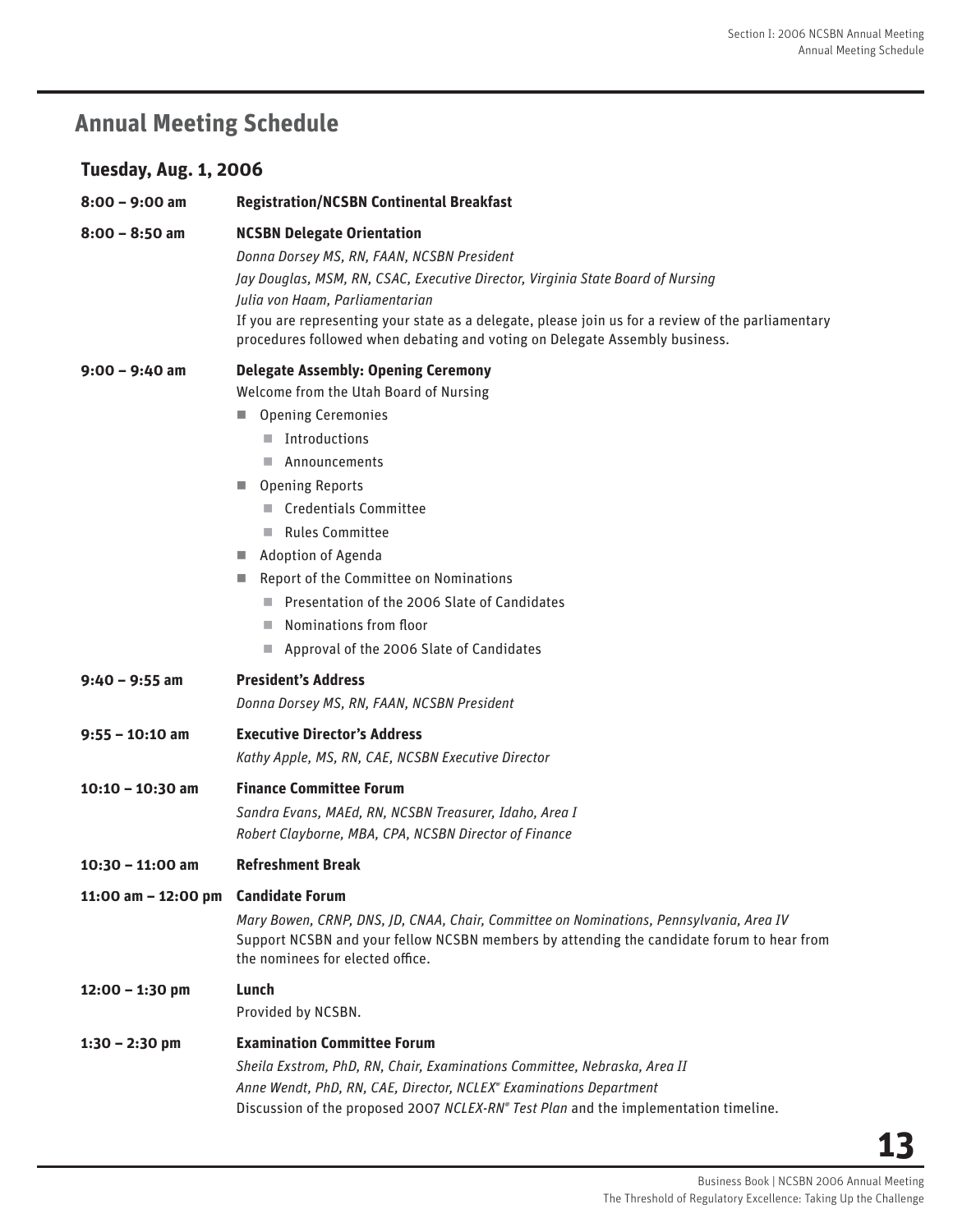## Annual Meeting Schedule

### Tuesday, Aug. 1, 2006

**8:00 – 9:00 am** **Registration/NCSBN Continental Breakfast**

**8:00 – 8:50 am** **NCSBN Delegate Orientation**

*Donna Dorsey MS, RN, FAAN, NCSBN President*

*Jay Douglas, MSM, RN, CSAC, Executive Director, Virginia State Board of Nursing*

*Julia von Haam, Parliamentarian*

If you are representing your state as a delegate, please join us for a review of the parliamentary procedures followed when debating and voting on Delegate Assembly business.

**9:00 – 9:40 am** **Delegate Assembly: Opening Ceremony**

Welcome from the Utah Board of Nursing

- Opening Ceremonies
  - Introductions
  - Announcements
- Opening Reports
  - Credentials Committee
  - Rules Committee
- Adoption of Agenda
- Report of the Committee on Nominations
  - Presentation of the 2006 Slate of Candidates
  - Nominations from floor
  - Approval of the 2006 Slate of Candidates

**9:40 – 9:55 am** **President's Address**

*Donna Dorsey MS, RN, FAAN, NCSBN President*

**9:55 – 10:10 am** **Executive Director's Address**

*Kathy Apple, MS, RN, CAE, NCSBN Executive Director*

**10:10 – 10:30 am** **Finance Committee Forum**

*Sandra Evans, MAEd, RN, NCSBN Treasurer, Idaho, Area I*

*Robert Clayborne, MBA, CPA, NCSBN Director of Finance*

**10:30 – 11:00 am** **Refreshment Break**

**11:00 am – 12:00 pm** **Candidate Forum**

*Mary Bowen, CRNP, DNS, JD, CNAA, Chair, Committee on Nominations, Pennsylvania, Area IV*

Support NCSBN and your fellow NCSBN members by attending the candidate forum to hear from the nominees for elected office.

**12:00 – 1:30 pm** **Lunch**

Provided by NCSBN.

**1:30 – 2:30 pm** **Examination Committee Forum**

*Sheila Exstrom, PhD, RN, Chair, Examinations Committee, Nebraska, Area II*

*Anne Wendt, PhD, RN, CAE, Director, NCLEX® Examinations Department*

Discussion of the proposed 2007 *NCLEX-RN® Test Plan* and the implementation timeline.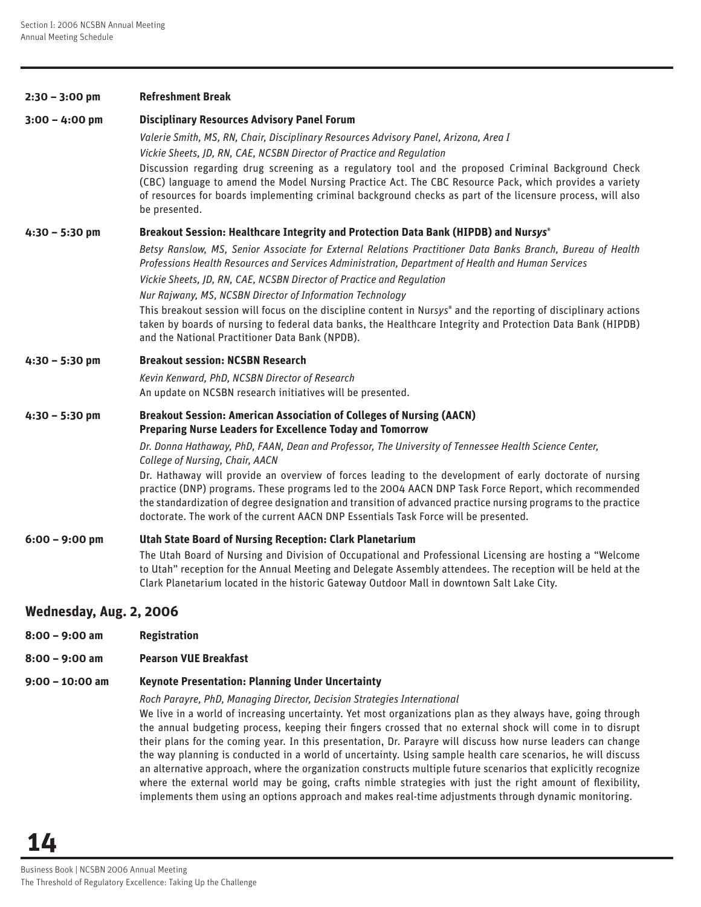**2:30 – 3:00 pm** **Refreshment Break**

**3:00 – 4:00 pm** **Disciplinary Resources Advisory Panel Forum**

*Valerie Smith, MS, RN, Chair, Disciplinary Resources Advisory Panel, Arizona, Area I*

*Vickie Sheets, JD, RN, CAE, NCSBN Director of Practice and Regulation*

Discussion regarding drug screening as a regulatory tool and the proposed Criminal Background Check (CBC) language to amend the Model Nursing Practice Act. The CBC Resource Pack, which provides a variety of resources for boards implementing criminal background checks as part of the licensure process, will also be presented.

**4:30 – 5:30 pm** **Breakout Session: Healthcare Integrity and Protection Data Bank (HIPDB) and Nur*sys*®**

*Betsy Ranslow, MS, Senior Associate for External Relations Practitioner Data Banks Branch, Bureau of Health Professions Health Resources and Services Administration, Department of Health and Human Services*

*Vickie Sheets, JD, RN, CAE, NCSBN Director of Practice and Regulation*

*Nur Rajwany, MS, NCSBN Director of Information Technology*

This breakout session will focus on the discipline content in Nur*sys*® and the reporting of disciplinary actions taken by boards of nursing to federal data banks, the Healthcare Integrity and Protection Data Bank (HIPDB) and the National Practitioner Data Bank (NPDB).

**4:30 – 5:30 pm** **Breakout session: NCSBN Research**

*Kevin Kenward, PhD, NCSBN Director of Research*

An update on NCSBN research initiatives will be presented.

**4:30 – 5:30 pm** **Breakout Session: American Association of Colleges of Nursing (AACN) Preparing Nurse Leaders for Excellence Today and Tomorrow**

*Dr. Donna Hathaway, PhD, FAAN, Dean and Professor, The University of Tennessee Health Science Center, College of Nursing, Chair, AACN*

Dr. Hathaway will provide an overview of forces leading to the development of early doctorate of nursing practice (DNP) programs. These programs led to the 2004 AACN DNP Task Force Report, which recommended the standardization of degree designation and transition of advanced practice nursing programs to the practice doctorate. The work of the current AACN DNP Essentials Task Force will be presented.

**6:00 – 9:00 pm** **Utah State Board of Nursing Reception: Clark Planetarium**

The Utah Board of Nursing and Division of Occupational and Professional Licensing are hosting a "Welcome to Utah" reception for the Annual Meeting and Delegate Assembly attendees. The reception will be held at the Clark Planetarium located in the historic Gateway Outdoor Mall in downtown Salt Lake City.

## Wednesday, Aug. 2, 2006

**8:00 – 9:00 am** **Registration**

**8:00 – 9:00 am** **Pearson VUE Breakfast**

**9:00 – 10:00 am** **Keynote Presentation: Planning Under Uncertainty**

*Roch Parayre, PhD, Managing Director, Decision Strategies International*

We live in a world of increasing uncertainty. Yet most organizations plan as they always have, going through the annual budgeting process, keeping their fingers crossed that no external shock will come in to disrupt their plans for the coming year. In this presentation, Dr. Parayre will discuss how nurse leaders can change the way planning is conducted in a world of uncertainty. Using sample health care scenarios, he will discuss an alternative approach, where the organization constructs multiple future scenarios that explicitly recognize where the external world may be going, crafts nimble strategies with just the right amount of flexibility, implements them using an options approach and makes real-time adjustments through dynamic monitoring.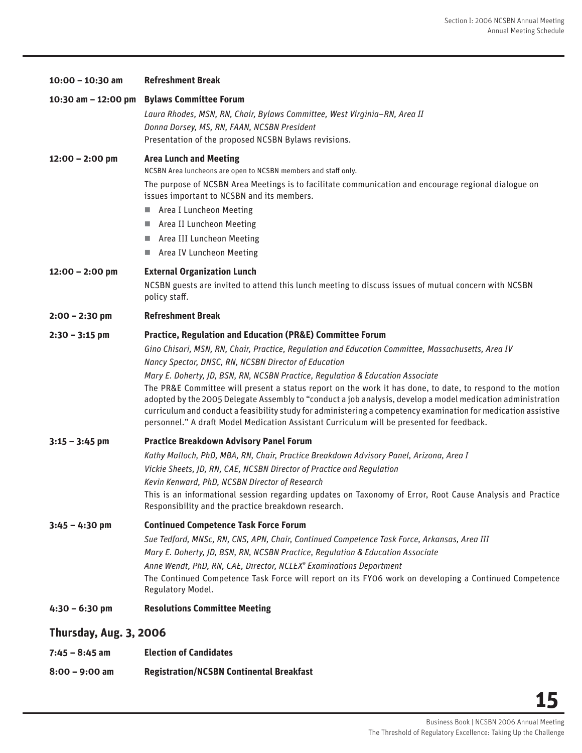**10:00 – 10:30 am** **Refreshment Break**

**10:30 am – 12:00 pm** **Bylaws Committee Forum**

*Laura Rhodes, MSN, RN, Chair, Bylaws Committee, West Virginia–RN, Area II*
*Donna Dorsey, MS, RN, FAAN, NCSBN President*
Presentation of the proposed NCSBN Bylaws revisions.

**12:00 – 2:00 pm** **Area Lunch and Meeting**

NCSBN Area luncheons are open to NCSBN members and staff only.

The purpose of NCSBN Area Meetings is to facilitate communication and encourage regional dialogue on issues important to NCSBN and its members.

- Area I Luncheon Meeting
- Area II Luncheon Meeting
- Area III Luncheon Meeting
- Area IV Luncheon Meeting

**12:00 – 2:00 pm** **External Organization Lunch**

NCSBN guests are invited to attend this lunch meeting to discuss issues of mutual concern with NCSBN policy staff.

**2:00 – 2:30 pm** **Refreshment Break**

**2:30 – 3:15 pm** **Practice, Regulation and Education (PR&E) Committee Forum**

*Gino Chisari, MSN, RN, Chair, Practice, Regulation and Education Committee, Massachusetts, Area IV*
*Nancy Spector, DNSC, RN, NCSBN Director of Education*
*Mary E. Doherty, JD, BSN, RN, NCSBN Practice, Regulation & Education Associate*
The PR&E Committee will present a status report on the work it has done, to date, to respond to the motion adopted by the 2005 Delegate Assembly to "conduct a job analysis, develop a model medication administration curriculum and conduct a feasibility study for administering a competency examination for medication assistive personnel." A draft Model Medication Assistant Curriculum will be presented for feedback.

**3:15 – 3:45 pm** **Practice Breakdown Advisory Panel Forum**

*Kathy Malloch, PhD, MBA, RN, Chair, Practice Breakdown Advisory Panel, Arizona, Area I*
*Vickie Sheets, JD, RN, CAE, NCSBN Director of Practice and Regulation*
*Kevin Kenward, PhD, NCSBN Director of Research*
This is an informational session regarding updates on Taxonomy of Error, Root Cause Analysis and Practice Responsibility and the practice breakdown research.

**3:45 – 4:30 pm** **Continued Competence Task Force Forum**

*Sue Tedford, MNSc, RN, CNS, APN, Chair, Continued Competence Task Force, Arkansas, Area III*
*Mary E. Doherty, JD, BSN, RN, NCSBN Practice, Regulation & Education Associate*
*Anne Wendt, PhD, RN, CAE, Director, NCLEX® Examinations Department*
The Continued Competence Task Force will report on its FY06 work on developing a Continued Competence Regulatory Model.

**4:30 – 6:30 pm** **Resolutions Committee Meeting**

## Thursday, Aug. 3, 2006

**7:45 – 8:45 am** **Election of Candidates**

**8:00 – 9:00 am** **Registration/NCSBN Continental Breakfast**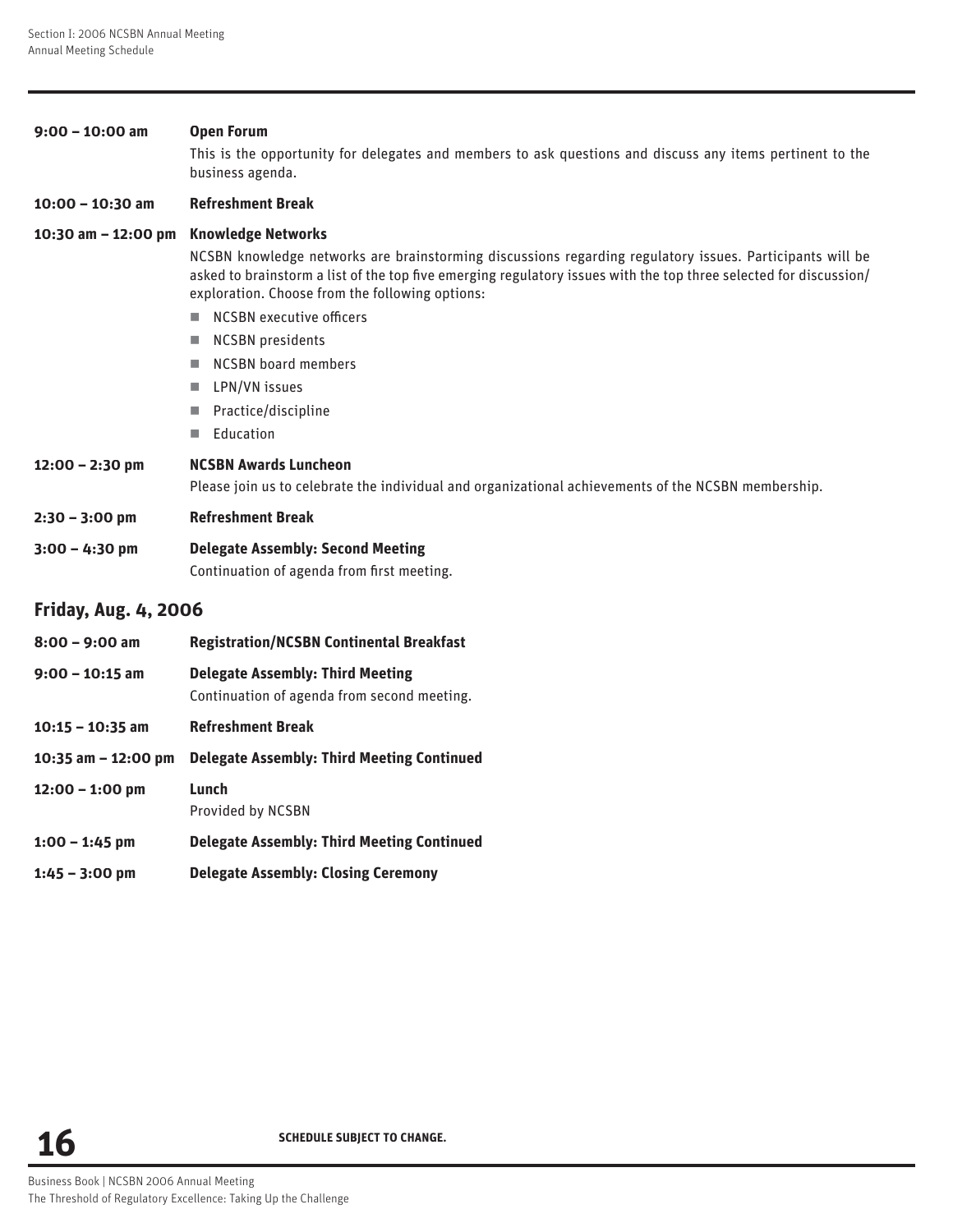**9:00 – 10:00 am** **Open Forum**

This is the opportunity for delegates and members to ask questions and discuss any items pertinent to the business agenda.

**10:00 – 10:30 am** **Refreshment Break**

**10:30 am – 12:00 pm** **Knowledge Networks**

NCSBN knowledge networks are brainstorming discussions regarding regulatory issues. Participants will be asked to brainstorm a list of the top five emerging regulatory issues with the top three selected for discussion/exploration. Choose from the following options:

- NCSBN executive officers
- NCSBN presidents
- NCSBN board members
- LPN/VN issues
- Practice/discipline
- Education

**12:00 – 2:30 pm** **NCSBN Awards Luncheon**

Please join us to celebrate the individual and organizational achievements of the NCSBN membership.

**2:30 – 3:00 pm** **Refreshment Break**

**3:00 – 4:30 pm** **Delegate Assembly: Second Meeting**

Continuation of agenda from first meeting.

## Friday, Aug. 4, 2006

**8:00 – 9:00 am** **Registration/NCSBN Continental Breakfast**

**9:00 – 10:15 am** **Delegate Assembly: Third Meeting**

Continuation of agenda from second meeting.

**10:15 – 10:35 am** **Refreshment Break**

**10:35 am – 12:00 pm** **Delegate Assembly: Third Meeting Continued**

**12:00 – 1:00 pm** **Lunch**

Provided by NCSBN

**1:00 – 1:45 pm** **Delegate Assembly: Third Meeting Continued**

**1:45 – 3:00 pm** **Delegate Assembly: Closing Ceremony**

**SCHEDULE SUBJECT TO CHANGE.**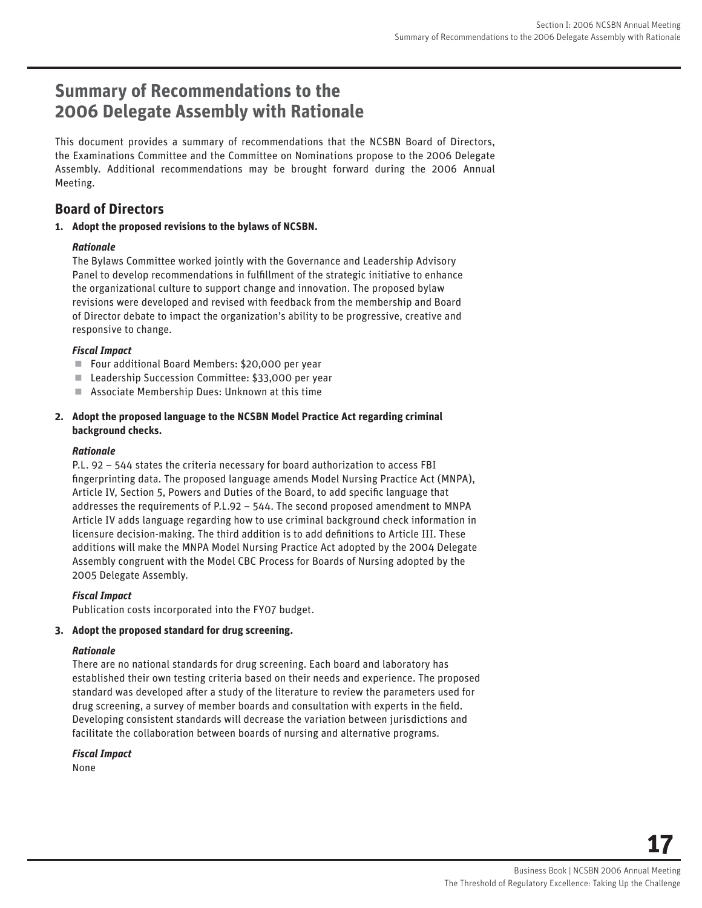# Summary of Recommendations to the 2006 Delegate Assembly with Rationale

This document provides a summary of recommendations that the NCSBN Board of Directors, the Examinations Committee and the Committee on Nominations propose to the 2006 Delegate Assembly. Additional recommendations may be brought forward during the 2006 Annual Meeting.

## Board of Directors

**1. Adopt the proposed revisions to the bylaws of NCSBN.**

***Rationale***

The Bylaws Committee worked jointly with the Governance and Leadership Advisory Panel to develop recommendations in fulfillment of the strategic initiative to enhance the organizational culture to support change and innovation. The proposed bylaw revisions were developed and revised with feedback from the membership and Board of Director debate to impact the organization's ability to be progressive, creative and responsive to change.

***Fiscal Impact***

- Four additional Board Members: $20,000 per year
- Leadership Succession Committee: $33,000 per year
- Associate Membership Dues: Unknown at this time

**2. Adopt the proposed language to the NCSBN Model Practice Act regarding criminal background checks.**

***Rationale***

P.L. 92 – 544 states the criteria necessary for board authorization to access FBI fingerprinting data. The proposed language amends Model Nursing Practice Act (MNPA), Article IV, Section 5, Powers and Duties of the Board, to add specific language that addresses the requirements of P.L.92 – 544. The second proposed amendment to MNPA Article IV adds language regarding how to use criminal background check information in licensure decision-making. The third addition is to add definitions to Article III. These additions will make the MNPA Model Nursing Practice Act adopted by the 2004 Delegate Assembly congruent with the Model CBC Process for Boards of Nursing adopted by the 2005 Delegate Assembly.

***Fiscal Impact***

Publication costs incorporated into the FY07 budget.

**3. Adopt the proposed standard for drug screening.**

***Rationale***

There are no national standards for drug screening. Each board and laboratory has established their own testing criteria based on their needs and experience. The proposed standard was developed after a study of the literature to review the parameters used for drug screening, a survey of member boards and consultation with experts in the field. Developing consistent standards will decrease the variation between jurisdictions and facilitate the collaboration between boards of nursing and alternative programs.

***Fiscal Impact***

None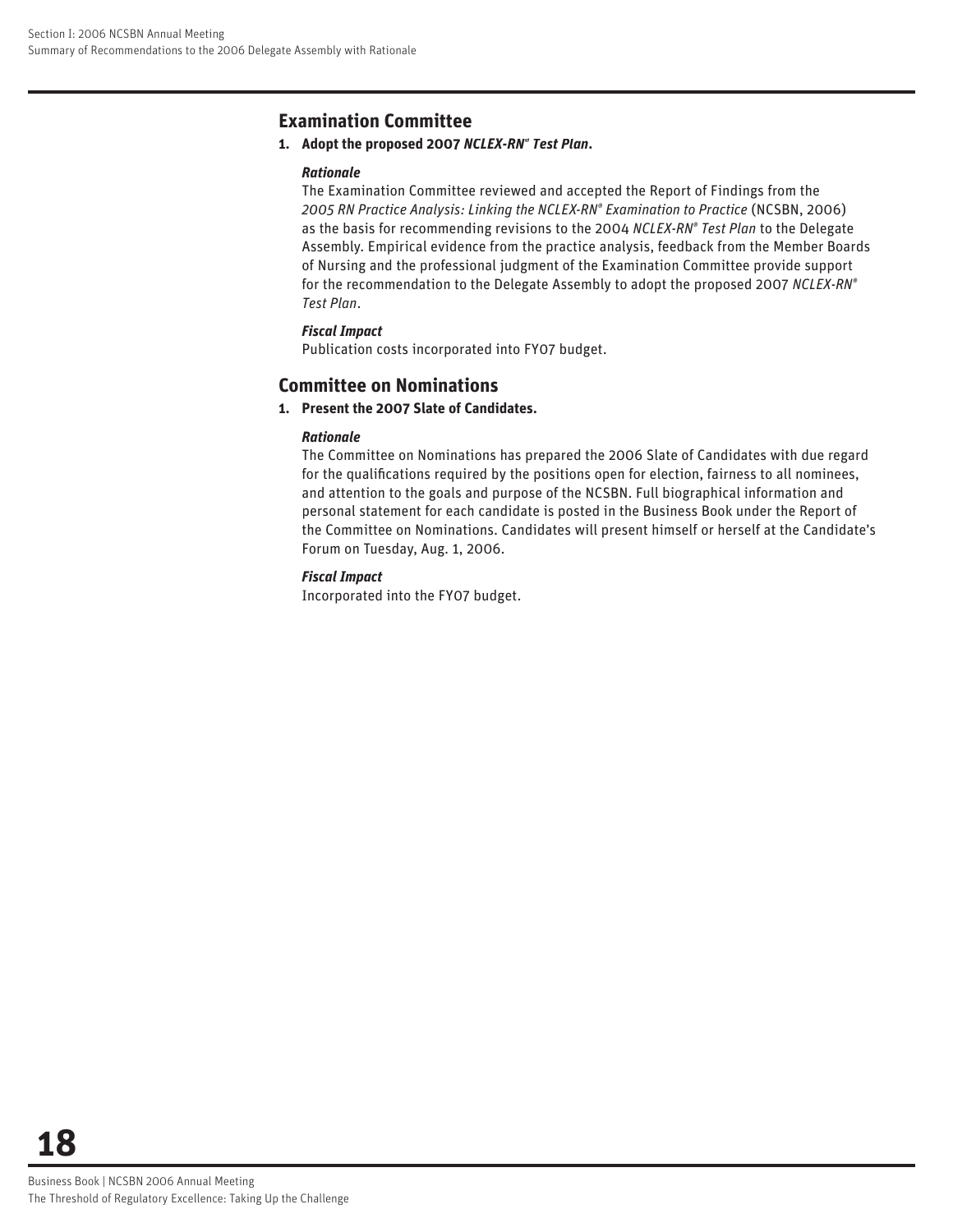## Examination Committee

**1. Adopt the proposed 2007 *NCLEX-RN® Test Plan*.**

***Rationale***

The Examination Committee reviewed and accepted the Report of Findings from the *2005 RN Practice Analysis: Linking the NCLEX-RN® Examination to Practice* (NCSBN, 2006) as the basis for recommending revisions to the 2004 *NCLEX-RN® Test Plan* to the Delegate Assembly. Empirical evidence from the practice analysis, feedback from the Member Boards of Nursing and the professional judgment of the Examination Committee provide support for the recommendation to the Delegate Assembly to adopt the proposed 2007 *NCLEX-RN® Test Plan*.

***Fiscal Impact***

Publication costs incorporated into FY07 budget.

## Committee on Nominations

**1. Present the 2007 Slate of Candidates.**

***Rationale***

The Committee on Nominations has prepared the 2006 Slate of Candidates with due regard for the qualifications required by the positions open for election, fairness to all nominees, and attention to the goals and purpose of the NCSBN. Full biographical information and personal statement for each candidate is posted in the Business Book under the Report of the Committee on Nominations. Candidates will present himself or herself at the Candidate's Forum on Tuesday, Aug. 1, 2006.

***Fiscal Impact***

Incorporated into the FY07 budget.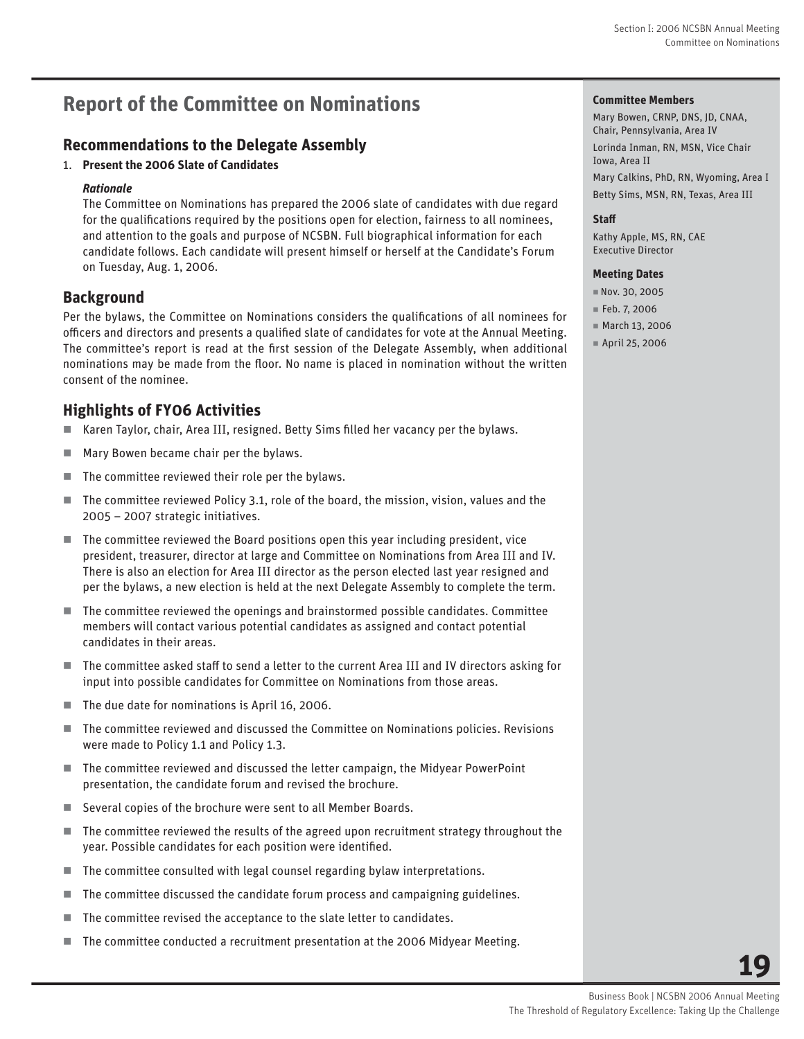# Report of the Committee on Nominations

## Recommendations to the Delegate Assembly

1. **Present the 2006 Slate of Candidates**

   ***Rationale***

   The Committee on Nominations has prepared the 2006 slate of candidates with due regard for the qualifications required by the positions open for election, fairness to all nominees, and attention to the goals and purpose of NCSBN. Full biographical information for each candidate follows. Each candidate will present himself or herself at the Candidate's Forum on Tuesday, Aug. 1, 2006.

## Background

Per the bylaws, the Committee on Nominations considers the qualifications of all nominees for officers and directors and presents a qualified slate of candidates for vote at the Annual Meeting. The committee's report is read at the first session of the Delegate Assembly, when additional nominations may be made from the floor. No name is placed in nomination without the written consent of the nominee.

## Highlights of FY06 Activities

- Karen Taylor, chair, Area III, resigned. Betty Sims filled her vacancy per the bylaws.
- Mary Bowen became chair per the bylaws.
- The committee reviewed their role per the bylaws.
- The committee reviewed Policy 3.1, role of the board, the mission, vision, values and the 2005 – 2007 strategic initiatives.
- The committee reviewed the Board positions open this year including president, vice president, treasurer, director at large and Committee on Nominations from Area III and IV. There is also an election for Area III director as the person elected last year resigned and per the bylaws, a new election is held at the next Delegate Assembly to complete the term.
- The committee reviewed the openings and brainstormed possible candidates. Committee members will contact various potential candidates as assigned and contact potential candidates in their areas.
- The committee asked staff to send a letter to the current Area III and IV directors asking for input into possible candidates for Committee on Nominations from those areas.
- The due date for nominations is April 16, 2006.
- The committee reviewed and discussed the Committee on Nominations policies. Revisions were made to Policy 1.1 and Policy 1.3.
- The committee reviewed and discussed the letter campaign, the Midyear PowerPoint presentation, the candidate forum and revised the brochure.
- Several copies of the brochure were sent to all Member Boards.
- The committee reviewed the results of the agreed upon recruitment strategy throughout the year. Possible candidates for each position were identified.
- The committee consulted with legal counsel regarding bylaw interpretations.
- The committee discussed the candidate forum process and campaigning guidelines.
- The committee revised the acceptance to the slate letter to candidates.
- The committee conducted a recruitment presentation at the 2006 Midyear Meeting.

**Committee Members**

Mary Bowen, CRNP, DNS, JD, CNAA, Chair, Pennsylvania, Area IV

Lorinda Inman, RN, MSN, Vice Chair Iowa, Area II

Mary Calkins, PhD, RN, Wyoming, Area I

Betty Sims, MSN, RN, Texas, Area III

**Staff**

Kathy Apple, MS, RN, CAE
Executive Director

**Meeting Dates**

- Nov. 30, 2005
- Feb. 7, 2006
- March 13, 2006
- April 25, 2006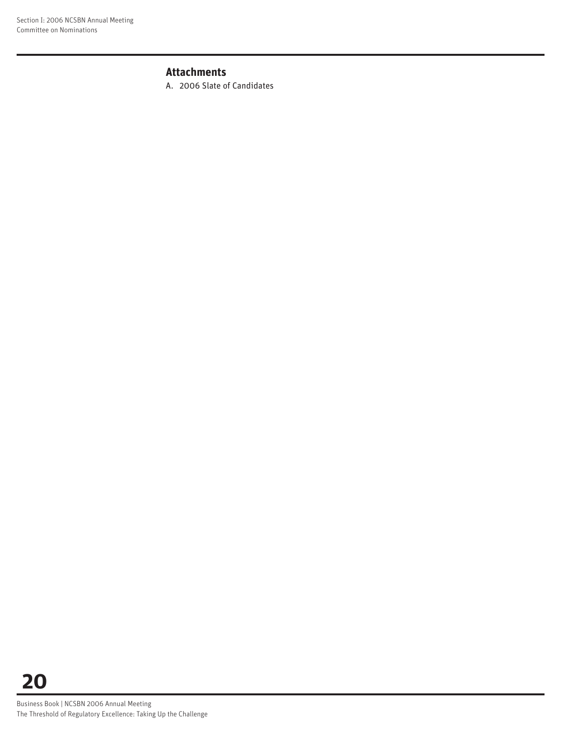### Attachments

A. 2006 Slate of Candidates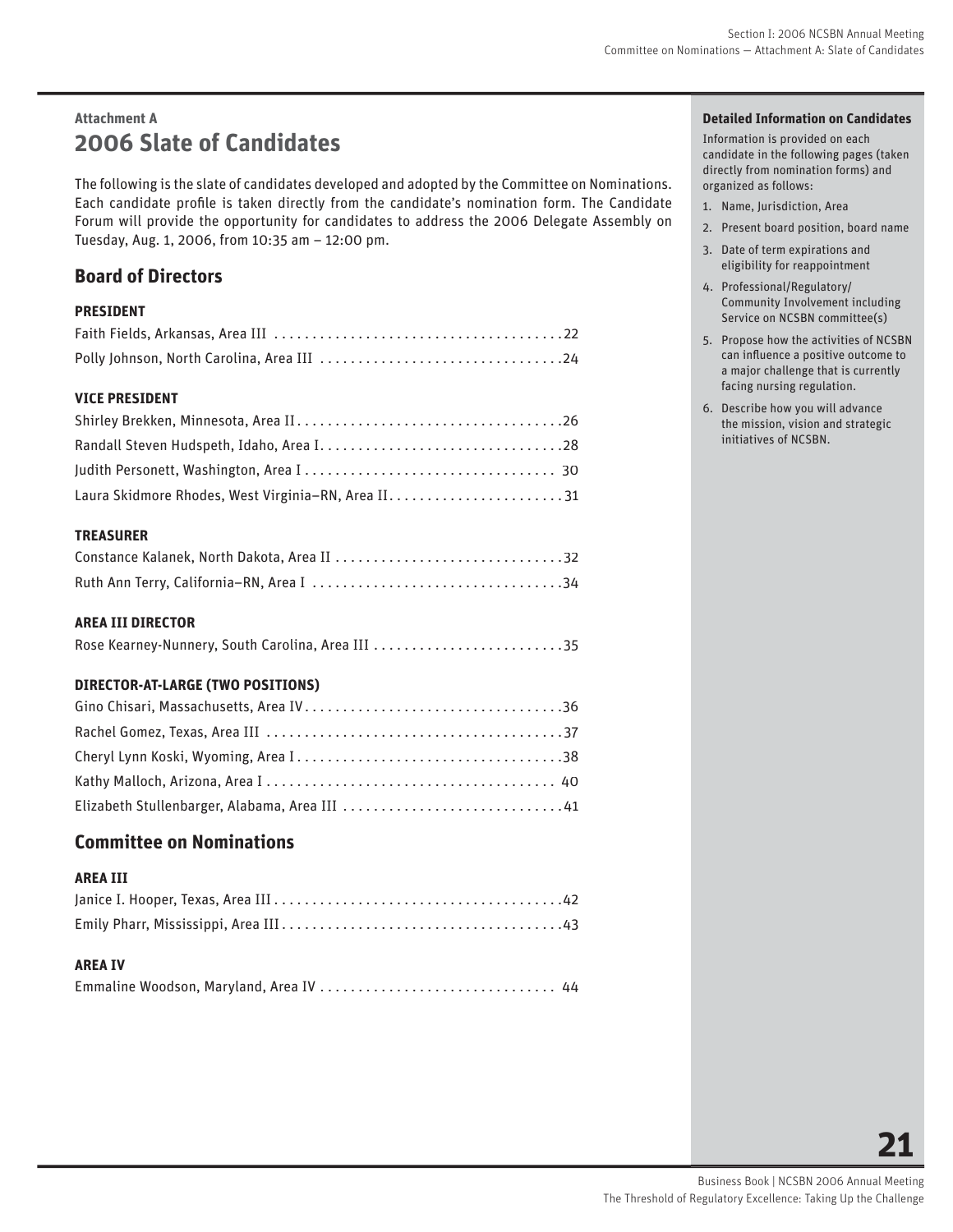Attachment A

# 2006 Slate of Candidates

The following is the slate of candidates developed and adopted by the Committee on Nominations. Each candidate profile is taken directly from the candidate's nomination form. The Candidate Forum will provide the opportunity for candidates to address the 2006 Delegate Assembly on Tuesday, Aug. 1, 2006, from 10:35 am – 12:00 pm.

## Board of Directors

### PRESIDENT

Faith Fields, Arkansas, Area III .......................................22

Polly Johnson, North Carolina, Area III ...............................24

### VICE PRESIDENT

Shirley Brekken, Minnesota, Area II....................................26

Randall Steven Hudspeth, Idaho, Area I..................................28

Judith Personett, Washington, Area I ...................................30

Laura Skidmore Rhodes, West Virginia–RN, Area II........................31

### TREASURER

Constance Kalanek, North Dakota, Area II ...............................32

Ruth Ann Terry, California–RN, Area I ..................................34

### AREA III DIRECTOR

Rose Kearney-Nunnery, South Carolina, Area III .........................35

### DIRECTOR-AT-LARGE (TWO POSITIONS)

Gino Chisari, Massachusetts, Area IV....................................36

Rachel Gomez, Texas, Area III ..........................................37

Cheryl Lynn Koski, Wyoming, Area I......................................38

Kathy Malloch, Arizona, Area I .........................................40

Elizabeth Stullenbarger, Alabama, Area III .............................41

## Committee on Nominations

### AREA III

Janice I. Hooper, Texas, Area III.......................................42

Emily Pharr, Mississippi, Area III......................................43

### AREA IV

Emmaline Woodson, Maryland, Area IV ....................................44

**Detailed Information on Candidates**

Information is provided on each candidate in the following pages (taken directly from nomination forms) and organized as follows:

1. Name, Jurisdiction, Area
2. Present board position, board name
3. Date of term expirations and eligibility for reappointment
4. Professional/Regulatory/Community Involvement including Service on NCSBN committee(s)
5. Propose how the activities of NCSBN can influence a positive outcome to a major challenge that is currently facing nursing regulation.
6. Describe how you will advance the mission, vision and strategic initiatives of NCSBN.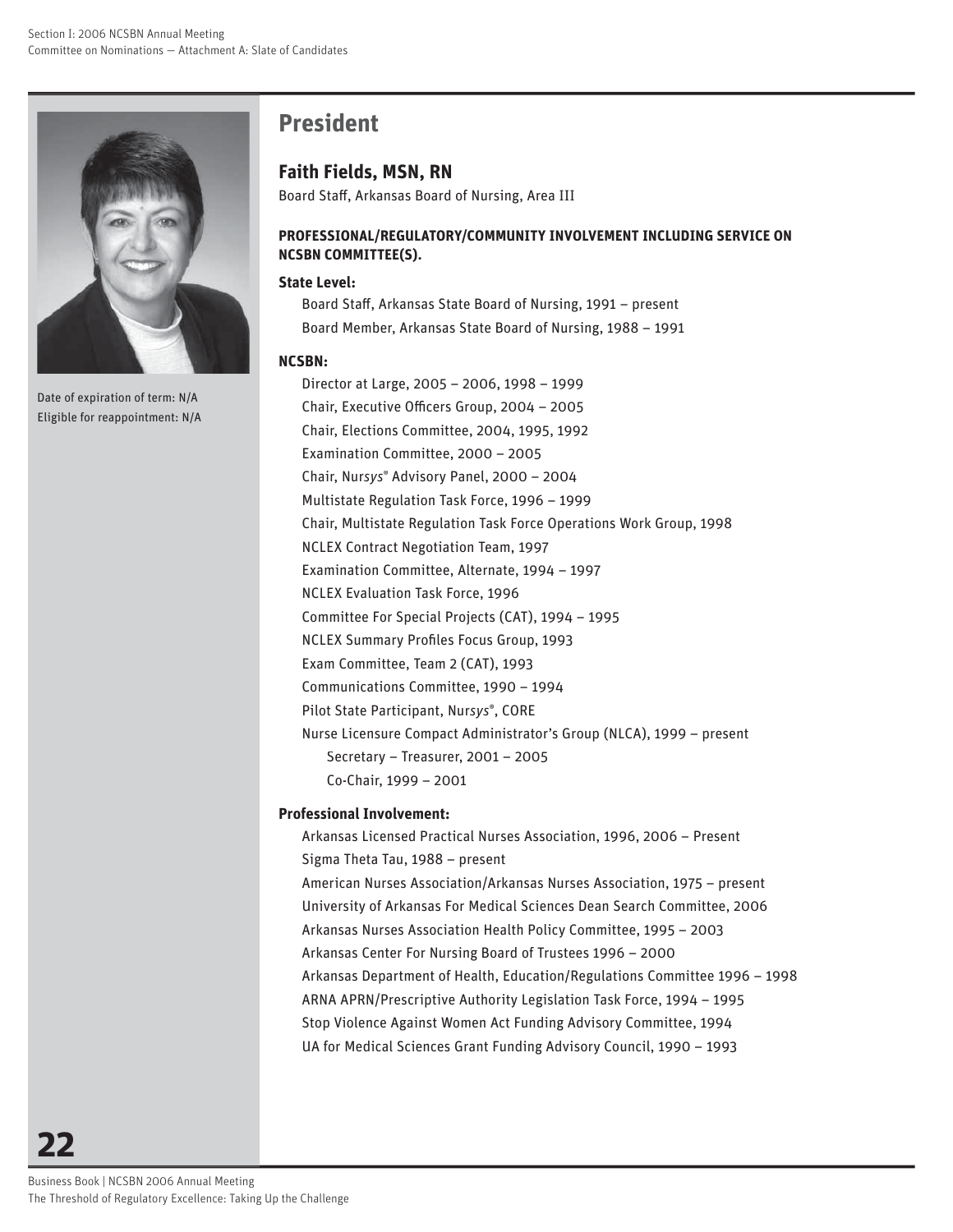## President

### Faith Fields, MSN, RN

Board Staff, Arkansas Board of Nursing, Area III

Date of expiration of term: N/A
Eligible for reappointment: N/A

**PROFESSIONAL/REGULATORY/COMMUNITY INVOLVEMENT INCLUDING SERVICE ON NCSBN COMMITTEE(S).**

**State Level:**

Board Staff, Arkansas State Board of Nursing, 1991 – present
Board Member, Arkansas State Board of Nursing, 1988 – 1991

**NCSBN:**

Director at Large, 2005 – 2006, 1998 – 1999
Chair, Executive Officers Group, 2004 – 2005
Chair, Elections Committee, 2004, 1995, 1992
Examination Committee, 2000 – 2005
Chair, Nur*sys*® Advisory Panel, 2000 – 2004
Multistate Regulation Task Force, 1996 – 1999
Chair, Multistate Regulation Task Force Operations Work Group, 1998
NCLEX Contract Negotiation Team, 1997
Examination Committee, Alternate, 1994 – 1997
NCLEX Evaluation Task Force, 1996
Committee For Special Projects (CAT), 1994 – 1995
NCLEX Summary Profiles Focus Group, 1993
Exam Committee, Team 2 (CAT), 1993
Communications Committee, 1990 – 1994
Pilot State Participant, Nur*sys*®, CORE
Nurse Licensure Compact Administrator's Group (NLCA), 1999 – present
- Secretary – Treasurer, 2001 – 2005
- Co-Chair, 1999 – 2001

**Professional Involvement:**

Arkansas Licensed Practical Nurses Association, 1996, 2006 – Present
Sigma Theta Tau, 1988 – present
American Nurses Association/Arkansas Nurses Association, 1975 – present
University of Arkansas For Medical Sciences Dean Search Committee, 2006
Arkansas Nurses Association Health Policy Committee, 1995 – 2003
Arkansas Center For Nursing Board of Trustees 1996 – 2000
Arkansas Department of Health, Education/Regulations Committee 1996 – 1998
ARNA APRN/Prescriptive Authority Legislation Task Force, 1994 – 1995
Stop Violence Against Women Act Funding Advisory Committee, 1994
UA for Medical Sciences Grant Funding Advisory Council, 1990 – 1993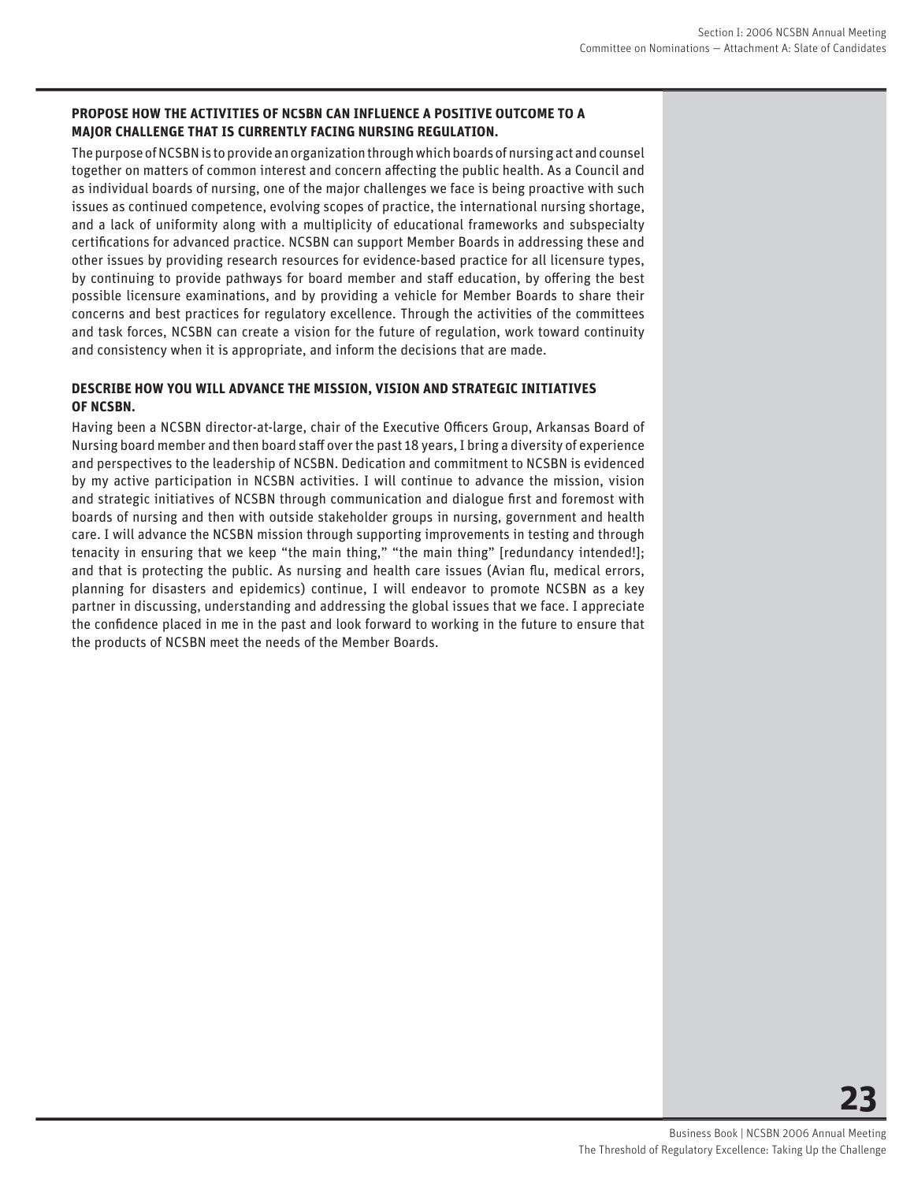### PROPOSE HOW THE ACTIVITIES OF NCSBN CAN INFLUENCE A POSITIVE OUTCOME TO A MAJOR CHALLENGE THAT IS CURRENTLY FACING NURSING REGULATION.

The purpose of NCSBN is to provide an organization through which boards of nursing act and counsel together on matters of common interest and concern affecting the public health. As a Council and as individual boards of nursing, one of the major challenges we face is being proactive with such issues as continued competence, evolving scopes of practice, the international nursing shortage, and a lack of uniformity along with a multiplicity of educational frameworks and subspecialty certifications for advanced practice. NCSBN can support Member Boards in addressing these and other issues by providing research resources for evidence-based practice for all licensure types, by continuing to provide pathways for board member and staff education, by offering the best possible licensure examinations, and by providing a vehicle for Member Boards to share their concerns and best practices for regulatory excellence. Through the activities of the committees and task forces, NCSBN can create a vision for the future of regulation, work toward continuity and consistency when it is appropriate, and inform the decisions that are made.

### DESCRIBE HOW YOU WILL ADVANCE THE MISSION, VISION AND STRATEGIC INITIATIVES OF NCSBN.

Having been a NCSBN director-at-large, chair of the Executive Officers Group, Arkansas Board of Nursing board member and then board staff over the past 18 years, I bring a diversity of experience and perspectives to the leadership of NCSBN. Dedication and commitment to NCSBN is evidenced by my active participation in NCSBN activities. I will continue to advance the mission, vision and strategic initiatives of NCSBN through communication and dialogue first and foremost with boards of nursing and then with outside stakeholder groups in nursing, government and health care. I will advance the NCSBN mission through supporting improvements in testing and through tenacity in ensuring that we keep "the main thing," "the main thing" [redundancy intended!]; and that is protecting the public. As nursing and health care issues (Avian flu, medical errors, planning for disasters and epidemics) continue, I will endeavor to promote NCSBN as a key partner in discussing, understanding and addressing the global issues that we face. I appreciate the confidence placed in me in the past and look forward to working in the future to ensure that the products of NCSBN meet the needs of the Member Boards.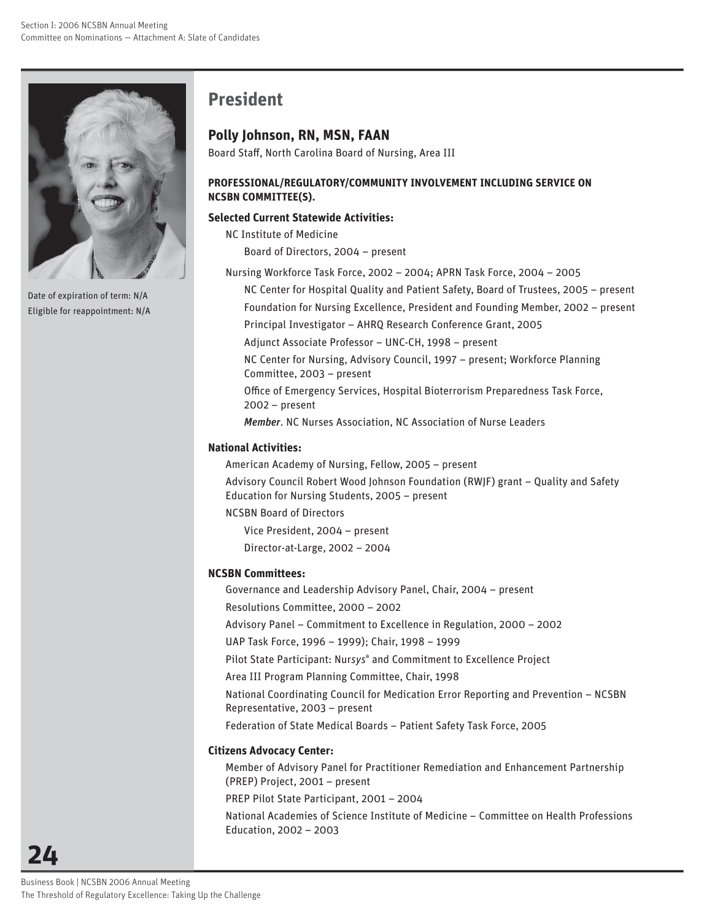Date of expiration of term: N/A
Eligible for reappointment: N/A

# President

## Polly Johnson, RN, MSN, FAAN

Board Staff, North Carolina Board of Nursing, Area III

**PROFESSIONAL/REGULATORY/COMMUNITY INVOLVEMENT INCLUDING SERVICE ON NCSBN COMMITTEE(S).**

**Selected Current Statewide Activities:**

NC Institute of Medicine

- Board of Directors, 2004 – present

Nursing Workforce Task Force, 2002 – 2004; APRN Task Force, 2004 – 2005

- NC Center for Hospital Quality and Patient Safety, Board of Trustees, 2005 – present
- Foundation for Nursing Excellence, President and Founding Member, 2002 – present
- Principal Investigator – AHRQ Research Conference Grant, 2005
- Adjunct Associate Professor – UNC-CH, 1998 – present
- NC Center for Nursing, Advisory Council, 1997 – present; Workforce Planning Committee, 2003 – present
- Office of Emergency Services, Hospital Bioterrorism Preparedness Task Force, 2002 – present
- *Member*. NC Nurses Association, NC Association of Nurse Leaders

**National Activities:**

American Academy of Nursing, Fellow, 2005 – present

Advisory Council Robert Wood Johnson Foundation (RWJF) grant – Quality and Safety Education for Nursing Students, 2005 – present

NCSBN Board of Directors

- Vice President, 2004 – present
- Director-at-Large, 2002 – 2004

**NCSBN Committees:**

Governance and Leadership Advisory Panel, Chair, 2004 – present

Resolutions Committee, 2000 – 2002

Advisory Panel – Commitment to Excellence in Regulation, 2000 – 2002

UAP Task Force, 1996 – 1999); Chair, 1998 – 1999

Pilot State Participant: Nur*sys*® and Commitment to Excellence Project

Area III Program Planning Committee, Chair, 1998

National Coordinating Council for Medication Error Reporting and Prevention – NCSBN Representative, 2003 – present

Federation of State Medical Boards – Patient Safety Task Force, 2005

**Citizens Advocacy Center:**

Member of Advisory Panel for Practitioner Remediation and Enhancement Partnership (PREP) Project, 2001 – present

PREP Pilot State Participant, 2001 – 2004

National Academies of Science Institute of Medicine – Committee on Health Professions Education, 2002 – 2003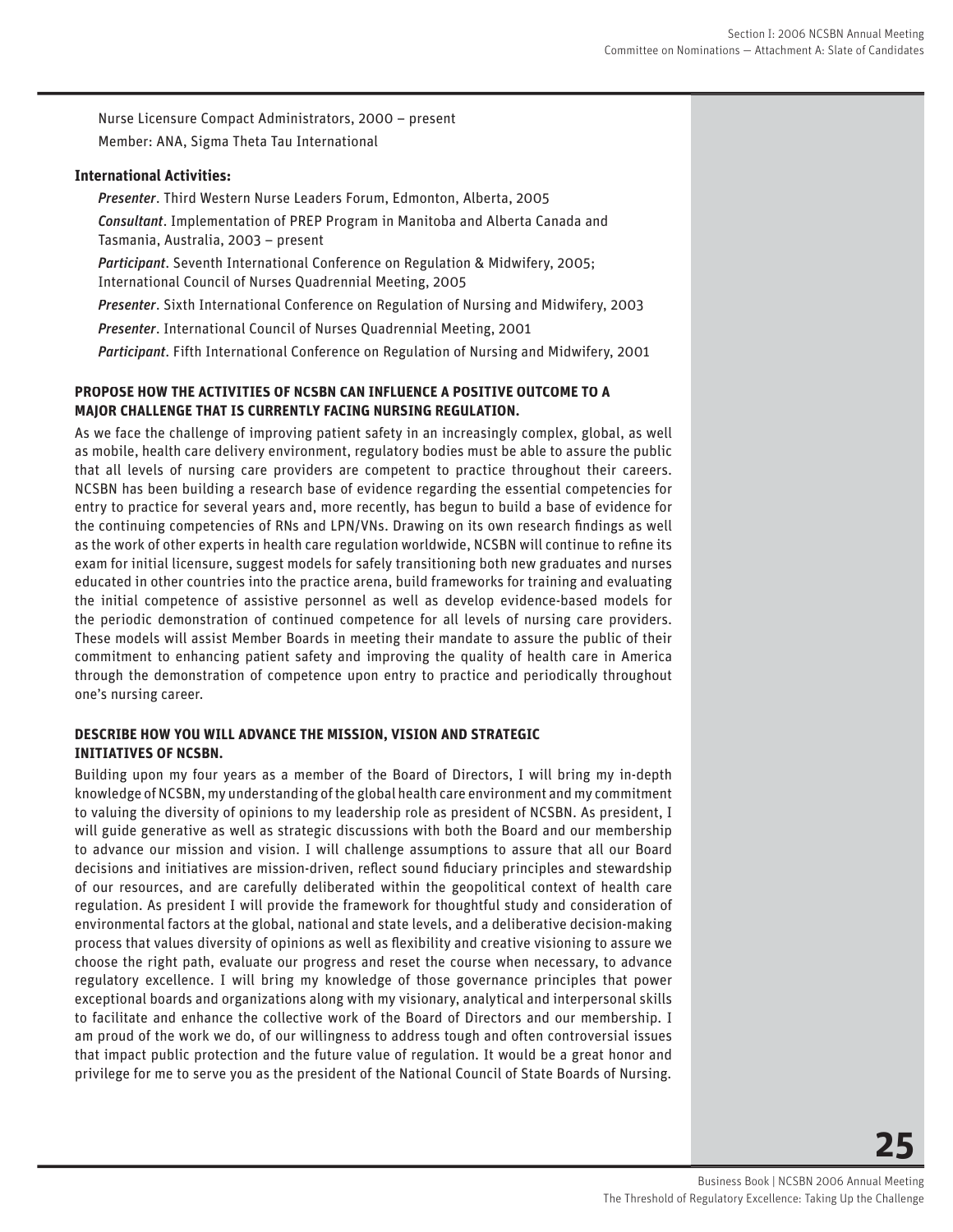Nurse Licensure Compact Administrators, 2000 – present

Member: ANA, Sigma Theta Tau International

**International Activities:**

*Presenter*. Third Western Nurse Leaders Forum, Edmonton, Alberta, 2005

*Consultant*. Implementation of PREP Program in Manitoba and Alberta Canada and Tasmania, Australia, 2003 – present

*Participant*. Seventh International Conference on Regulation & Midwifery, 2005; International Council of Nurses Quadrennial Meeting, 2005

*Presenter*. Sixth International Conference on Regulation of Nursing and Midwifery, 2003

*Presenter*. International Council of Nurses Quadrennial Meeting, 2001

*Participant*. Fifth International Conference on Regulation of Nursing and Midwifery, 2001

**PROPOSE HOW THE ACTIVITIES OF NCSBN CAN INFLUENCE A POSITIVE OUTCOME TO A MAJOR CHALLENGE THAT IS CURRENTLY FACING NURSING REGULATION.**

As we face the challenge of improving patient safety in an increasingly complex, global, as well as mobile, health care delivery environment, regulatory bodies must be able to assure the public that all levels of nursing care providers are competent to practice throughout their careers. NCSBN has been building a research base of evidence regarding the essential competencies for entry to practice for several years and, more recently, has begun to build a base of evidence for the continuing competencies of RNs and LPN/VNs. Drawing on its own research findings as well as the work of other experts in health care regulation worldwide, NCSBN will continue to refine its exam for initial licensure, suggest models for safely transitioning both new graduates and nurses educated in other countries into the practice arena, build frameworks for training and evaluating the initial competence of assistive personnel as well as develop evidence-based models for the periodic demonstration of continued competence for all levels of nursing care providers. These models will assist Member Boards in meeting their mandate to assure the public of their commitment to enhancing patient safety and improving the quality of health care in America through the demonstration of competence upon entry to practice and periodically throughout one's nursing career.

**DESCRIBE HOW YOU WILL ADVANCE THE MISSION, VISION AND STRATEGIC INITIATIVES OF NCSBN.**

Building upon my four years as a member of the Board of Directors, I will bring my in-depth knowledge of NCSBN, my understanding of the global health care environment and my commitment to valuing the diversity of opinions to my leadership role as president of NCSBN. As president, I will guide generative as well as strategic discussions with both the Board and our membership to advance our mission and vision. I will challenge assumptions to assure that all our Board decisions and initiatives are mission-driven, reflect sound fiduciary principles and stewardship of our resources, and are carefully deliberated within the geopolitical context of health care regulation. As president I will provide the framework for thoughtful study and consideration of environmental factors at the global, national and state levels, and a deliberative decision-making process that values diversity of opinions as well as flexibility and creative visioning to assure we choose the right path, evaluate our progress and reset the course when necessary, to advance regulatory excellence. I will bring my knowledge of those governance principles that power exceptional boards and organizations along with my visionary, analytical and interpersonal skills to facilitate and enhance the collective work of the Board of Directors and our membership. I am proud of the work we do, of our willingness to address tough and often controversial issues that impact public protection and the future value of regulation. It would be a great honor and privilege for me to serve you as the president of the National Council of State Boards of Nursing.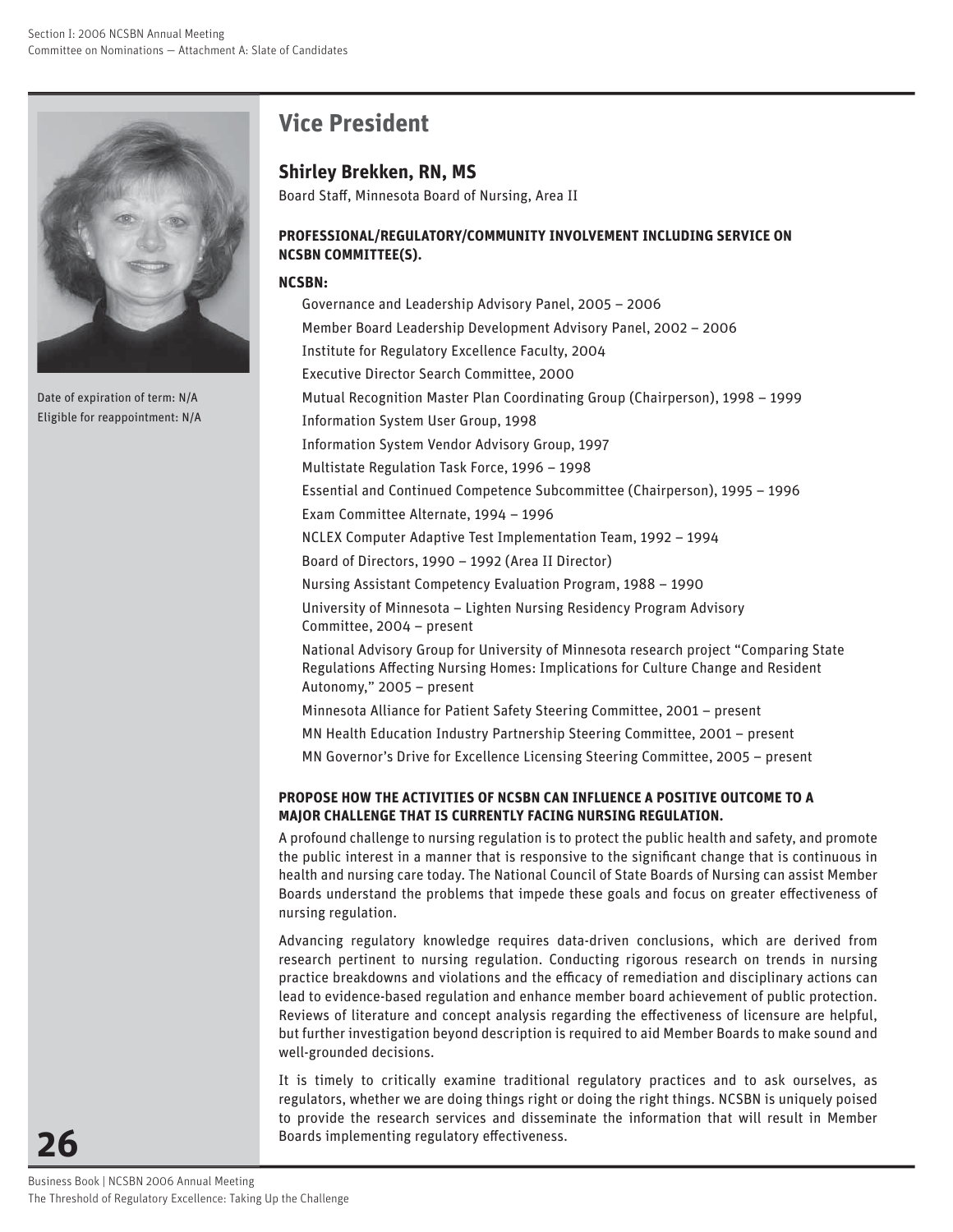Date of expiration of term: N/A
Eligible for reappointment: N/A

## Vice President

### Shirley Brekken, RN, MS

Board Staff, Minnesota Board of Nursing, Area II

**PROFESSIONAL/REGULATORY/COMMUNITY INVOLVEMENT INCLUDING SERVICE ON NCSBN COMMITTEE(S).**

**NCSBN:**

- Governance and Leadership Advisory Panel, 2005 – 2006
- Member Board Leadership Development Advisory Panel, 2002 – 2006
- Institute for Regulatory Excellence Faculty, 2004
- Executive Director Search Committee, 2000
- Mutual Recognition Master Plan Coordinating Group (Chairperson), 1998 – 1999
- Information System User Group, 1998
- Information System Vendor Advisory Group, 1997
- Multistate Regulation Task Force, 1996 – 1998
- Essential and Continued Competence Subcommittee (Chairperson), 1995 – 1996
- Exam Committee Alternate, 1994 – 1996
- NCLEX Computer Adaptive Test Implementation Team, 1992 – 1994
- Board of Directors, 1990 – 1992 (Area II Director)
- Nursing Assistant Competency Evaluation Program, 1988 – 1990
- University of Minnesota – Lighten Nursing Residency Program Advisory Committee, 2004 – present
- National Advisory Group for University of Minnesota research project "Comparing State Regulations Affecting Nursing Homes: Implications for Culture Change and Resident Autonomy," 2005 – present
- Minnesota Alliance for Patient Safety Steering Committee, 2001 – present
- MN Health Education Industry Partnership Steering Committee, 2001 – present
- MN Governor's Drive for Excellence Licensing Steering Committee, 2005 – present

**PROPOSE HOW THE ACTIVITIES OF NCSBN CAN INFLUENCE A POSITIVE OUTCOME TO A MAJOR CHALLENGE THAT IS CURRENTLY FACING NURSING REGULATION.**

A profound challenge to nursing regulation is to protect the public health and safety, and promote the public interest in a manner that is responsive to the significant change that is continuous in health and nursing care today. The National Council of State Boards of Nursing can assist Member Boards understand the problems that impede these goals and focus on greater effectiveness of nursing regulation.

Advancing regulatory knowledge requires data-driven conclusions, which are derived from research pertinent to nursing regulation. Conducting rigorous research on trends in nursing practice breakdowns and violations and the efficacy of remediation and disciplinary actions can lead to evidence-based regulation and enhance member board achievement of public protection. Reviews of literature and concept analysis regarding the effectiveness of licensure are helpful, but further investigation beyond description is required to aid Member Boards to make sound and well-grounded decisions.

It is timely to critically examine traditional regulatory practices and to ask ourselves, as regulators, whether we are doing things right or doing the right things. NCSBN is uniquely poised to provide the research services and disseminate the information that will result in Member Boards implementing regulatory effectiveness.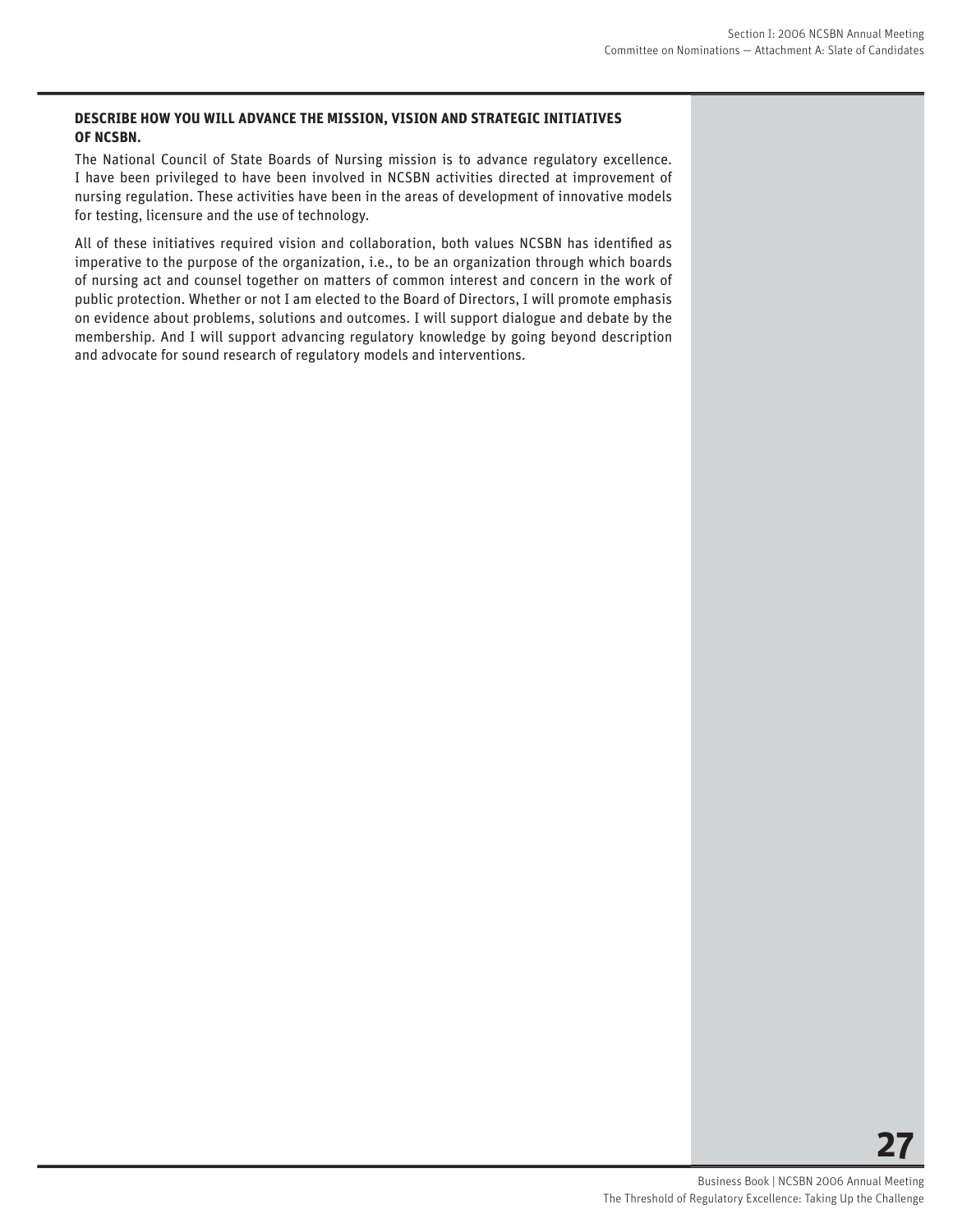**DESCRIBE HOW YOU WILL ADVANCE THE MISSION, VISION AND STRATEGIC INITIATIVES OF NCSBN.**

The National Council of State Boards of Nursing mission is to advance regulatory excellence. I have been privileged to have been involved in NCSBN activities directed at improvement of nursing regulation. These activities have been in the areas of development of innovative models for testing, licensure and the use of technology.

All of these initiatives required vision and collaboration, both values NCSBN has identified as imperative to the purpose of the organization, i.e., to be an organization through which boards of nursing act and counsel together on matters of common interest and concern in the work of public protection. Whether or not I am elected to the Board of Directors, I will promote emphasis on evidence about problems, solutions and outcomes. I will support dialogue and debate by the membership. And I will support advancing regulatory knowledge by going beyond description and advocate for sound research of regulatory models and interventions.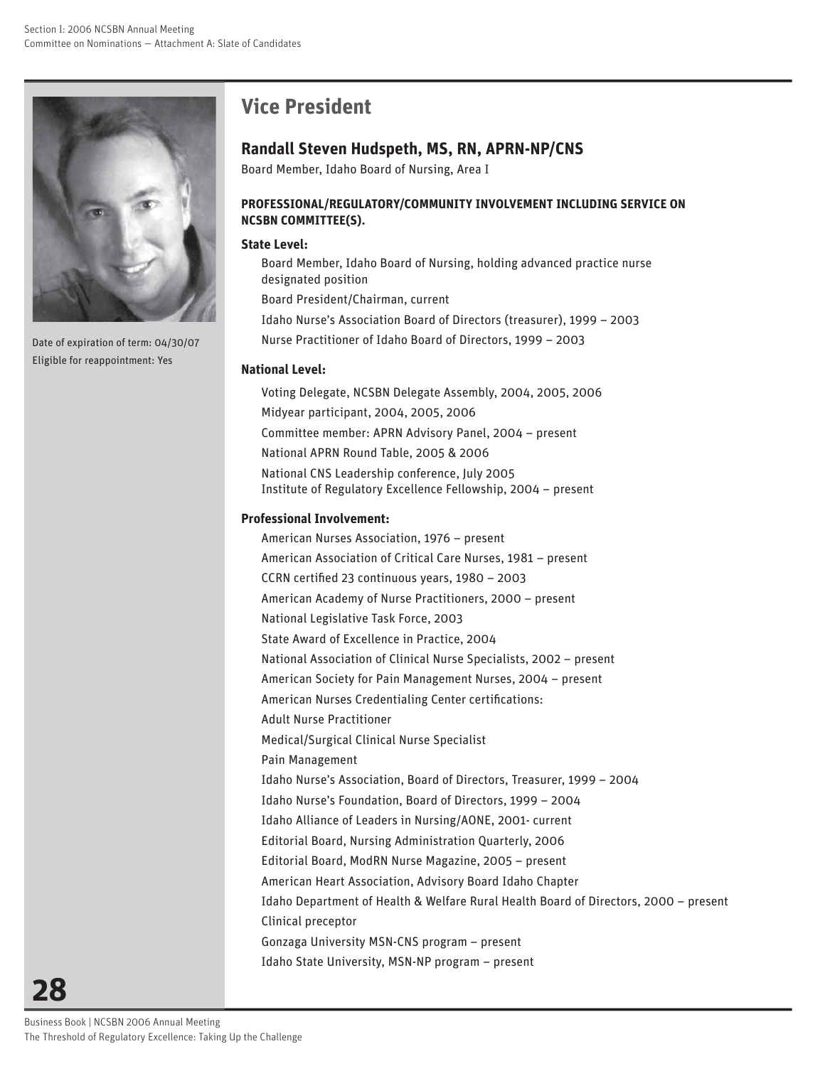Date of expiration of term: 04/30/07

Eligible for reappointment: Yes

## Vice President

### Randall Steven Hudspeth, MS, RN, APRN-NP/CNS

Board Member, Idaho Board of Nursing, Area I

**PROFESSIONAL/REGULATORY/COMMUNITY INVOLVEMENT INCLUDING SERVICE ON NCSBN COMMITTEE(S).**

**State Level:**

Board Member, Idaho Board of Nursing, holding advanced practice nurse designated position

Board President/Chairman, current

Idaho Nurse's Association Board of Directors (treasurer), 1999 – 2003

Nurse Practitioner of Idaho Board of Directors, 1999 – 2003

**National Level:**

Voting Delegate, NCSBN Delegate Assembly, 2004, 2005, 2006

Midyear participant, 2004, 2005, 2006

Committee member: APRN Advisory Panel, 2004 – present

National APRN Round Table, 2005 & 2006

National CNS Leadership conference, July 2005

Institute of Regulatory Excellence Fellowship, 2004 – present

**Professional Involvement:**

American Nurses Association, 1976 – present

American Association of Critical Care Nurses, 1981 – present

CCRN certified 23 continuous years, 1980 – 2003

American Academy of Nurse Practitioners, 2000 – present

National Legislative Task Force, 2003

State Award of Excellence in Practice, 2004

National Association of Clinical Nurse Specialists, 2002 – present

American Society for Pain Management Nurses, 2004 – present

American Nurses Credentialing Center certifications:

Adult Nurse Practitioner

Medical/Surgical Clinical Nurse Specialist

Pain Management

Idaho Nurse's Association, Board of Directors, Treasurer, 1999 – 2004

Idaho Nurse's Foundation, Board of Directors, 1999 – 2004

Idaho Alliance of Leaders in Nursing/AONE, 2001- current

Editorial Board, Nursing Administration Quarterly, 2006

Editorial Board, ModRN Nurse Magazine, 2005 – present

American Heart Association, Advisory Board Idaho Chapter

Idaho Department of Health & Welfare Rural Health Board of Directors, 2000 – present

Clinical preceptor

Gonzaga University MSN-CNS program – present

Idaho State University, MSN-NP program – present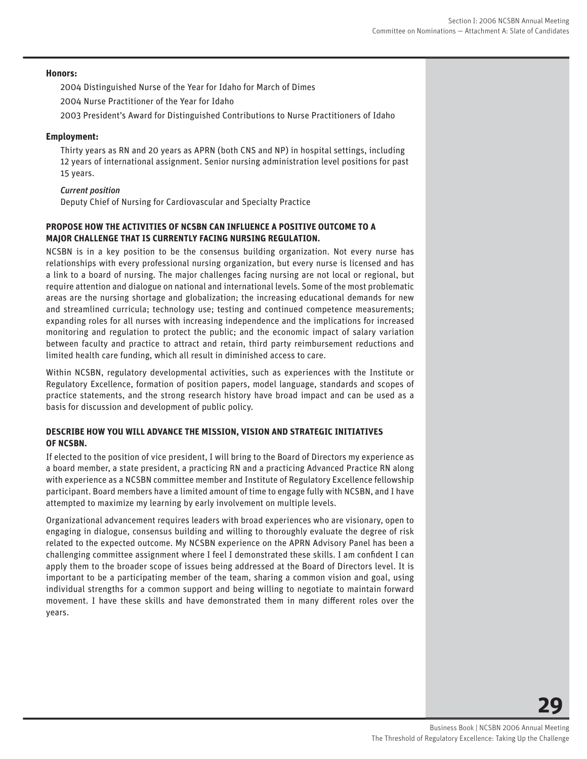**Honors:**

2004 Distinguished Nurse of the Year for Idaho for March of Dimes

2004 Nurse Practitioner of the Year for Idaho

2003 President's Award for Distinguished Contributions to Nurse Practitioners of Idaho

**Employment:**

Thirty years as RN and 20 years as APRN (both CNS and NP) in hospital settings, including 12 years of international assignment. Senior nursing administration level positions for past 15 years.

*Current position*
Deputy Chief of Nursing for Cardiovascular and Specialty Practice

### PROPOSE HOW THE ACTIVITIES OF NCSBN CAN INFLUENCE A POSITIVE OUTCOME TO A MAJOR CHALLENGE THAT IS CURRENTLY FACING NURSING REGULATION.

NCSBN is in a key position to be the consensus building organization. Not every nurse has relationships with every professional nursing organization, but every nurse is licensed and has a link to a board of nursing. The major challenges facing nursing are not local or regional, but require attention and dialogue on national and international levels. Some of the most problematic areas are the nursing shortage and globalization; the increasing educational demands for new and streamlined curricula; technology use; testing and continued competence measurements; expanding roles for all nurses with increasing independence and the implications for increased monitoring and regulation to protect the public; and the economic impact of salary variation between faculty and practice to attract and retain, third party reimbursement reductions and limited health care funding, which all result in diminished access to care.

Within NCSBN, regulatory developmental activities, such as experiences with the Institute or Regulatory Excellence, formation of position papers, model language, standards and scopes of practice statements, and the strong research history have broad impact and can be used as a basis for discussion and development of public policy.

### DESCRIBE HOW YOU WILL ADVANCE THE MISSION, VISION AND STRATEGIC INITIATIVES OF NCSBN.

If elected to the position of vice president, I will bring to the Board of Directors my experience as a board member, a state president, a practicing RN and a practicing Advanced Practice RN along with experience as a NCSBN committee member and Institute of Regulatory Excellence fellowship participant. Board members have a limited amount of time to engage fully with NCSBN, and I have attempted to maximize my learning by early involvement on multiple levels.

Organizational advancement requires leaders with broad experiences who are visionary, open to engaging in dialogue, consensus building and willing to thoroughly evaluate the degree of risk related to the expected outcome. My NCSBN experience on the APRN Advisory Panel has been a challenging committee assignment where I feel I demonstrated these skills. I am confident I can apply them to the broader scope of issues being addressed at the Board of Directors level. It is important to be a participating member of the team, sharing a common vision and goal, using individual strengths for a common support and being willing to negotiate to maintain forward movement. I have these skills and have demonstrated them in many different roles over the years.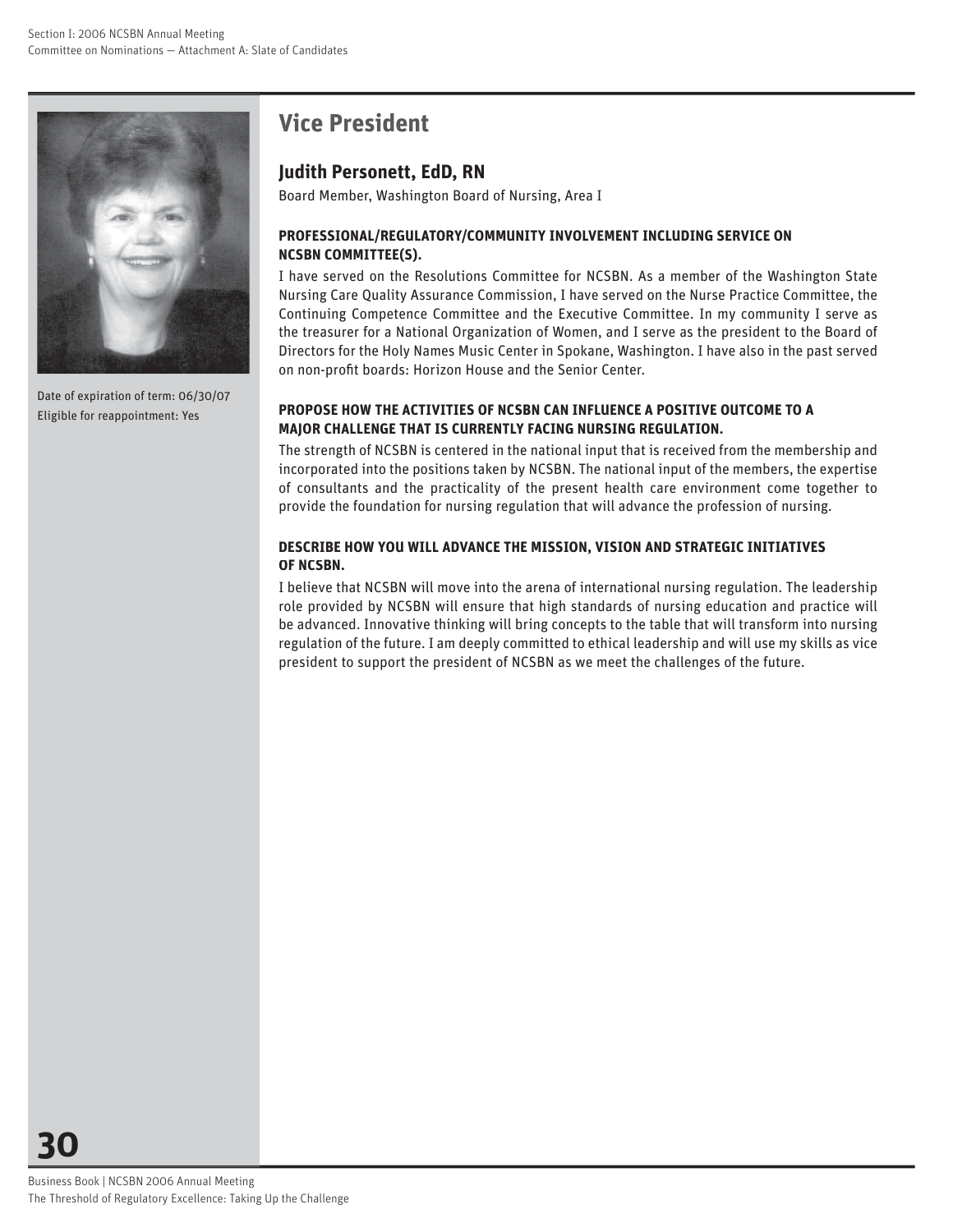## Vice President

### Judith Personett, EdD, RN

Board Member, Washington Board of Nursing, Area I

Date of expiration of term: 06/30/07
Eligible for reappointment: Yes

**PROFESSIONAL/REGULATORY/COMMUNITY INVOLVEMENT INCLUDING SERVICE ON NCSBN COMMITTEE(S).**

I have served on the Resolutions Committee for NCSBN. As a member of the Washington State Nursing Care Quality Assurance Commission, I have served on the Nurse Practice Committee, the Continuing Competence Committee and the Executive Committee. In my community I serve as the treasurer for a National Organization of Women, and I serve as the president to the Board of Directors for the Holy Names Music Center in Spokane, Washington. I have also in the past served on non-profit boards: Horizon House and the Senior Center.

**PROPOSE HOW THE ACTIVITIES OF NCSBN CAN INFLUENCE A POSITIVE OUTCOME TO A MAJOR CHALLENGE THAT IS CURRENTLY FACING NURSING REGULATION.**

The strength of NCSBN is centered in the national input that is received from the membership and incorporated into the positions taken by NCSBN. The national input of the members, the expertise of consultants and the practicality of the present health care environment come together to provide the foundation for nursing regulation that will advance the profession of nursing.

**DESCRIBE HOW YOU WILL ADVANCE THE MISSION, VISION AND STRATEGIC INITIATIVES OF NCSBN.**

I believe that NCSBN will move into the arena of international nursing regulation. The leadership role provided by NCSBN will ensure that high standards of nursing education and practice will be advanced. Innovative thinking will bring concepts to the table that will transform into nursing regulation of the future. I am deeply committed to ethical leadership and will use my skills as vice president to support the president of NCSBN as we meet the challenges of the future.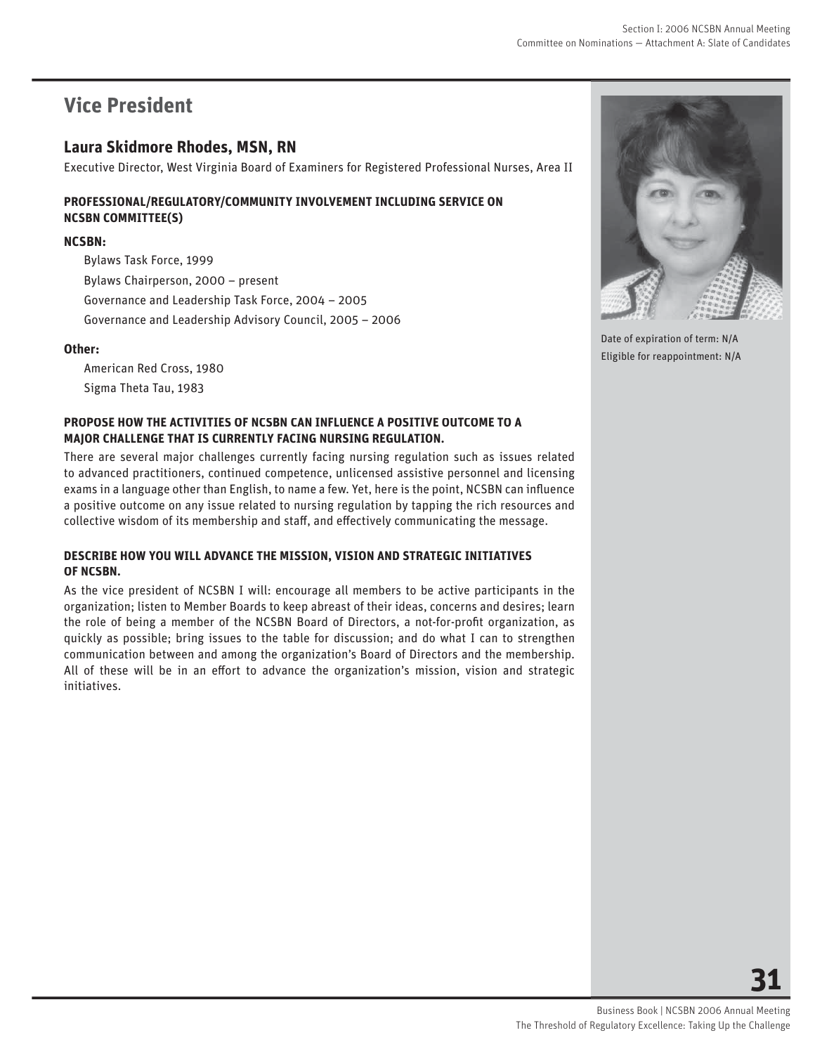# Vice President

## Laura Skidmore Rhodes, MSN, RN

Executive Director, West Virginia Board of Examiners for Registered Professional Nurses, Area II

Date of expiration of term: N/A
Eligible for reappointment: N/A

### PROFESSIONAL/REGULATORY/COMMUNITY INVOLVEMENT INCLUDING SERVICE ON NCSBN COMMITTEE(S)

**NCSBN:**

- Bylaws Task Force, 1999
- Bylaws Chairperson, 2000 – present
- Governance and Leadership Task Force, 2004 – 2005
- Governance and Leadership Advisory Council, 2005 – 2006

**Other:**

- American Red Cross, 1980
- Sigma Theta Tau, 1983

### PROPOSE HOW THE ACTIVITIES OF NCSBN CAN INFLUENCE A POSITIVE OUTCOME TO A MAJOR CHALLENGE THAT IS CURRENTLY FACING NURSING REGULATION.

There are several major challenges currently facing nursing regulation such as issues related to advanced practitioners, continued competence, unlicensed assistive personnel and licensing exams in a language other than English, to name a few. Yet, here is the point, NCSBN can influence a positive outcome on any issue related to nursing regulation by tapping the rich resources and collective wisdom of its membership and staff, and effectively communicating the message.

### DESCRIBE HOW YOU WILL ADVANCE THE MISSION, VISION AND STRATEGIC INITIATIVES OF NCSBN.

As the vice president of NCSBN I will: encourage all members to be active participants in the organization; listen to Member Boards to keep abreast of their ideas, concerns and desires; learn the role of being a member of the NCSBN Board of Directors, a not-for-profit organization, as quickly as possible; bring issues to the table for discussion; and do what I can to strengthen communication between and among the organization's Board of Directors and the membership. All of these will be in an effort to advance the organization's mission, vision and strategic initiatives.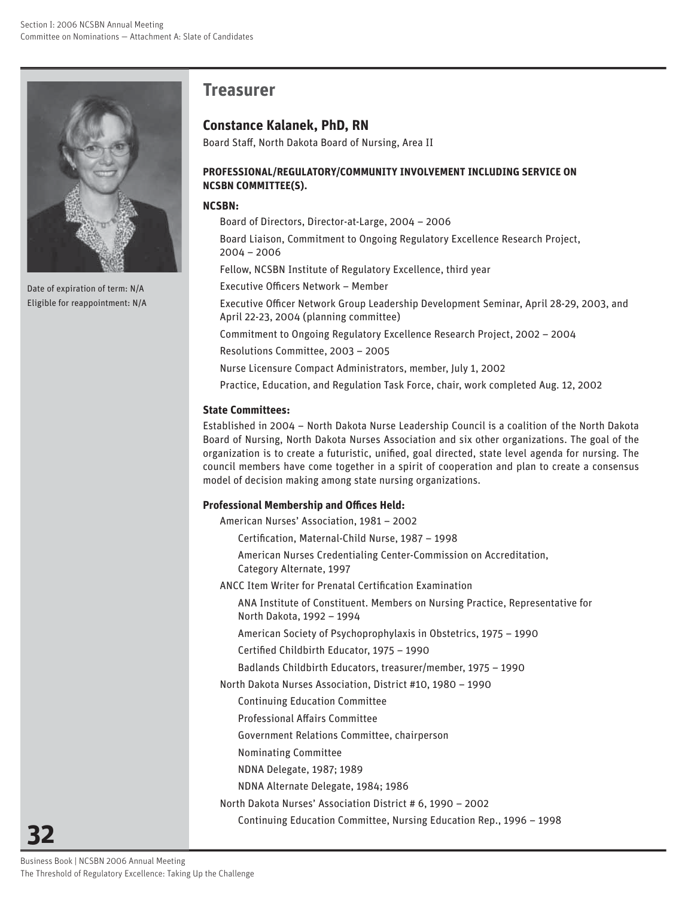Date of expiration of term: N/A
Eligible for reappointment: N/A

## Treasurer

### Constance Kalanek, PhD, RN

Board Staff, North Dakota Board of Nursing, Area II

**PROFESSIONAL/REGULATORY/COMMUNITY INVOLVEMENT INCLUDING SERVICE ON NCSBN COMMITTEE(S).**

**NCSBN:**

- Board of Directors, Director-at-Large, 2004 – 2006
- Board Liaison, Commitment to Ongoing Regulatory Excellence Research Project, 2004 – 2006
- Fellow, NCSBN Institute of Regulatory Excellence, third year
- Executive Officers Network – Member
- Executive Officer Network Group Leadership Development Seminar, April 28-29, 2003, and April 22-23, 2004 (planning committee)
- Commitment to Ongoing Regulatory Excellence Research Project, 2002 – 2004
- Resolutions Committee, 2003 – 2005
- Nurse Licensure Compact Administrators, member, July 1, 2002
- Practice, Education, and Regulation Task Force, chair, work completed Aug. 12, 2002

**State Committees:**

Established in 2004 – North Dakota Nurse Leadership Council is a coalition of the North Dakota Board of Nursing, North Dakota Nurses Association and six other organizations. The goal of the organization is to create a futuristic, unified, goal directed, state level agenda for nursing. The council members have come together in a spirit of cooperation and plan to create a consensus model of decision making among state nursing organizations.

**Professional Membership and Offices Held:**

- American Nurses' Association, 1981 – 2002
  - Certification, Maternal-Child Nurse, 1987 – 1998
  - American Nurses Credentialing Center-Commission on Accreditation, Category Alternate, 1997
- ANCC Item Writer for Prenatal Certification Examination
  - ANA Institute of Constituent. Members on Nursing Practice, Representative for North Dakota, 1992 – 1994
  - American Society of Psychoprophylaxis in Obstetrics, 1975 – 1990
  - Certified Childbirth Educator, 1975 – 1990
  - Badlands Childbirth Educators, treasurer/member, 1975 – 1990
- North Dakota Nurses Association, District #10, 1980 – 1990
  - Continuing Education Committee
  - Professional Affairs Committee
  - Government Relations Committee, chairperson
  - Nominating Committee
  - NDNA Delegate, 1987; 1989
  - NDNA Alternate Delegate, 1984; 1986
- North Dakota Nurses' Association District # 6, 1990 – 2002
  - Continuing Education Committee, Nursing Education Rep., 1996 – 1998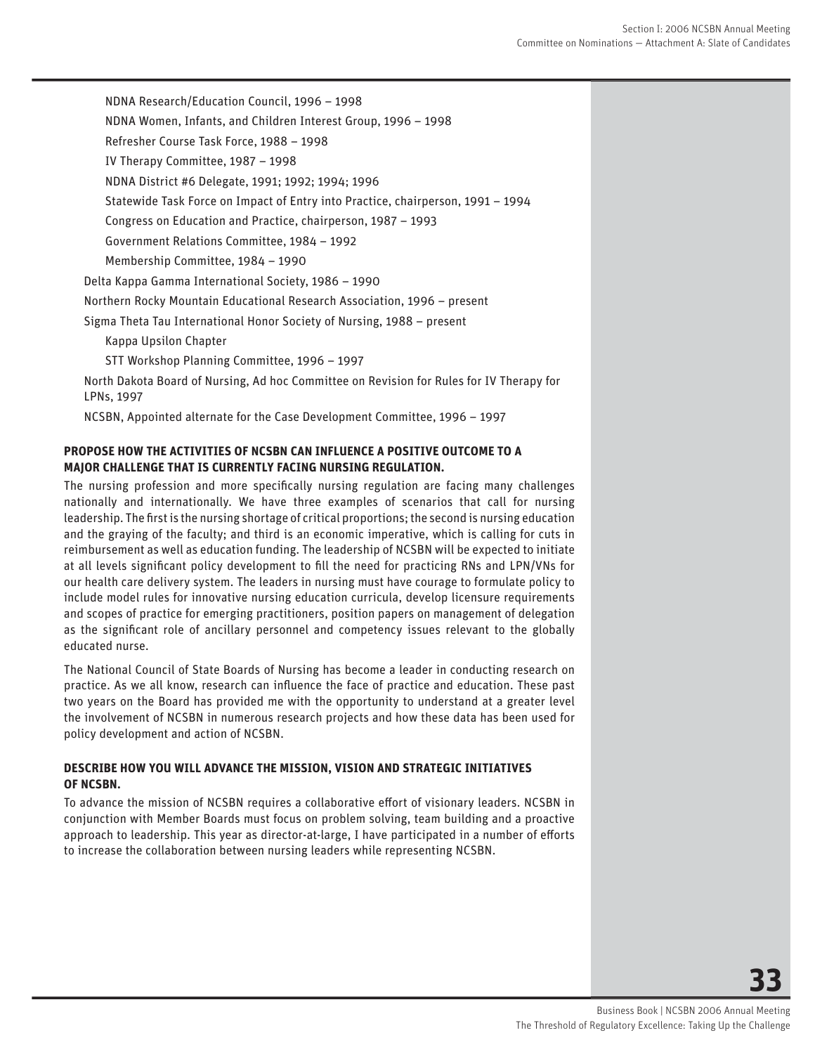- NDNA Research/Education Council, 1996 – 1998
- NDNA Women, Infants, and Children Interest Group, 1996 – 1998
- Refresher Course Task Force, 1988 – 1998
- IV Therapy Committee, 1987 – 1998
- NDNA District #6 Delegate, 1991; 1992; 1994; 1996
- Statewide Task Force on Impact of Entry into Practice, chairperson, 1991 – 1994
- Congress on Education and Practice, chairperson, 1987 – 1993
- Government Relations Committee, 1984 – 1992
- Membership Committee, 1984 – 1990

Delta Kappa Gamma International Society, 1986 – 1990

Northern Rocky Mountain Educational Research Association, 1996 – present

Sigma Theta Tau International Honor Society of Nursing, 1988 – present

- Kappa Upsilon Chapter
- STT Workshop Planning Committee, 1996 – 1997

North Dakota Board of Nursing, Ad hoc Committee on Revision for Rules for IV Therapy for LPNs, 1997

NCSBN, Appointed alternate for the Case Development Committee, 1996 – 1997

**PROPOSE HOW THE ACTIVITIES OF NCSBN CAN INFLUENCE A POSITIVE OUTCOME TO A MAJOR CHALLENGE THAT IS CURRENTLY FACING NURSING REGULATION.**

The nursing profession and more specifically nursing regulation are facing many challenges nationally and internationally. We have three examples of scenarios that call for nursing leadership. The first is the nursing shortage of critical proportions; the second is nursing education and the graying of the faculty; and third is an economic imperative, which is calling for cuts in reimbursement as well as education funding. The leadership of NCSBN will be expected to initiate at all levels significant policy development to fill the need for practicing RNs and LPN/VNs for our health care delivery system. The leaders in nursing must have courage to formulate policy to include model rules for innovative nursing education curricula, develop licensure requirements and scopes of practice for emerging practitioners, position papers on management of delegation as the significant role of ancillary personnel and competency issues relevant to the globally educated nurse.

The National Council of State Boards of Nursing has become a leader in conducting research on practice. As we all know, research can influence the face of practice and education. These past two years on the Board has provided me with the opportunity to understand at a greater level the involvement of NCSBN in numerous research projects and how these data has been used for policy development and action of NCSBN.

**DESCRIBE HOW YOU WILL ADVANCE THE MISSION, VISION AND STRATEGIC INITIATIVES OF NCSBN.**

To advance the mission of NCSBN requires a collaborative effort of visionary leaders. NCSBN in conjunction with Member Boards must focus on problem solving, team building and a proactive approach to leadership. This year as director-at-large, I have participated in a number of efforts to increase the collaboration between nursing leaders while representing NCSBN.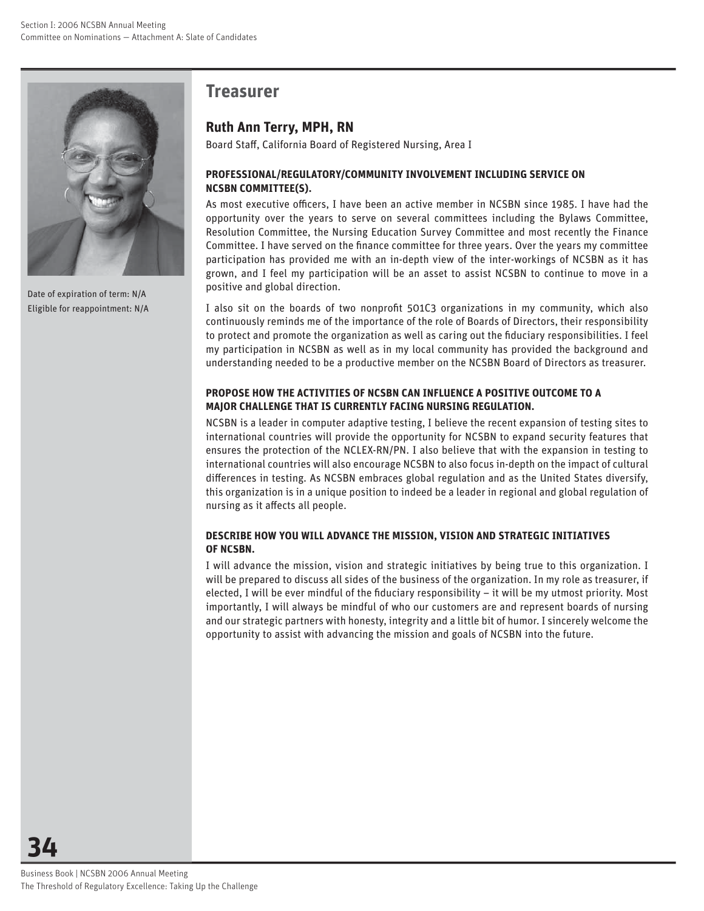## Treasurer

### Ruth Ann Terry, MPH, RN

Board Staff, California Board of Registered Nursing, Area I

Date of expiration of term: N/A
Eligible for reappointment: N/A

**PROFESSIONAL/REGULATORY/COMMUNITY INVOLVEMENT INCLUDING SERVICE ON NCSBN COMMITTEE(S).**

As most executive officers, I have been an active member in NCSBN since 1985. I have had the opportunity over the years to serve on several committees including the Bylaws Committee, Resolution Committee, the Nursing Education Survey Committee and most recently the Finance Committee. I have served on the finance committee for three years. Over the years my committee participation has provided me with an in-depth view of the inter-workings of NCSBN as it has grown, and I feel my participation will be an asset to assist NCSBN to continue to move in a positive and global direction.

I also sit on the boards of two nonprofit 501C3 organizations in my community, which also continuously reminds me of the importance of the role of Boards of Directors, their responsibility to protect and promote the organization as well as caring out the fiduciary responsibilities. I feel my participation in NCSBN as well as in my local community has provided the background and understanding needed to be a productive member on the NCSBN Board of Directors as treasurer.

**PROPOSE HOW THE ACTIVITIES OF NCSBN CAN INFLUENCE A POSITIVE OUTCOME TO A MAJOR CHALLENGE THAT IS CURRENTLY FACING NURSING REGULATION.**

NCSBN is a leader in computer adaptive testing, I believe the recent expansion of testing sites to international countries will provide the opportunity for NCSBN to expand security features that ensures the protection of the NCLEX-RN/PN. I also believe that with the expansion in testing to international countries will also encourage NCSBN to also focus in-depth on the impact of cultural differences in testing. As NCSBN embraces global regulation and as the United States diversify, this organization is in a unique position to indeed be a leader in regional and global regulation of nursing as it affects all people.

**DESCRIBE HOW YOU WILL ADVANCE THE MISSION, VISION AND STRATEGIC INITIATIVES OF NCSBN.**

I will advance the mission, vision and strategic initiatives by being true to this organization. I will be prepared to discuss all sides of the business of the organization. In my role as treasurer, if elected, I will be ever mindful of the fiduciary responsibility – it will be my utmost priority. Most importantly, I will always be mindful of who our customers are and represent boards of nursing and our strategic partners with honesty, integrity and a little bit of humor. I sincerely welcome the opportunity to assist with advancing the mission and goals of NCSBN into the future.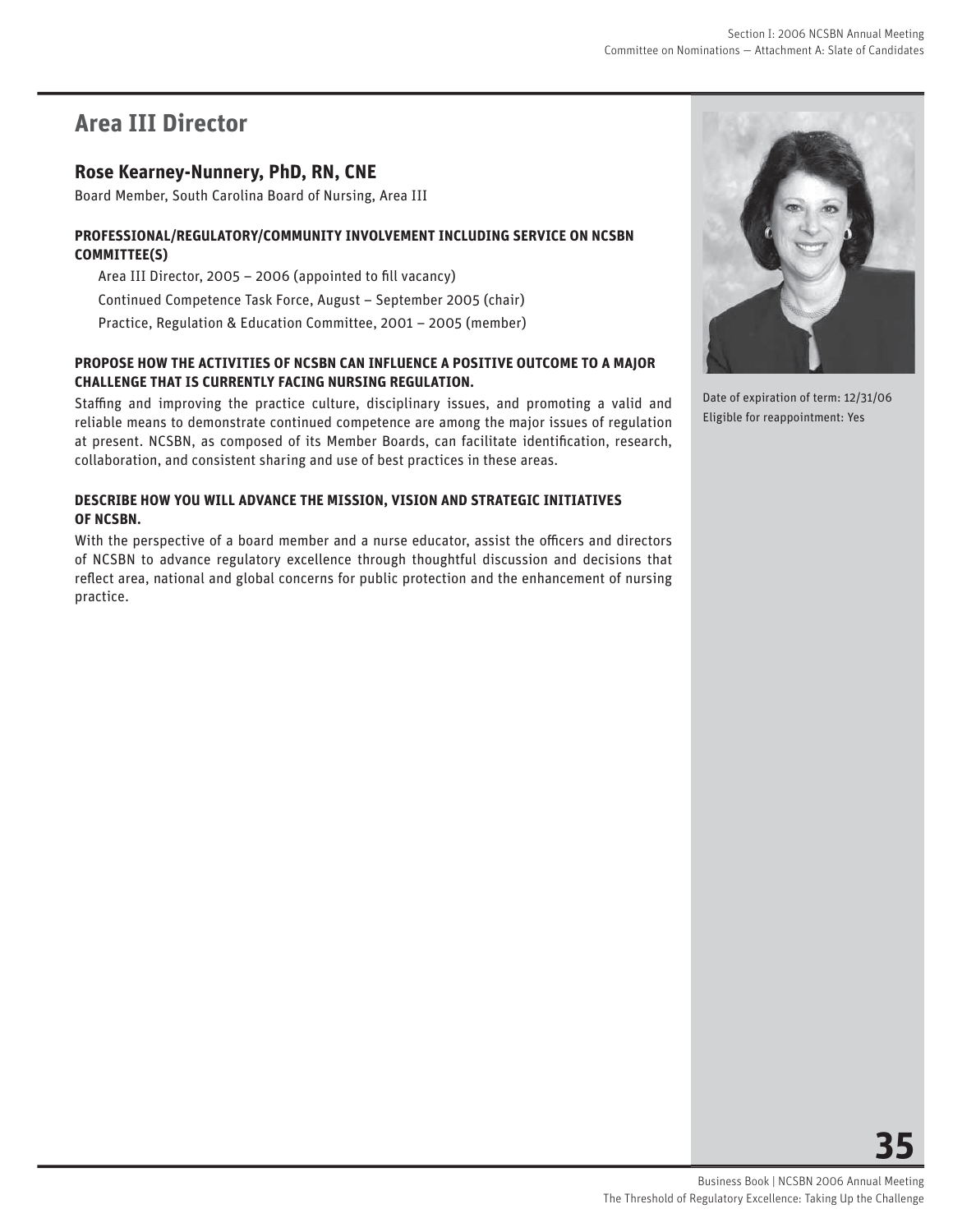## Area III Director

### Rose Kearney-Nunnery, PhD, RN, CNE

Board Member, South Carolina Board of Nursing, Area III

**PROFESSIONAL/REGULATORY/COMMUNITY INVOLVEMENT INCLUDING SERVICE ON NCSBN COMMITTEE(S)**

Area III Director, 2005 – 2006 (appointed to fill vacancy)

Continued Competence Task Force, August – September 2005 (chair)

Practice, Regulation & Education Committee, 2001 – 2005 (member)

**PROPOSE HOW THE ACTIVITIES OF NCSBN CAN INFLUENCE A POSITIVE OUTCOME TO A MAJOR CHALLENGE THAT IS CURRENTLY FACING NURSING REGULATION.**

Staffing and improving the practice culture, disciplinary issues, and promoting a valid and reliable means to demonstrate continued competence are among the major issues of regulation at present. NCSBN, as composed of its Member Boards, can facilitate identification, research, collaboration, and consistent sharing and use of best practices in these areas.

**DESCRIBE HOW YOU WILL ADVANCE THE MISSION, VISION AND STRATEGIC INITIATIVES OF NCSBN.**

With the perspective of a board member and a nurse educator, assist the officers and directors of NCSBN to advance regulatory excellence through thoughtful discussion and decisions that reflect area, national and global concerns for public protection and the enhancement of nursing practice.

Date of expiration of term: 12/31/06

Eligible for reappointment: Yes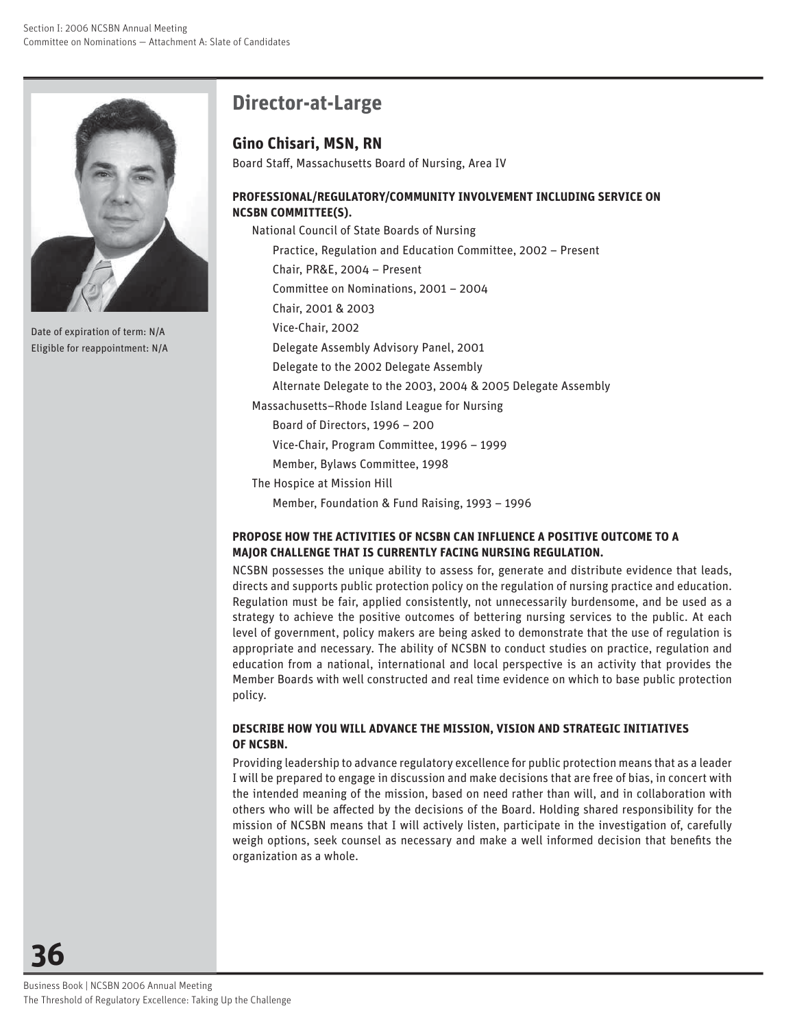Date of expiration of term: N/A

Eligible for reappointment: N/A

## Director-at-Large

### Gino Chisari, MSN, RN

Board Staff, Massachusetts Board of Nursing, Area IV

**PROFESSIONAL/REGULATORY/COMMUNITY INVOLVEMENT INCLUDING SERVICE ON NCSBN COMMITTEE(S).**

- National Council of State Boards of Nursing
  - Practice, Regulation and Education Committee, 2002 – Present
  - Chair, PR&E, 2004 – Present
  - Committee on Nominations, 2001 – 2004
  - Chair, 2001 & 2003
  - Vice-Chair, 2002
  - Delegate Assembly Advisory Panel, 2001
  - Delegate to the 2002 Delegate Assembly
  - Alternate Delegate to the 2003, 2004 & 2005 Delegate Assembly
- Massachusetts–Rhode Island League for Nursing
  - Board of Directors, 1996 – 200
  - Vice-Chair, Program Committee, 1996 – 1999
  - Member, Bylaws Committee, 1998
- The Hospice at Mission Hill
  - Member, Foundation & Fund Raising, 1993 – 1996

**PROPOSE HOW THE ACTIVITIES OF NCSBN CAN INFLUENCE A POSITIVE OUTCOME TO A MAJOR CHALLENGE THAT IS CURRENTLY FACING NURSING REGULATION.**

NCSBN possesses the unique ability to assess for, generate and distribute evidence that leads, directs and supports public protection policy on the regulation of nursing practice and education. Regulation must be fair, applied consistently, not unnecessarily burdensome, and be used as a strategy to achieve the positive outcomes of bettering nursing services to the public. At each level of government, policy makers are being asked to demonstrate that the use of regulation is appropriate and necessary. The ability of NCSBN to conduct studies on practice, regulation and education from a national, international and local perspective is an activity that provides the Member Boards with well constructed and real time evidence on which to base public protection policy.

**DESCRIBE HOW YOU WILL ADVANCE THE MISSION, VISION AND STRATEGIC INITIATIVES OF NCSBN.**

Providing leadership to advance regulatory excellence for public protection means that as a leader I will be prepared to engage in discussion and make decisions that are free of bias, in concert with the intended meaning of the mission, based on need rather than will, and in collaboration with others who will be affected by the decisions of the Board. Holding shared responsibility for the mission of NCSBN means that I will actively listen, participate in the investigation of, carefully weigh options, seek counsel as necessary and make a well informed decision that benefits the organization as a whole.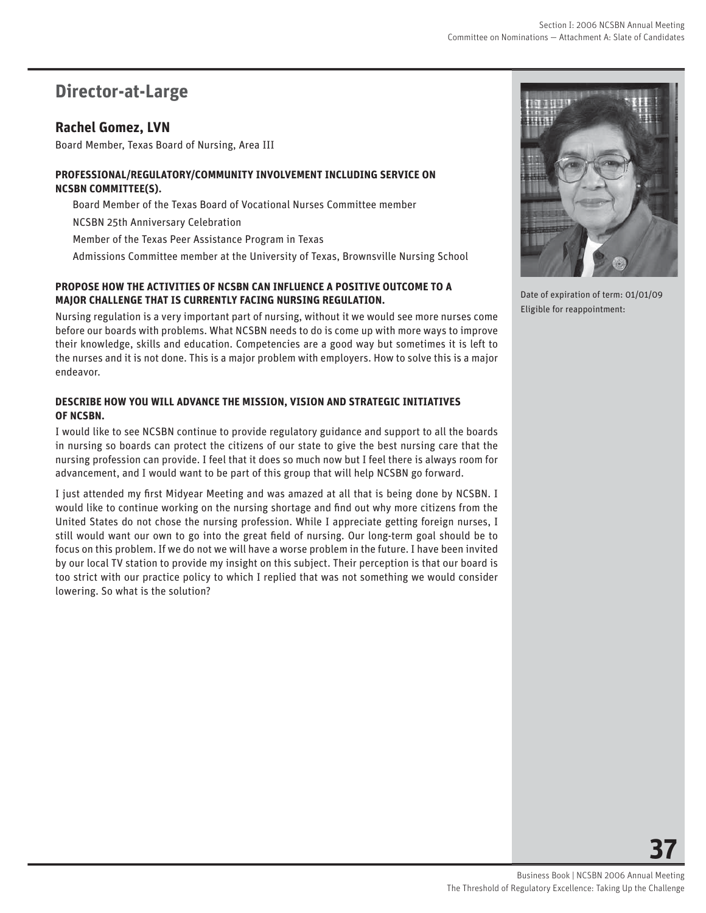## Director-at-Large

### Rachel Gomez, LVN

Board Member, Texas Board of Nursing, Area III

**PROFESSIONAL/REGULATORY/COMMUNITY INVOLVEMENT INCLUDING SERVICE ON NCSBN COMMITTEE(S).**

Board Member of the Texas Board of Vocational Nurses Committee member

NCSBN 25th Anniversary Celebration

Member of the Texas Peer Assistance Program in Texas

Admissions Committee member at the University of Texas, Brownsville Nursing School

**PROPOSE HOW THE ACTIVITIES OF NCSBN CAN INFLUENCE A POSITIVE OUTCOME TO A MAJOR CHALLENGE THAT IS CURRENTLY FACING NURSING REGULATION.**

Nursing regulation is a very important part of nursing, without it we would see more nurses come before our boards with problems. What NCSBN needs to do is come up with more ways to improve their knowledge, skills and education. Competencies are a good way but sometimes it is left to the nurses and it is not done. This is a major problem with employers. How to solve this is a major endeavor.

**DESCRIBE HOW YOU WILL ADVANCE THE MISSION, VISION AND STRATEGIC INITIATIVES OF NCSBN.**

I would like to see NCSBN continue to provide regulatory guidance and support to all the boards in nursing so boards can protect the citizens of our state to give the best nursing care that the nursing profession can provide. I feel that it does so much now but I feel there is always room for advancement, and I would want to be part of this group that will help NCSBN go forward.

I just attended my first Midyear Meeting and was amazed at all that is being done by NCSBN. I would like to continue working on the nursing shortage and find out why more citizens from the United States do not chose the nursing profession. While I appreciate getting foreign nurses, I still would want our own to go into the great field of nursing. Our long-term goal should be to focus on this problem. If we do not we will have a worse problem in the future. I have been invited by our local TV station to provide my insight on this subject. Their perception is that our board is too strict with our practice policy to which I replied that was not something we would consider lowering. So what is the solution?

Date of expiration of term: 01/01/09

Eligible for reappointment: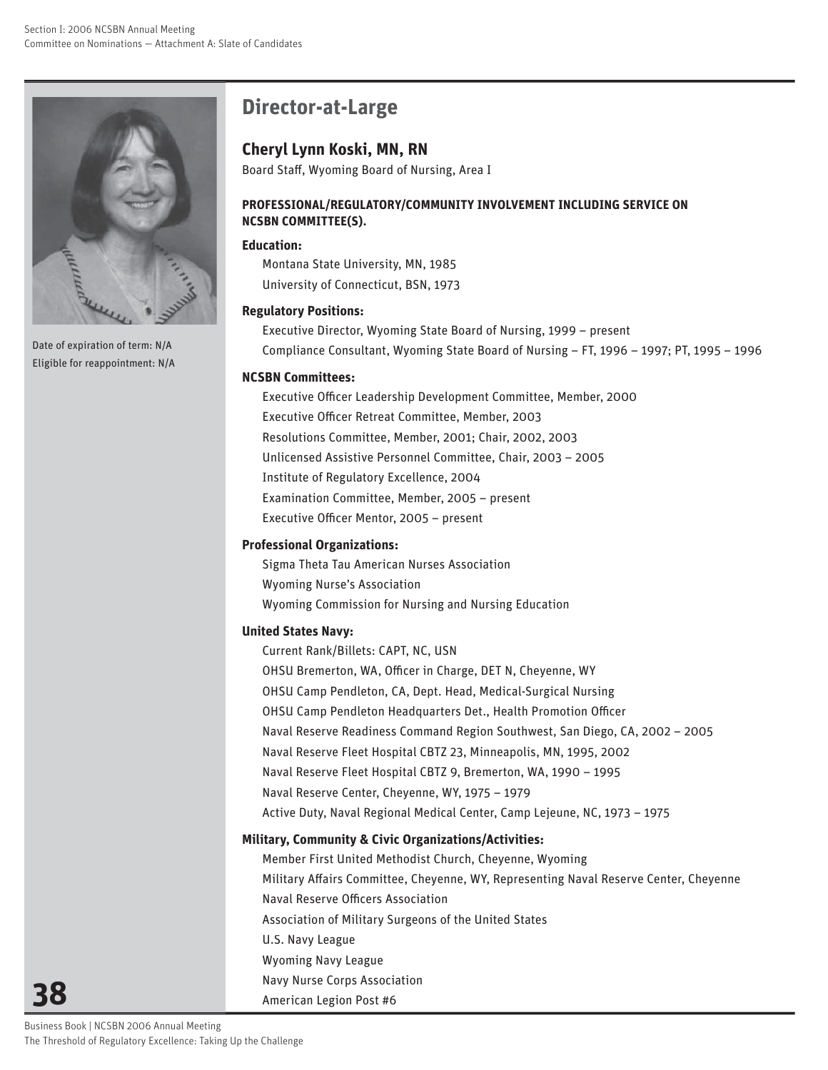Date of expiration of term: N/A
Eligible for reappointment: N/A

## Director-at-Large

### Cheryl Lynn Koski, MN, RN

Board Staff, Wyoming Board of Nursing, Area I

**PROFESSIONAL/REGULATORY/COMMUNITY INVOLVEMENT INCLUDING SERVICE ON NCSBN COMMITTEE(S).**

**Education:**

Montana State University, MN, 1985
University of Connecticut, BSN, 1973

**Regulatory Positions:**

Executive Director, Wyoming State Board of Nursing, 1999 – present
Compliance Consultant, Wyoming State Board of Nursing – FT, 1996 – 1997; PT, 1995 – 1996

**NCSBN Committees:**

Executive Officer Leadership Development Committee, Member, 2000
Executive Officer Retreat Committee, Member, 2003
Resolutions Committee, Member, 2001; Chair, 2002, 2003
Unlicensed Assistive Personnel Committee, Chair, 2003 – 2005
Institute of Regulatory Excellence, 2004
Examination Committee, Member, 2005 – present
Executive Officer Mentor, 2005 – present

**Professional Organizations:**

Sigma Theta Tau American Nurses Association
Wyoming Nurse's Association
Wyoming Commission for Nursing and Nursing Education

**United States Navy:**

Current Rank/Billets: CAPT, NC, USN
OHSU Bremerton, WA, Officer in Charge, DET N, Cheyenne, WY
OHSU Camp Pendleton, CA, Dept. Head, Medical-Surgical Nursing
OHSU Camp Pendleton Headquarters Det., Health Promotion Officer
Naval Reserve Readiness Command Region Southwest, San Diego, CA, 2002 – 2005
Naval Reserve Fleet Hospital CBTZ 23, Minneapolis, MN, 1995, 2002
Naval Reserve Fleet Hospital CBTZ 9, Bremerton, WA, 1990 – 1995
Naval Reserve Center, Cheyenne, WY, 1975 – 1979
Active Duty, Naval Regional Medical Center, Camp Lejeune, NC, 1973 – 1975

**Military, Community & Civic Organizations/Activities:**

Member First United Methodist Church, Cheyenne, Wyoming
Military Affairs Committee, Cheyenne, WY, Representing Naval Reserve Center, Cheyenne
Naval Reserve Officers Association
Association of Military Surgeons of the United States
U.S. Navy League
Wyoming Navy League
Navy Nurse Corps Association
American Legion Post #6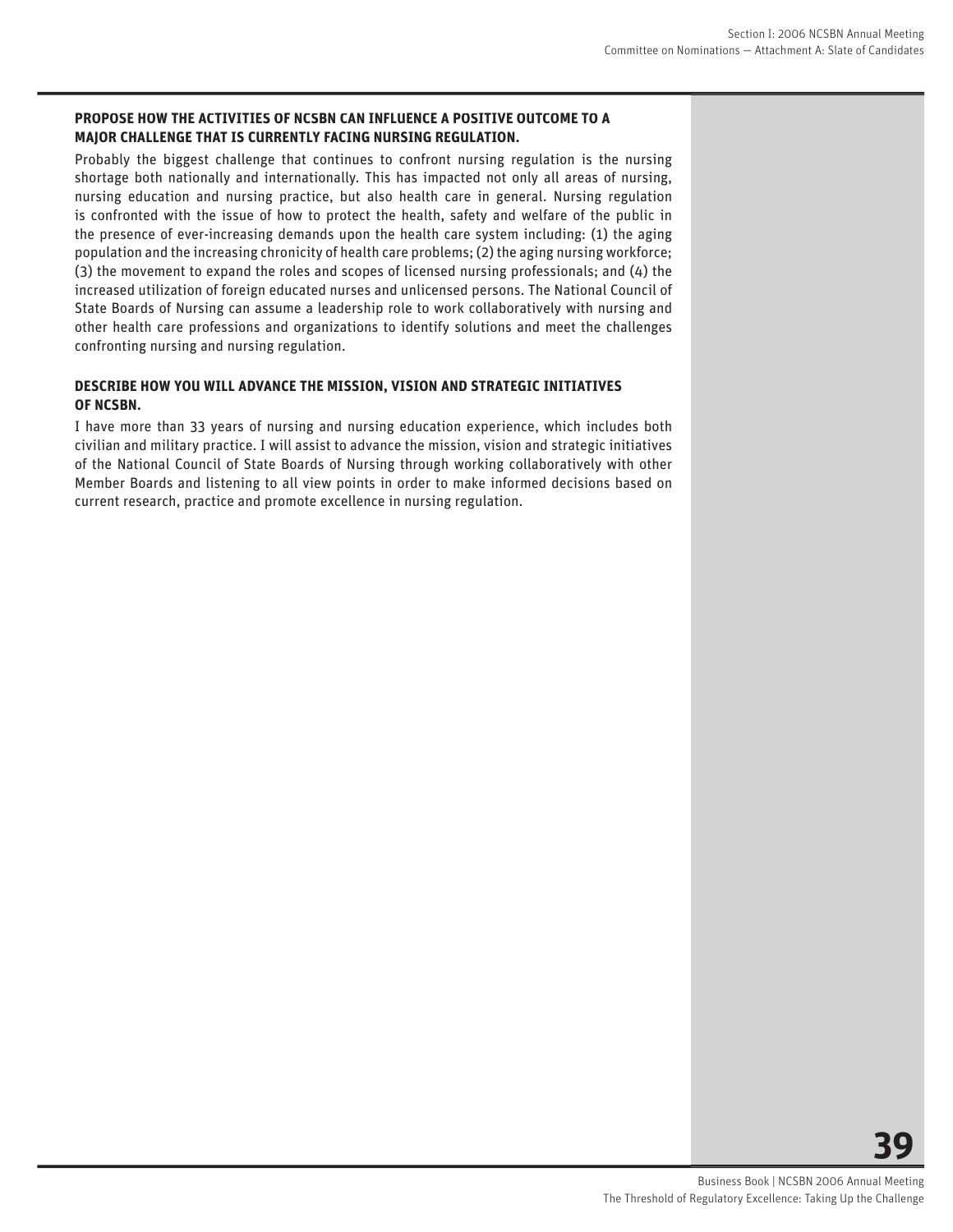**PROPOSE HOW THE ACTIVITIES OF NCSBN CAN INFLUENCE A POSITIVE OUTCOME TO A MAJOR CHALLENGE THAT IS CURRENTLY FACING NURSING REGULATION.**

Probably the biggest challenge that continues to confront nursing regulation is the nursing shortage both nationally and internationally. This has impacted not only all areas of nursing, nursing education and nursing practice, but also health care in general. Nursing regulation is confronted with the issue of how to protect the health, safety and welfare of the public in the presence of ever-increasing demands upon the health care system including: (1) the aging population and the increasing chronicity of health care problems; (2) the aging nursing workforce; (3) the movement to expand the roles and scopes of licensed nursing professionals; and (4) the increased utilization of foreign educated nurses and unlicensed persons. The National Council of State Boards of Nursing can assume a leadership role to work collaboratively with nursing and other health care professions and organizations to identify solutions and meet the challenges confronting nursing and nursing regulation.

**DESCRIBE HOW YOU WILL ADVANCE THE MISSION, VISION AND STRATEGIC INITIATIVES OF NCSBN.**

I have more than 33 years of nursing and nursing education experience, which includes both civilian and military practice. I will assist to advance the mission, vision and strategic initiatives of the National Council of State Boards of Nursing through working collaboratively with other Member Boards and listening to all view points in order to make informed decisions based on current research, practice and promote excellence in nursing regulation.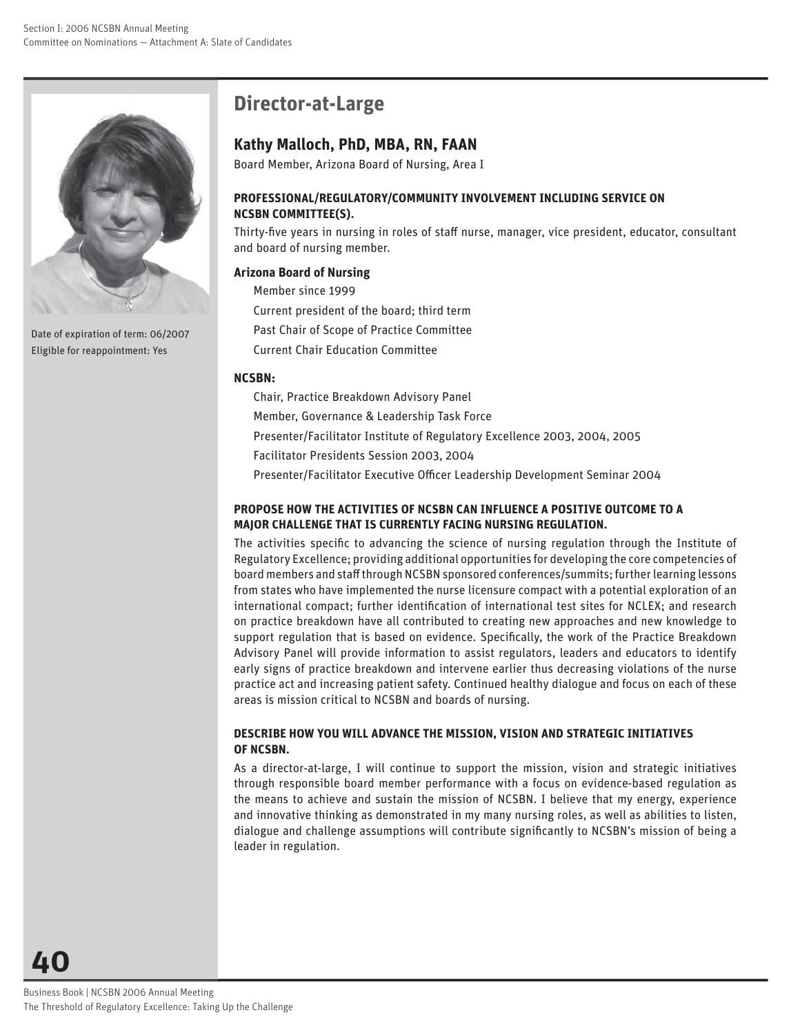## Director-at-Large

### Kathy Malloch, PhD, MBA, RN, FAAN

Board Member, Arizona Board of Nursing, Area I

Date of expiration of term: 06/2007

Eligible for reappointment: Yes

**PROFESSIONAL/REGULATORY/COMMUNITY INVOLVEMENT INCLUDING SERVICE ON NCSBN COMMITTEE(S).**

Thirty-five years in nursing in roles of staff nurse, manager, vice president, educator, consultant and board of nursing member.

**Arizona Board of Nursing**

- Member since 1999
- Current president of the board; third term
- Past Chair of Scope of Practice Committee
- Current Chair Education Committee

**NCSBN:**

- Chair, Practice Breakdown Advisory Panel
- Member, Governance & Leadership Task Force
- Presenter/Facilitator Institute of Regulatory Excellence 2003, 2004, 2005
- Facilitator Presidents Session 2003, 2004
- Presenter/Facilitator Executive Officer Leadership Development Seminar 2004

**PROPOSE HOW THE ACTIVITIES OF NCSBN CAN INFLUENCE A POSITIVE OUTCOME TO A MAJOR CHALLENGE THAT IS CURRENTLY FACING NURSING REGULATION.**

The activities specific to advancing the science of nursing regulation through the Institute of Regulatory Excellence; providing additional opportunities for developing the core competencies of board members and staff through NCSBN sponsored conferences/summits; further learning lessons from states who have implemented the nurse licensure compact with a potential exploration of an international compact; further identification of international test sites for NCLEX; and research on practice breakdown have all contributed to creating new approaches and new knowledge to support regulation that is based on evidence. Specifically, the work of the Practice Breakdown Advisory Panel will provide information to assist regulators, leaders and educators to identify early signs of practice breakdown and intervene earlier thus decreasing violations of the nurse practice act and increasing patient safety. Continued healthy dialogue and focus on each of these areas is mission critical to NCSBN and boards of nursing.

**DESCRIBE HOW YOU WILL ADVANCE THE MISSION, VISION AND STRATEGIC INITIATIVES OF NCSBN.**

As a director-at-large, I will continue to support the mission, vision and strategic initiatives through responsible board member performance with a focus on evidence-based regulation as the means to achieve and sustain the mission of NCSBN. I believe that my energy, experience and innovative thinking as demonstrated in my many nursing roles, as well as abilities to listen, dialogue and challenge assumptions will contribute significantly to NCSBN's mission of being a leader in regulation.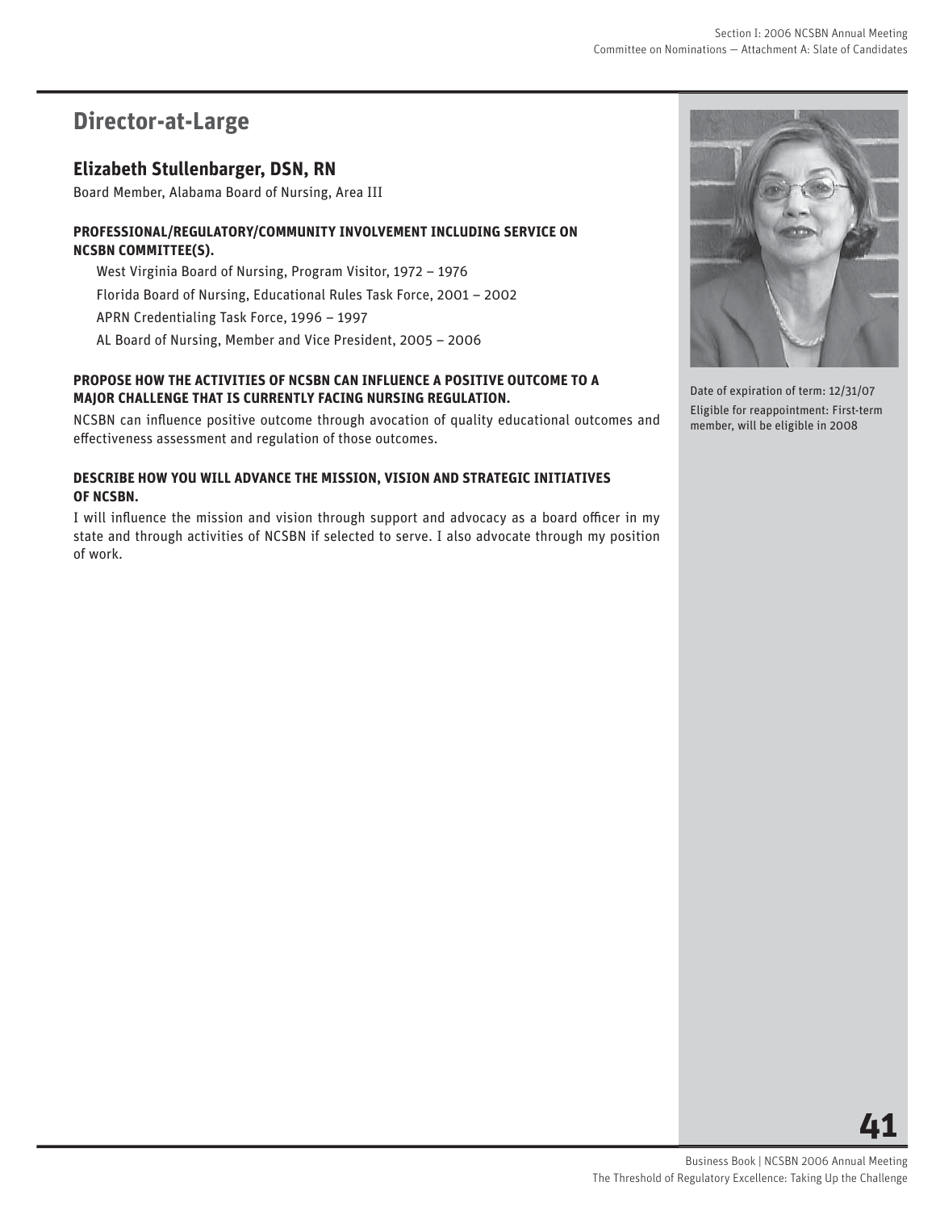## Director-at-Large

### Elizabeth Stullenbarger, DSN, RN

Board Member, Alabama Board of Nursing, Area III

**PROFESSIONAL/REGULATORY/COMMUNITY INVOLVEMENT INCLUDING SERVICE ON NCSBN COMMITTEE(S).**

West Virginia Board of Nursing, Program Visitor, 1972 – 1976

Florida Board of Nursing, Educational Rules Task Force, 2001 – 2002

APRN Credentialing Task Force, 1996 – 1997

AL Board of Nursing, Member and Vice President, 2005 – 2006

**PROPOSE HOW THE ACTIVITIES OF NCSBN CAN INFLUENCE A POSITIVE OUTCOME TO A MAJOR CHALLENGE THAT IS CURRENTLY FACING NURSING REGULATION.**

NCSBN can influence positive outcome through avocation of quality educational outcomes and effectiveness assessment and regulation of those outcomes.

**DESCRIBE HOW YOU WILL ADVANCE THE MISSION, VISION AND STRATEGIC INITIATIVES OF NCSBN.**

I will influence the mission and vision through support and advocacy as a board officer in my state and through activities of NCSBN if selected to serve. I also advocate through my position of work.

Date of expiration of term: 12/31/07

Eligible for reappointment: First-term member, will be eligible in 2008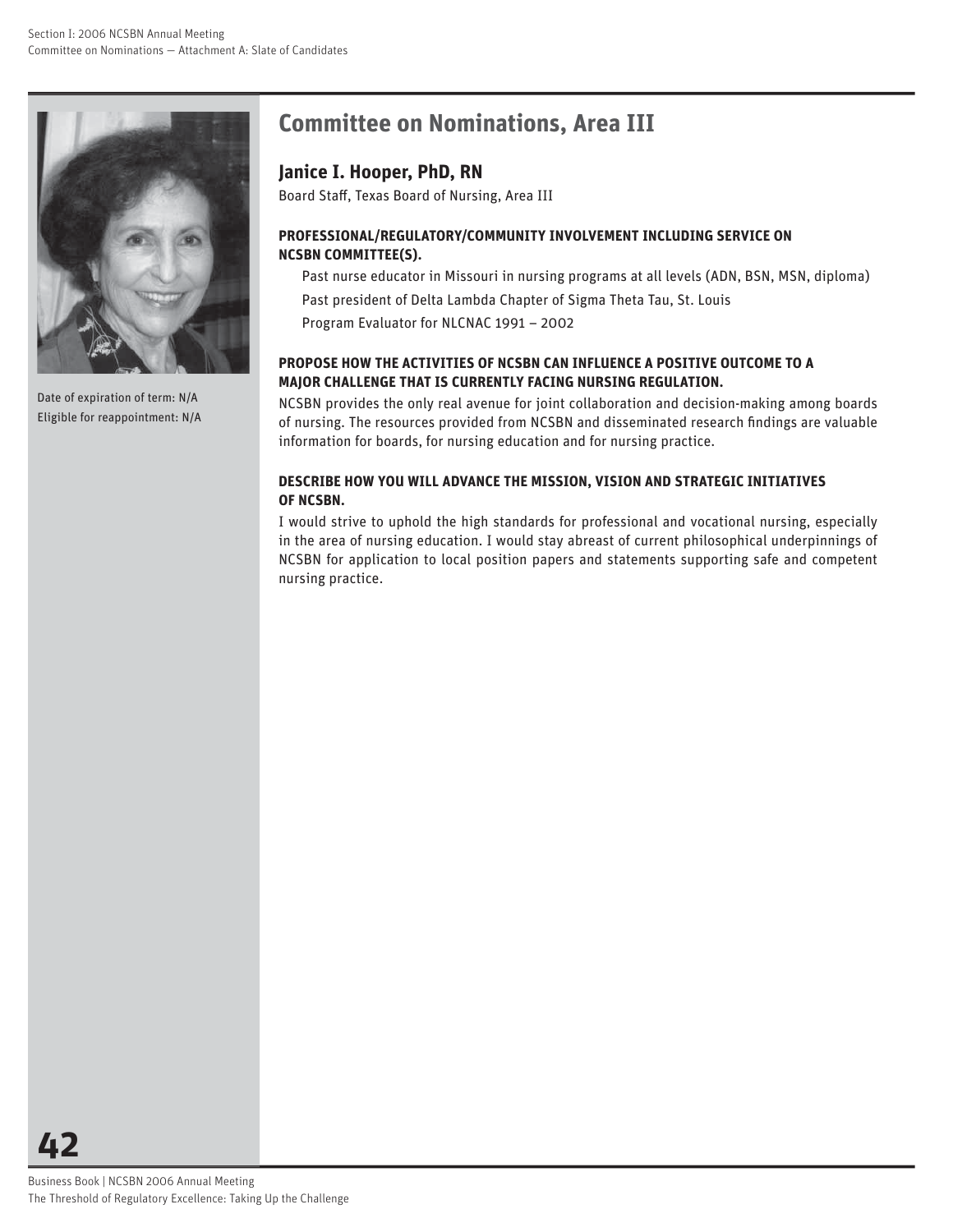## Committee on Nominations, Area III

### Janice I. Hooper, PhD, RN

Board Staff, Texas Board of Nursing, Area III

Date of expiration of term: N/A
Eligible for reappointment: N/A

**PROFESSIONAL/REGULATORY/COMMUNITY INVOLVEMENT INCLUDING SERVICE ON NCSBN COMMITTEE(S).**

Past nurse educator in Missouri in nursing programs at all levels (ADN, BSN, MSN, diploma)
Past president of Delta Lambda Chapter of Sigma Theta Tau, St. Louis
Program Evaluator for NLCNAC 1991 – 2002

**PROPOSE HOW THE ACTIVITIES OF NCSBN CAN INFLUENCE A POSITIVE OUTCOME TO A MAJOR CHALLENGE THAT IS CURRENTLY FACING NURSING REGULATION.**

NCSBN provides the only real avenue for joint collaboration and decision-making among boards of nursing. The resources provided from NCSBN and disseminated research findings are valuable information for boards, for nursing education and for nursing practice.

**DESCRIBE HOW YOU WILL ADVANCE THE MISSION, VISION AND STRATEGIC INITIATIVES OF NCSBN.**

I would strive to uphold the high standards for professional and vocational nursing, especially in the area of nursing education. I would stay abreast of current philosophical underpinnings of NCSBN for application to local position papers and statements supporting safe and competent nursing practice.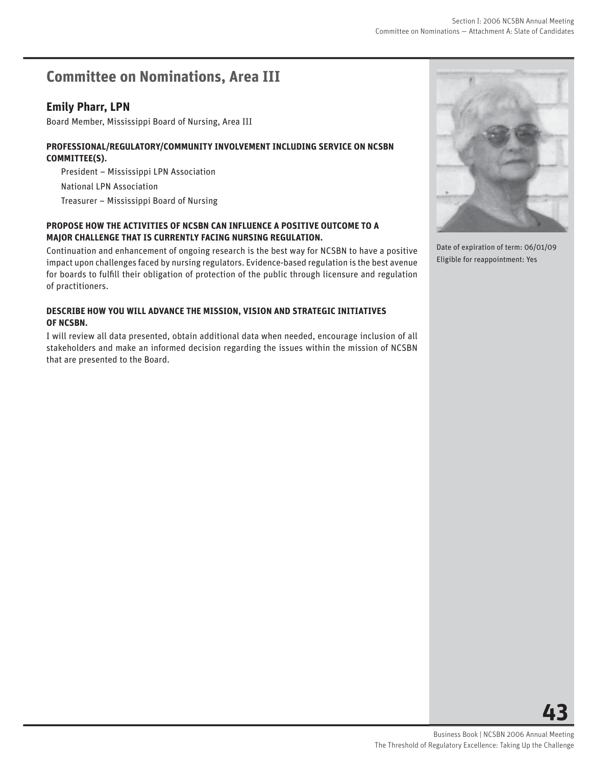## Committee on Nominations, Area III

### Emily Pharr, LPN

Board Member, Mississippi Board of Nursing, Area III

**PROFESSIONAL/REGULATORY/COMMUNITY INVOLVEMENT INCLUDING SERVICE ON NCSBN COMMITTEE(S).**

President – Mississippi LPN Association

National LPN Association

Treasurer – Mississippi Board of Nursing

**PROPOSE HOW THE ACTIVITIES OF NCSBN CAN INFLUENCE A POSITIVE OUTCOME TO A MAJOR CHALLENGE THAT IS CURRENTLY FACING NURSING REGULATION.**

Continuation and enhancement of ongoing research is the best way for NCSBN to have a positive impact upon challenges faced by nursing regulators. Evidence-based regulation is the best avenue for boards to fulfill their obligation of protection of the public through licensure and regulation of practitioners.

**DESCRIBE HOW YOU WILL ADVANCE THE MISSION, VISION AND STRATEGIC INITIATIVES OF NCSBN.**

I will review all data presented, obtain additional data when needed, encourage inclusion of all stakeholders and make an informed decision regarding the issues within the mission of NCSBN that are presented to the Board.

Date of expiration of term: 06/01/09

Eligible for reappointment: Yes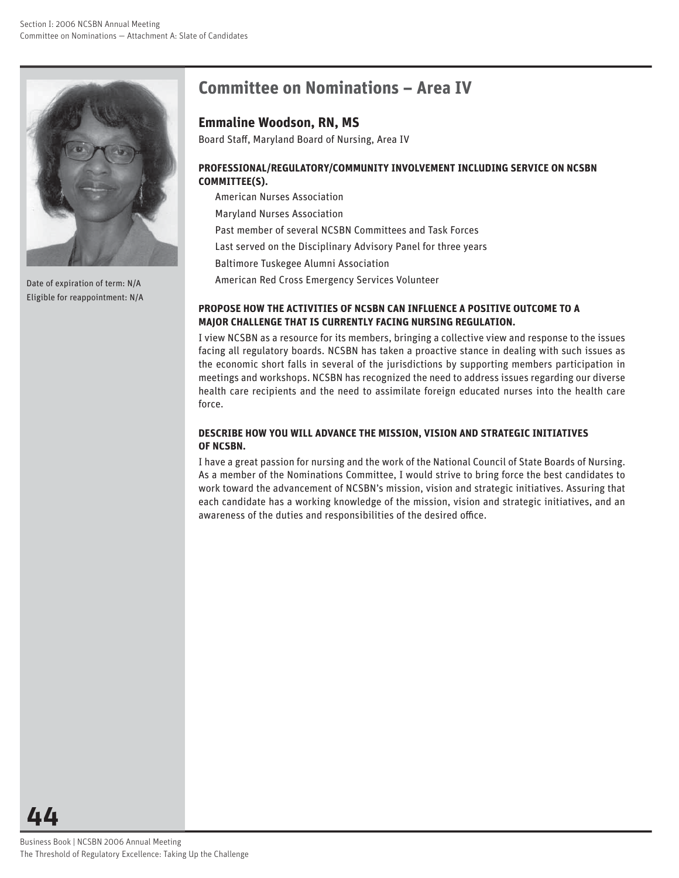## Committee on Nominations – Area IV

### Emmaline Woodson, RN, MS

Board Staff, Maryland Board of Nursing, Area IV

Date of expiration of term: N/A
Eligible for reappointment: N/A

**PROFESSIONAL/REGULATORY/COMMUNITY INVOLVEMENT INCLUDING SERVICE ON NCSBN COMMITTEE(S).**

- American Nurses Association
- Maryland Nurses Association
- Past member of several NCSBN Committees and Task Forces
- Last served on the Disciplinary Advisory Panel for three years
- Baltimore Tuskegee Alumni Association
- American Red Cross Emergency Services Volunteer

**PROPOSE HOW THE ACTIVITIES OF NCSBN CAN INFLUENCE A POSITIVE OUTCOME TO A MAJOR CHALLENGE THAT IS CURRENTLY FACING NURSING REGULATION.**

I view NCSBN as a resource for its members, bringing a collective view and response to the issues facing all regulatory boards. NCSBN has taken a proactive stance in dealing with such issues as the economic short falls in several of the jurisdictions by supporting members participation in meetings and workshops. NCSBN has recognized the need to address issues regarding our diverse health care recipients and the need to assimilate foreign educated nurses into the health care force.

**DESCRIBE HOW YOU WILL ADVANCE THE MISSION, VISION AND STRATEGIC INITIATIVES OF NCSBN.**

I have a great passion for nursing and the work of the National Council of State Boards of Nursing. As a member of the Nominations Committee, I would strive to bring force the best candidates to work toward the advancement of NCSBN's mission, vision and strategic initiatives. Assuring that each candidate has a working knowledge of the mission, vision and strategic initiatives, and an awareness of the duties and responsibilities of the desired office.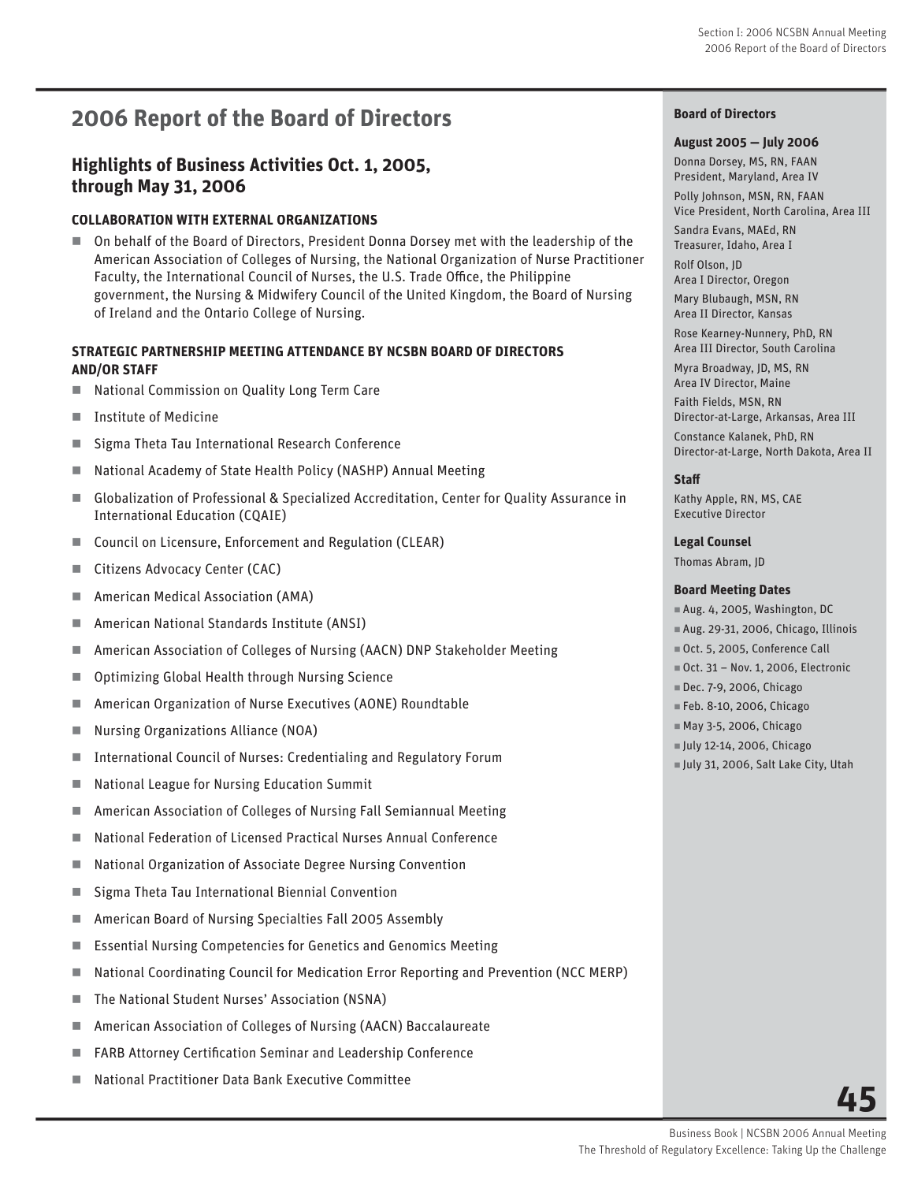# 2006 Report of the Board of Directors

## Highlights of Business Activities Oct. 1, 2005, through May 31, 2006

### COLLABORATION WITH EXTERNAL ORGANIZATIONS

- On behalf of the Board of Directors, President Donna Dorsey met with the leadership of the American Association of Colleges of Nursing, the National Organization of Nurse Practitioner Faculty, the International Council of Nurses, the U.S. Trade Office, the Philippine government, the Nursing & Midwifery Council of the United Kingdom, the Board of Nursing of Ireland and the Ontario College of Nursing.

### STRATEGIC PARTNERSHIP MEETING ATTENDANCE BY NCSBN BOARD OF DIRECTORS AND/OR STAFF

- National Commission on Quality Long Term Care
- Institute of Medicine
- Sigma Theta Tau International Research Conference
- National Academy of State Health Policy (NASHP) Annual Meeting
- Globalization of Professional & Specialized Accreditation, Center for Quality Assurance in International Education (CQAIE)
- Council on Licensure, Enforcement and Regulation (CLEAR)
- Citizens Advocacy Center (CAC)
- American Medical Association (AMA)
- American National Standards Institute (ANSI)
- American Association of Colleges of Nursing (AACN) DNP Stakeholder Meeting
- Optimizing Global Health through Nursing Science
- American Organization of Nurse Executives (AONE) Roundtable
- Nursing Organizations Alliance (NOA)
- International Council of Nurses: Credentialing and Regulatory Forum
- National League for Nursing Education Summit
- American Association of Colleges of Nursing Fall Semiannual Meeting
- National Federation of Licensed Practical Nurses Annual Conference
- National Organization of Associate Degree Nursing Convention
- Sigma Theta Tau International Biennial Convention
- American Board of Nursing Specialties Fall 2005 Assembly
- Essential Nursing Competencies for Genetics and Genomics Meeting
- National Coordinating Council for Medication Error Reporting and Prevention (NCC MERP)
- The National Student Nurses' Association (NSNA)
- American Association of Colleges of Nursing (AACN) Baccalaureate
- FARB Attorney Certification Seminar and Leadership Conference
- National Practitioner Data Bank Executive Committee

**Board of Directors**

**August 2005 — July 2006**

Donna Dorsey, MS, RN, FAAN
President, Maryland, Area IV

Polly Johnson, MSN, RN, FAAN
Vice President, North Carolina, Area III

Sandra Evans, MAEd, RN
Treasurer, Idaho, Area I

Rolf Olson, JD
Area I Director, Oregon

Mary Blubaugh, MSN, RN
Area II Director, Kansas

Rose Kearney-Nunnery, PhD, RN
Area III Director, South Carolina

Myra Broadway, JD, MS, RN
Area IV Director, Maine

Faith Fields, MSN, RN
Director-at-Large, Arkansas, Area III

Constance Kalanek, PhD, RN
Director-at-Large, North Dakota, Area II

**Staff**

Kathy Apple, RN, MS, CAE
Executive Director

**Legal Counsel**

Thomas Abram, JD

**Board Meeting Dates**

- Aug. 4, 2005, Washington, DC
- Aug. 29-31, 2006, Chicago, Illinois
- Oct. 5, 2005, Conference Call
- Oct. 31 – Nov. 1, 2006, Electronic
- Dec. 7-9, 2006, Chicago
- Feb. 8-10, 2006, Chicago
- May 3-5, 2006, Chicago
- July 12-14, 2006, Chicago
- July 31, 2006, Salt Lake City, Utah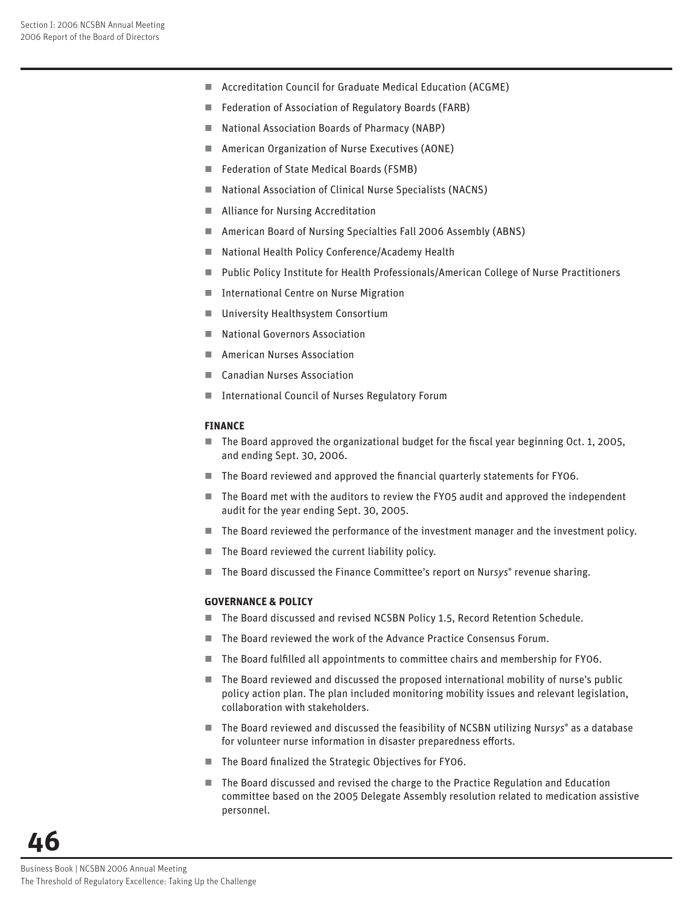- Accreditation Council for Graduate Medical Education (ACGME)
- Federation of Association of Regulatory Boards (FARB)
- National Association Boards of Pharmacy (NABP)
- American Organization of Nurse Executives (AONE)
- Federation of State Medical Boards (FSMB)
- National Association of Clinical Nurse Specialists (NACNS)
- Alliance for Nursing Accreditation
- American Board of Nursing Specialties Fall 2006 Assembly (ABNS)
- National Health Policy Conference/Academy Health
- Public Policy Institute for Health Professionals/American College of Nurse Practitioners
- International Centre on Nurse Migration
- University Healthsystem Consortium
- National Governors Association
- American Nurses Association
- Canadian Nurses Association
- International Council of Nurses Regulatory Forum

#### FINANCE

- The Board approved the organizational budget for the fiscal year beginning Oct. 1, 2005, and ending Sept. 30, 2006.
- The Board reviewed and approved the financial quarterly statements for FY06.
- The Board met with the auditors to review the FY05 audit and approved the independent audit for the year ending Sept. 30, 2005.
- The Board reviewed the performance of the investment manager and the investment policy.
- The Board reviewed the current liability policy.
- The Board discussed the Finance Committee's report on Nur*sys*® revenue sharing.

#### GOVERNANCE & POLICY

- The Board discussed and revised NCSBN Policy 1.5, Record Retention Schedule.
- The Board reviewed the work of the Advance Practice Consensus Forum.
- The Board fulfilled all appointments to committee chairs and membership for FY06.
- The Board reviewed and discussed the proposed international mobility of nurse's public policy action plan. The plan included monitoring mobility issues and relevant legislation, collaboration with stakeholders.
- The Board reviewed and discussed the feasibility of NCSBN utilizing Nur*sys*® as a database for volunteer nurse information in disaster preparedness efforts.
- The Board finalized the Strategic Objectives for FY06.
- The Board discussed and revised the charge to the Practice Regulation and Education committee based on the 2005 Delegate Assembly resolution related to medication assistive personnel.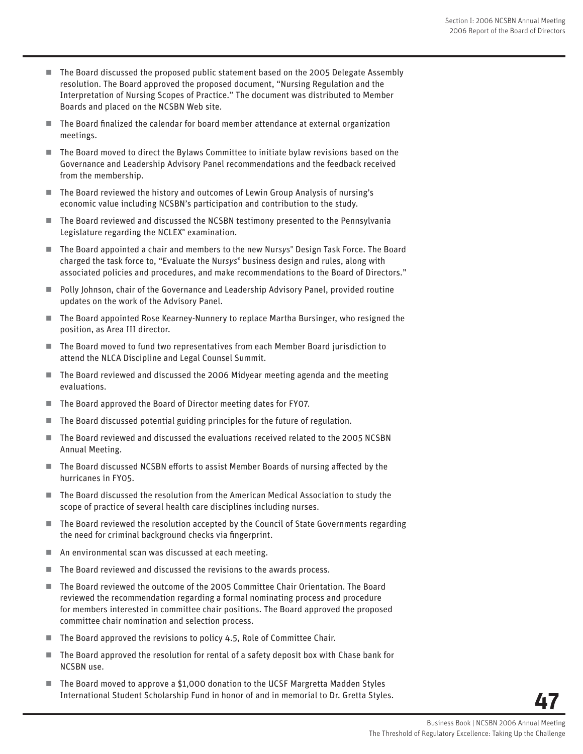- The Board discussed the proposed public statement based on the 2005 Delegate Assembly resolution. The Board approved the proposed document, "Nursing Regulation and the Interpretation of Nursing Scopes of Practice." The document was distributed to Member Boards and placed on the NCSBN Web site.
- The Board finalized the calendar for board member attendance at external organization meetings.
- The Board moved to direct the Bylaws Committee to initiate bylaw revisions based on the Governance and Leadership Advisory Panel recommendations and the feedback received from the membership.
- The Board reviewed the history and outcomes of Lewin Group Analysis of nursing's economic value including NCSBN's participation and contribution to the study.
- The Board reviewed and discussed the NCSBN testimony presented to the Pennsylvania Legislature regarding the NCLEX® examination.
- The Board appointed a chair and members to the new Nur*sys*® Design Task Force. The Board charged the task force to, "Evaluate the Nur*sys*® business design and rules, along with associated policies and procedures, and make recommendations to the Board of Directors."
- Polly Johnson, chair of the Governance and Leadership Advisory Panel, provided routine updates on the work of the Advisory Panel.
- The Board appointed Rose Kearney-Nunnery to replace Martha Bursinger, who resigned the position, as Area III director.
- The Board moved to fund two representatives from each Member Board jurisdiction to attend the NLCA Discipline and Legal Counsel Summit.
- The Board reviewed and discussed the 2006 Midyear meeting agenda and the meeting evaluations.
- The Board approved the Board of Director meeting dates for FY07.
- The Board discussed potential guiding principles for the future of regulation.
- The Board reviewed and discussed the evaluations received related to the 2005 NCSBN Annual Meeting.
- The Board discussed NCSBN efforts to assist Member Boards of nursing affected by the hurricanes in FY05.
- The Board discussed the resolution from the American Medical Association to study the scope of practice of several health care disciplines including nurses.
- The Board reviewed the resolution accepted by the Council of State Governments regarding the need for criminal background checks via fingerprint.
- An environmental scan was discussed at each meeting.
- The Board reviewed and discussed the revisions to the awards process.
- The Board reviewed the outcome of the 2005 Committee Chair Orientation. The Board reviewed the recommendation regarding a formal nominating process and procedure for members interested in committee chair positions. The Board approved the proposed committee chair nomination and selection process.
- The Board approved the revisions to policy 4.5, Role of Committee Chair.
- The Board approved the resolution for rental of a safety deposit box with Chase bank for NCSBN use.
- The Board moved to approve a $1,000 donation to the UCSF Margretta Madden Styles International Student Scholarship Fund in honor of and in memorial to Dr. Gretta Styles.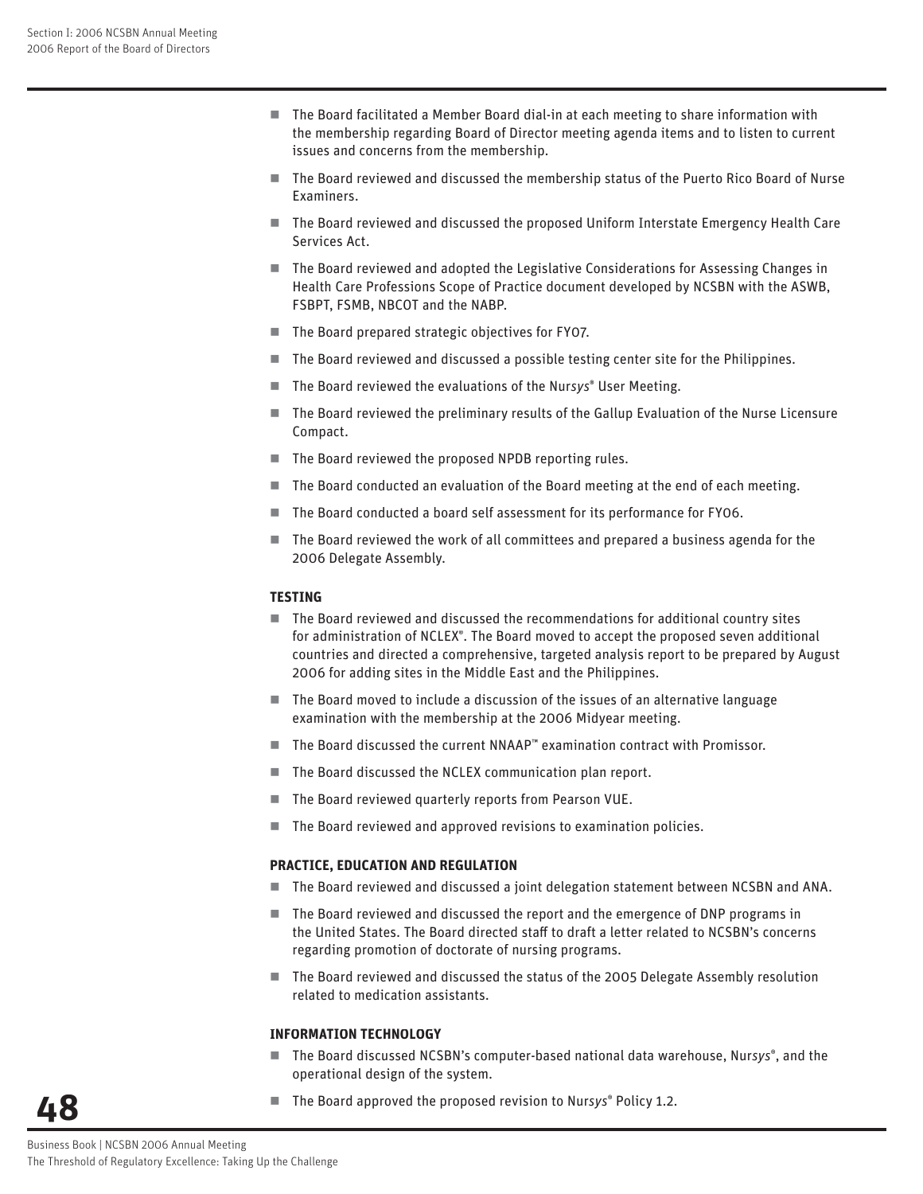- The Board facilitated a Member Board dial-in at each meeting to share information with the membership regarding Board of Director meeting agenda items and to listen to current issues and concerns from the membership.
- The Board reviewed and discussed the membership status of the Puerto Rico Board of Nurse Examiners.
- The Board reviewed and discussed the proposed Uniform Interstate Emergency Health Care Services Act.
- The Board reviewed and adopted the Legislative Considerations for Assessing Changes in Health Care Professions Scope of Practice document developed by NCSBN with the ASWB, FSBPT, FSMB, NBCOT and the NABP.
- The Board prepared strategic objectives for FY07.
- The Board reviewed and discussed a possible testing center site for the Philippines.
- The Board reviewed the evaluations of the Nur*sys*® User Meeting.
- The Board reviewed the preliminary results of the Gallup Evaluation of the Nurse Licensure Compact.
- The Board reviewed the proposed NPDB reporting rules.
- The Board conducted an evaluation of the Board meeting at the end of each meeting.
- The Board conducted a board self assessment for its performance for FY06.
- The Board reviewed the work of all committees and prepared a business agenda for the 2006 Delegate Assembly.

#### TESTING

- The Board reviewed and discussed the recommendations for additional country sites for administration of NCLEX®. The Board moved to accept the proposed seven additional countries and directed a comprehensive, targeted analysis report to be prepared by August 2006 for adding sites in the Middle East and the Philippines.
- The Board moved to include a discussion of the issues of an alternative language examination with the membership at the 2006 Midyear meeting.
- The Board discussed the current NNAAP™ examination contract with Promissor.
- The Board discussed the NCLEX communication plan report.
- The Board reviewed quarterly reports from Pearson VUE.
- The Board reviewed and approved revisions to examination policies.

#### PRACTICE, EDUCATION AND REGULATION

- The Board reviewed and discussed a joint delegation statement between NCSBN and ANA.
- The Board reviewed and discussed the report and the emergence of DNP programs in the United States. The Board directed staff to draft a letter related to NCSBN's concerns regarding promotion of doctorate of nursing programs.
- The Board reviewed and discussed the status of the 2005 Delegate Assembly resolution related to medication assistants.

#### INFORMATION TECHNOLOGY

- The Board discussed NCSBN's computer-based national data warehouse, Nur*sys*®, and the operational design of the system.
- The Board approved the proposed revision to Nur*sys*® Policy 1.2.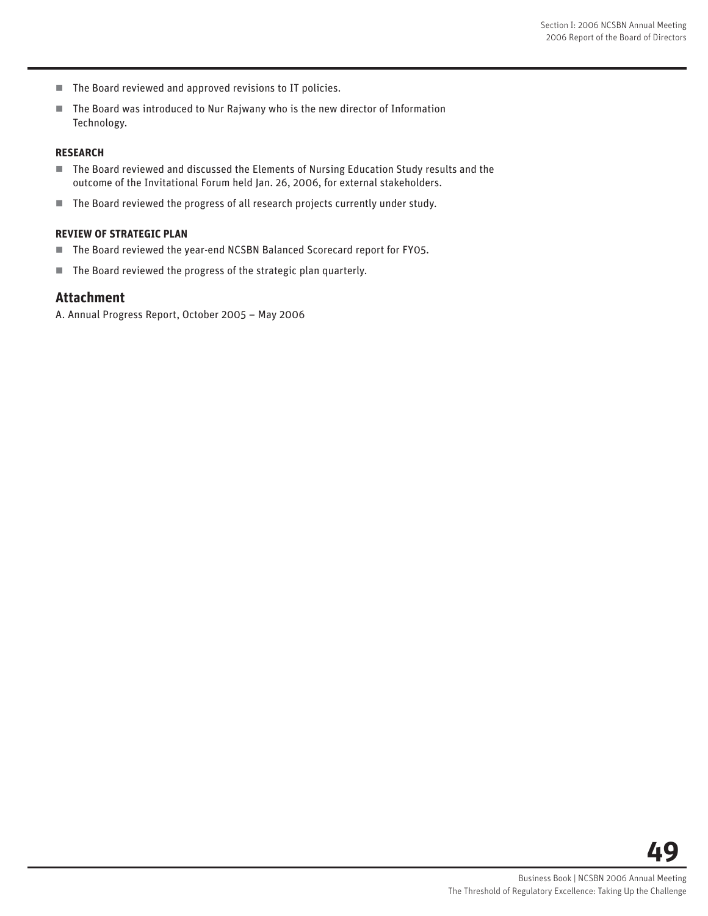- The Board reviewed and approved revisions to IT policies.
- The Board was introduced to Nur Rajwany who is the new director of Information Technology.

**RESEARCH**

- The Board reviewed and discussed the Elements of Nursing Education Study results and the outcome of the Invitational Forum held Jan. 26, 2006, for external stakeholders.
- The Board reviewed the progress of all research projects currently under study.

**REVIEW OF STRATEGIC PLAN**

- The Board reviewed the year-end NCSBN Balanced Scorecard report for FY05.
- The Board reviewed the progress of the strategic plan quarterly.

## Attachment

A. Annual Progress Report, October 2005 – May 2006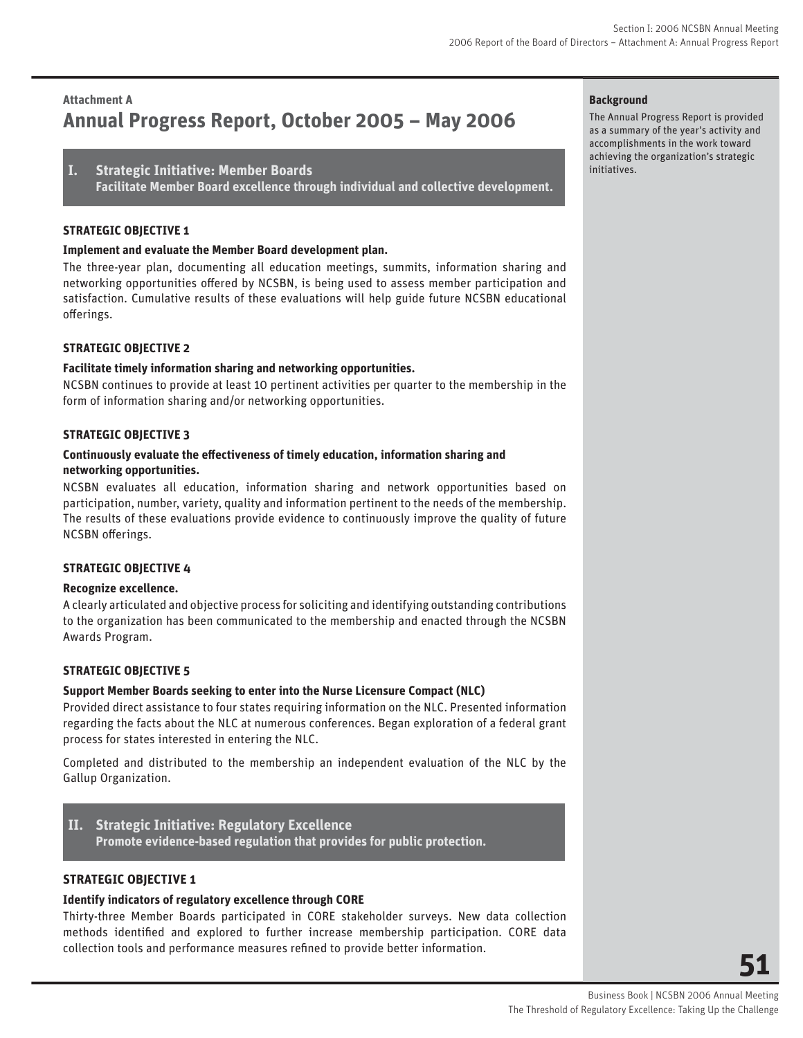### Attachment A

# Annual Progress Report, October 2005 – May 2006

**Background**

The Annual Progress Report is provided as a summary of the year's activity and accomplishments in the work toward achieving the organization's strategic initiatives.

## I. Strategic Initiative: Member Boards

**Facilitate Member Board excellence through individual and collective development.**

### STRATEGIC OBJECTIVE 1

**Implement and evaluate the Member Board development plan.**

The three-year plan, documenting all education meetings, summits, information sharing and networking opportunities offered by NCSBN, is being used to assess member participation and satisfaction. Cumulative results of these evaluations will help guide future NCSBN educational offerings.

### STRATEGIC OBJECTIVE 2

**Facilitate timely information sharing and networking opportunities.**

NCSBN continues to provide at least 10 pertinent activities per quarter to the membership in the form of information sharing and/or networking opportunities.

### STRATEGIC OBJECTIVE 3

**Continuously evaluate the effectiveness of timely education, information sharing and networking opportunities.**

NCSBN evaluates all education, information sharing and network opportunities based on participation, number, variety, quality and information pertinent to the needs of the membership. The results of these evaluations provide evidence to continuously improve the quality of future NCSBN offerings.

### STRATEGIC OBJECTIVE 4

**Recognize excellence.**

A clearly articulated and objective process for soliciting and identifying outstanding contributions to the organization has been communicated to the membership and enacted through the NCSBN Awards Program.

### STRATEGIC OBJECTIVE 5

**Support Member Boards seeking to enter into the Nurse Licensure Compact (NLC)**

Provided direct assistance to four states requiring information on the NLC. Presented information regarding the facts about the NLC at numerous conferences. Began exploration of a federal grant process for states interested in entering the NLC.

Completed and distributed to the membership an independent evaluation of the NLC by the Gallup Organization.

## II. Strategic Initiative: Regulatory Excellence

**Promote evidence-based regulation that provides for public protection.**

### STRATEGIC OBJECTIVE 1

**Identify indicators of regulatory excellence through CORE**

Thirty-three Member Boards participated in CORE stakeholder surveys. New data collection methods identified and explored to further increase membership participation. CORE data collection tools and performance measures refined to provide better information.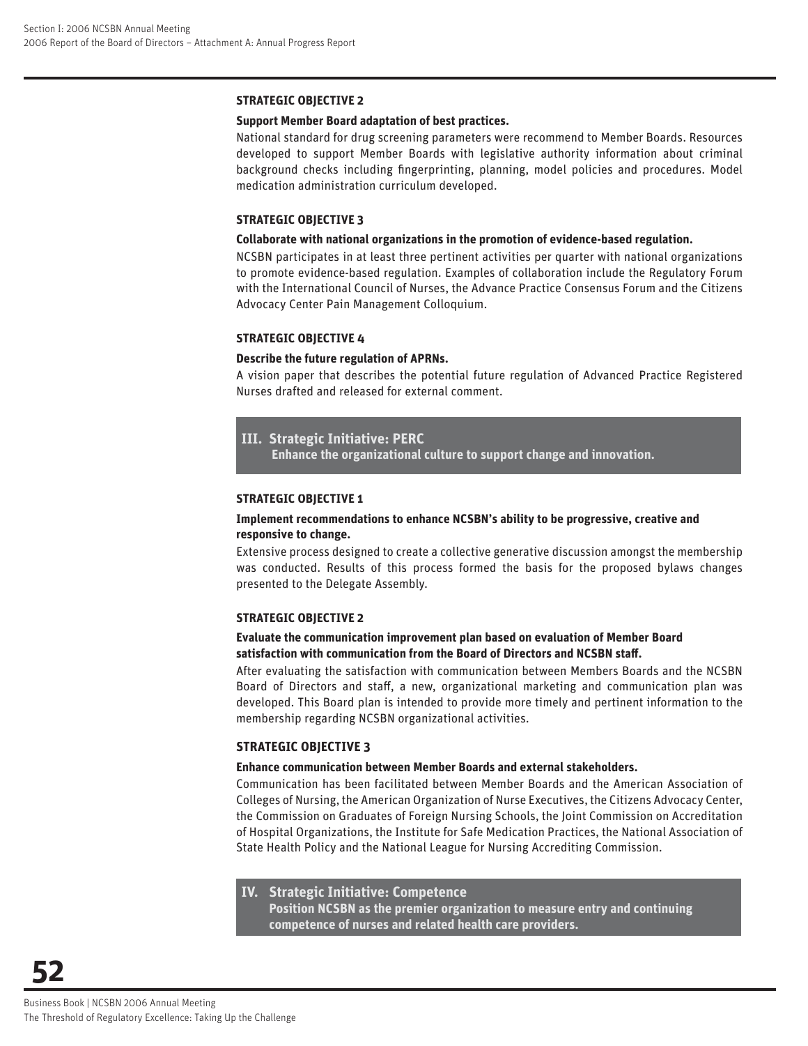#### STRATEGIC OBJECTIVE 2

**Support Member Board adaptation of best practices.**

National standard for drug screening parameters were recommend to Member Boards. Resources developed to support Member Boards with legislative authority information about criminal background checks including fingerprinting, planning, model policies and procedures. Model medication administration curriculum developed.

#### STRATEGIC OBJECTIVE 3

**Collaborate with national organizations in the promotion of evidence-based regulation.**

NCSBN participates in at least three pertinent activities per quarter with national organizations to promote evidence-based regulation. Examples of collaboration include the Regulatory Forum with the International Council of Nurses, the Advance Practice Consensus Forum and the Citizens Advocacy Center Pain Management Colloquium.

#### STRATEGIC OBJECTIVE 4

**Describe the future regulation of APRNs.**

A vision paper that describes the potential future regulation of Advanced Practice Registered Nurses drafted and released for external comment.

## III. Strategic Initiative: PERC

**Enhance the organizational culture to support change and innovation.**

#### STRATEGIC OBJECTIVE 1

**Implement recommendations to enhance NCSBN's ability to be progressive, creative and responsive to change.**

Extensive process designed to create a collective generative discussion amongst the membership was conducted. Results of this process formed the basis for the proposed bylaws changes presented to the Delegate Assembly.

#### STRATEGIC OBJECTIVE 2

**Evaluate the communication improvement plan based on evaluation of Member Board satisfaction with communication from the Board of Directors and NCSBN staff.**

After evaluating the satisfaction with communication between Members Boards and the NCSBN Board of Directors and staff, a new, organizational marketing and communication plan was developed. This Board plan is intended to provide more timely and pertinent information to the membership regarding NCSBN organizational activities.

#### STRATEGIC OBJECTIVE 3

**Enhance communication between Member Boards and external stakeholders.**

Communication has been facilitated between Member Boards and the American Association of Colleges of Nursing, the American Organization of Nurse Executives, the Citizens Advocacy Center, the Commission on Graduates of Foreign Nursing Schools, the Joint Commission on Accreditation of Hospital Organizations, the Institute for Safe Medication Practices, the National Association of State Health Policy and the National League for Nursing Accrediting Commission.

## IV. Strategic Initiative: Competence

**Position NCSBN as the premier organization to measure entry and continuing competence of nurses and related health care providers.**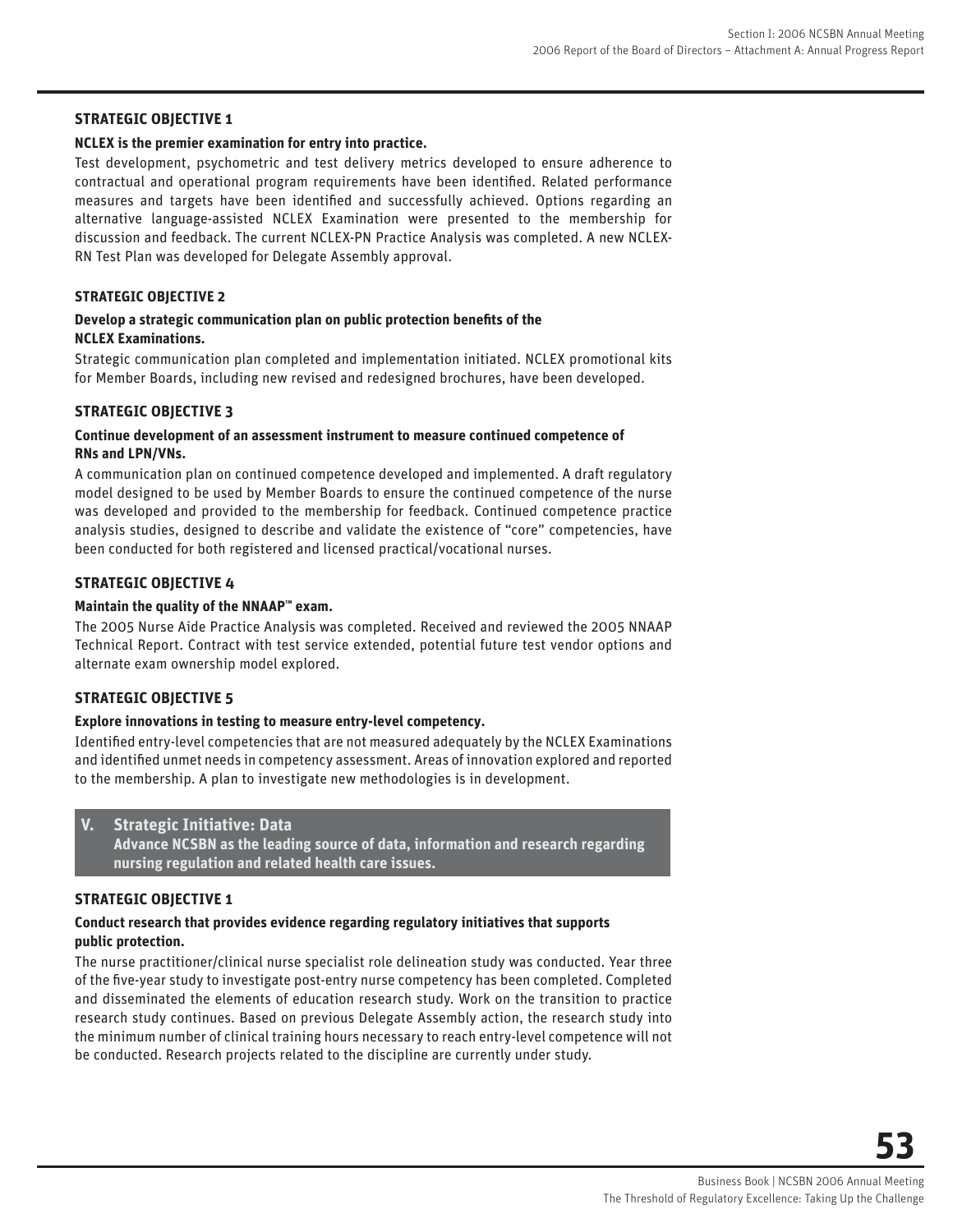### STRATEGIC OBJECTIVE 1

**NCLEX is the premier examination for entry into practice.**

Test development, psychometric and test delivery metrics developed to ensure adherence to contractual and operational program requirements have been identified. Related performance measures and targets have been identified and successfully achieved. Options regarding an alternative language-assisted NCLEX Examination were presented to the membership for discussion and feedback. The current NCLEX-PN Practice Analysis was completed. A new NCLEX-RN Test Plan was developed for Delegate Assembly approval.

### STRATEGIC OBJECTIVE 2

**Develop a strategic communication plan on public protection benefits of the NCLEX Examinations.**

Strategic communication plan completed and implementation initiated. NCLEX promotional kits for Member Boards, including new revised and redesigned brochures, have been developed.

### STRATEGIC OBJECTIVE 3

**Continue development of an assessment instrument to measure continued competence of RNs and LPN/VNs.**

A communication plan on continued competence developed and implemented. A draft regulatory model designed to be used by Member Boards to ensure the continued competence of the nurse was developed and provided to the membership for feedback. Continued competence practice analysis studies, designed to describe and validate the existence of "core" competencies, have been conducted for both registered and licensed practical/vocational nurses.

### STRATEGIC OBJECTIVE 4

**Maintain the quality of the NNAAP™ exam.**

The 2005 Nurse Aide Practice Analysis was completed. Received and reviewed the 2005 NNAAP Technical Report. Contract with test service extended, potential future test vendor options and alternate exam ownership model explored.

### STRATEGIC OBJECTIVE 5

**Explore innovations in testing to measure entry-level competency.**

Identified entry-level competencies that are not measured adequately by the NCLEX Examinations and identified unmet needs in competency assessment. Areas of innovation explored and reported to the membership. A plan to investigate new methodologies is in development.

## V. Strategic Initiative: Data

**Advance NCSBN as the leading source of data, information and research regarding nursing regulation and related health care issues.**

### STRATEGIC OBJECTIVE 1

**Conduct research that provides evidence regarding regulatory initiatives that supports public protection.**

The nurse practitioner/clinical nurse specialist role delineation study was conducted. Year three of the five-year study to investigate post-entry nurse competency has been completed. Completed and disseminated the elements of education research study. Work on the transition to practice research study continues. Based on previous Delegate Assembly action, the research study into the minimum number of clinical training hours necessary to reach entry-level competence will not be conducted. Research projects related to the discipline are currently under study.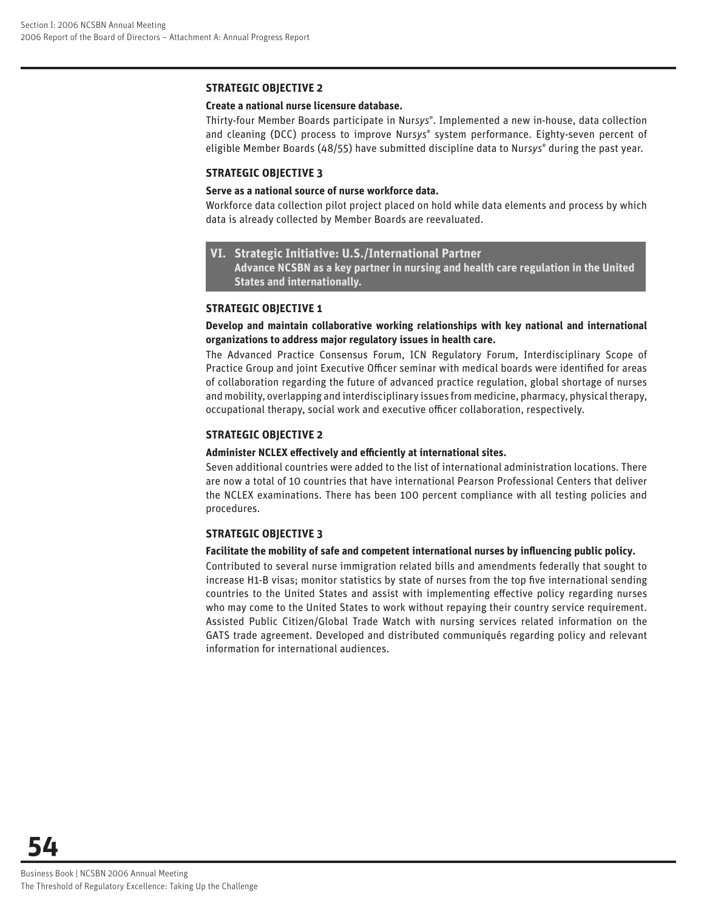### STRATEGIC OBJECTIVE 2

**Create a national nurse licensure database.**

Thirty-four Member Boards participate in Nur*sys*®. Implemented a new in-house, data collection and cleaning (DCC) process to improve Nur*sys*® system performance. Eighty-seven percent of eligible Member Boards (48/55) have submitted discipline data to Nur*sys*® during the past year.

### STRATEGIC OBJECTIVE 3

**Serve as a national source of nurse workforce data.**

Workforce data collection pilot project placed on hold while data elements and process by which data is already collected by Member Boards are reevaluated.

## VI. Strategic Initiative: U.S./International Partner

**Advance NCSBN as a key partner in nursing and health care regulation in the United States and internationally.**

### STRATEGIC OBJECTIVE 1

**Develop and maintain collaborative working relationships with key national and international organizations to address major regulatory issues in health care.**

The Advanced Practice Consensus Forum, ICN Regulatory Forum, Interdisciplinary Scope of Practice Group and joint Executive Officer seminar with medical boards were identified for areas of collaboration regarding the future of advanced practice regulation, global shortage of nurses and mobility, overlapping and interdisciplinary issues from medicine, pharmacy, physical therapy, occupational therapy, social work and executive officer collaboration, respectively.

### STRATEGIC OBJECTIVE 2

**Administer NCLEX effectively and efficiently at international sites.**

Seven additional countries were added to the list of international administration locations. There are now a total of 10 countries that have international Pearson Professional Centers that deliver the NCLEX examinations. There has been 100 percent compliance with all testing policies and procedures.

### STRATEGIC OBJECTIVE 3

**Facilitate the mobility of safe and competent international nurses by influencing public policy.**

Contributed to several nurse immigration related bills and amendments federally that sought to increase H1-B visas; monitor statistics by state of nurses from the top five international sending countries to the United States and assist with implementing effective policy regarding nurses who may come to the United States to work without repaying their country service requirement. Assisted Public Citizen/Global Trade Watch with nursing services related information on the GATS trade agreement. Developed and distributed communiqués regarding policy and relevant information for international audiences.